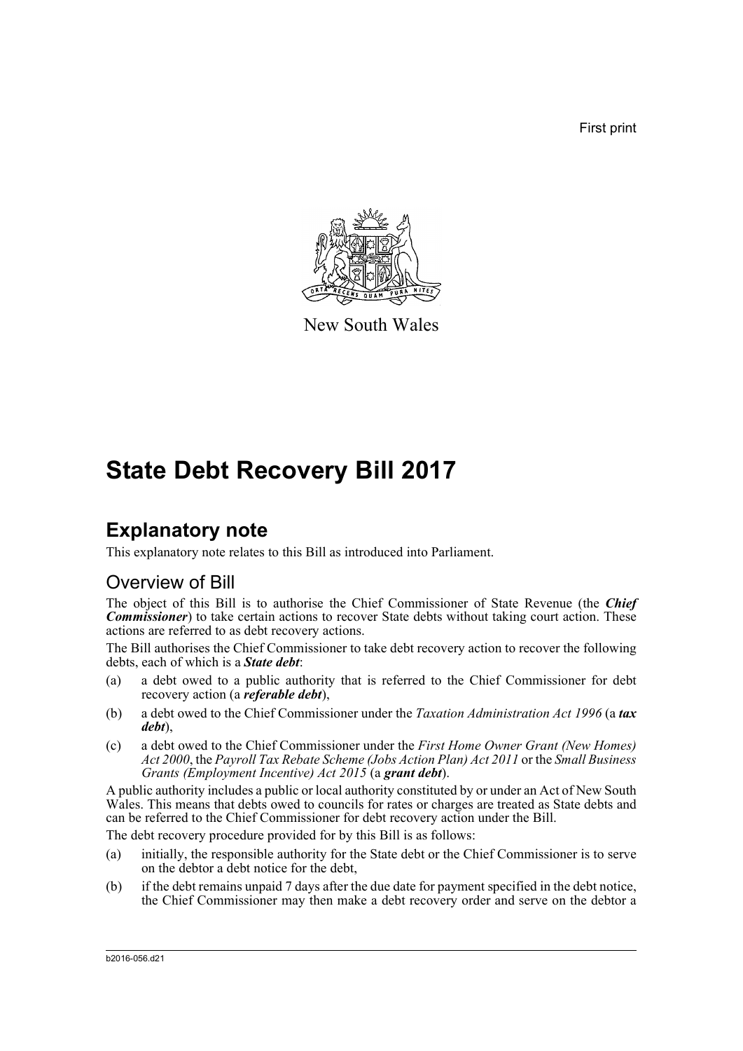First print

New South Wales

# State Debt Recovery Bill 2017

## Explanatory note

This explanatory note relates to this Bill as introduced into Parliament.

### Overview of Bill

The object of this Bill is to authorise the Chief Commissioner of State Revenue (the ***Chief Commissioner***) to take certain actions to recover State debts without taking court action. These actions are referred to as debt recovery actions.

The Bill authorises the Chief Commissioner to take debt recovery action to recover the following debts, each of which is a ***State debt***:

(a) a debt owed to a public authority that is referred to the Chief Commissioner for debt recovery action (a ***referable debt***),

(b) a debt owed to the Chief Commissioner under the *Taxation Administration Act 1996* (a ***tax debt***),

(c) a debt owed to the Chief Commissioner under the *First Home Owner Grant (New Homes) Act 2000*, the *Payroll Tax Rebate Scheme (Jobs Action Plan) Act 2011* or the *Small Business Grants (Employment Incentive) Act 2015* (a ***grant debt***).

A public authority includes a public or local authority constituted by or under an Act of New South Wales. This means that debts owed to councils for rates or charges are treated as State debts and can be referred to the Chief Commissioner for debt recovery action under the Bill.

The debt recovery procedure provided for by this Bill is as follows:

(a) initially, the responsible authority for the State debt or the Chief Commissioner is to serve on the debtor a debt notice for the debt,

(b) if the debt remains unpaid 7 days after the due date for payment specified in the debt notice, the Chief Commissioner may then make a debt recovery order and serve on the debtor a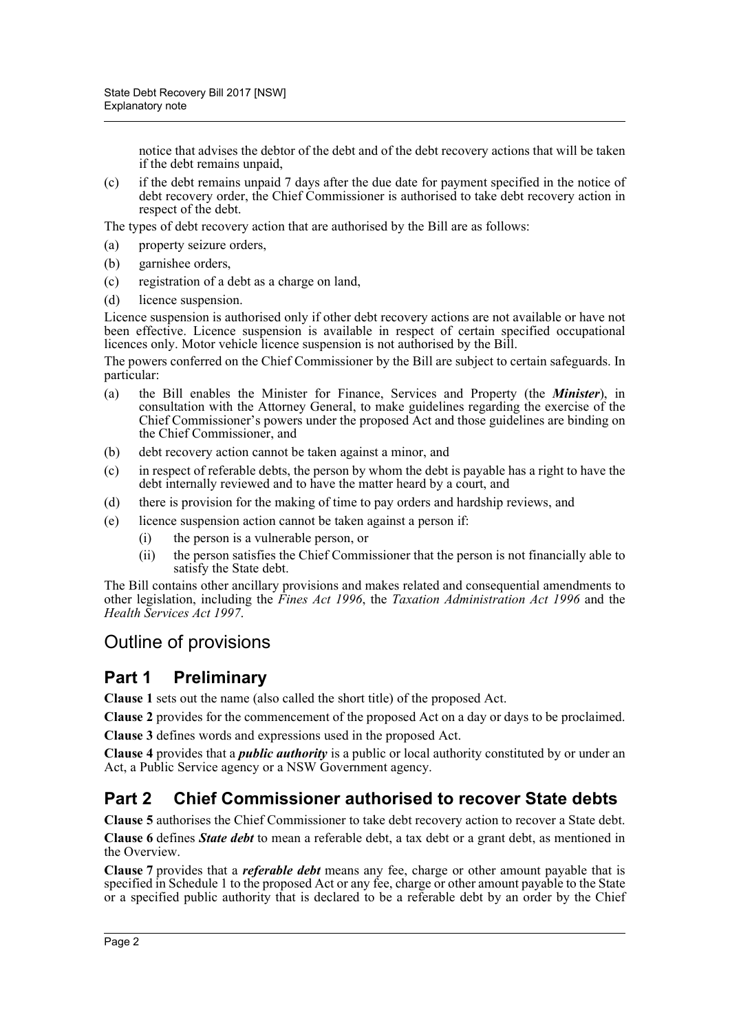notice that advises the debtor of the debt and of the debt recovery actions that will be taken if the debt remains unpaid,

(c) if the debt remains unpaid 7 days after the due date for payment specified in the notice of debt recovery order, the Chief Commissioner is authorised to take debt recovery action in respect of the debt.

The types of debt recovery action that are authorised by the Bill are as follows:

(a) property seizure orders,

(b) garnishee orders,

(c) registration of a debt as a charge on land,

(d) licence suspension.

Licence suspension is authorised only if other debt recovery actions are not available or have not been effective. Licence suspension is available in respect of certain specified occupational licences only. Motor vehicle licence suspension is not authorised by the Bill.

The powers conferred on the Chief Commissioner by the Bill are subject to certain safeguards. In particular:

(a) the Bill enables the Minister for Finance, Services and Property (the ***Minister***), in consultation with the Attorney General, to make guidelines regarding the exercise of the Chief Commissioner's powers under the proposed Act and those guidelines are binding on the Chief Commissioner, and

(b) debt recovery action cannot be taken against a minor, and

(c) in respect of referable debts, the person by whom the debt is payable has a right to have the debt internally reviewed and to have the matter heard by a court, and

(d) there is provision for the making of time to pay orders and hardship reviews, and

(e) licence suspension action cannot be taken against a person if:

  (i) the person is a vulnerable person, or

  (ii) the person satisfies the Chief Commissioner that the person is not financially able to satisfy the State debt.

The Bill contains other ancillary provisions and makes related and consequential amendments to other legislation, including the *Fines Act 1996*, the *Taxation Administration Act 1996* and the *Health Services Act 1997*.

# Outline of provisions

## Part 1 Preliminary

**Clause 1** sets out the name (also called the short title) of the proposed Act.

**Clause 2** provides for the commencement of the proposed Act on a day or days to be proclaimed.

**Clause 3** defines words and expressions used in the proposed Act.

**Clause 4** provides that a ***public authority*** is a public or local authority constituted by or under an Act, a Public Service agency or a NSW Government agency.

## Part 2 Chief Commissioner authorised to recover State debts

**Clause 5** authorises the Chief Commissioner to take debt recovery action to recover a State debt.

**Clause 6** defines ***State debt*** to mean a referable debt, a tax debt or a grant debt, as mentioned in the Overview.

**Clause 7** provides that a ***referable debt*** means any fee, charge or other amount payable that is specified in Schedule 1 to the proposed Act or any fee, charge or other amount payable to the State or a specified public authority that is declared to be a referable debt by an order by the Chief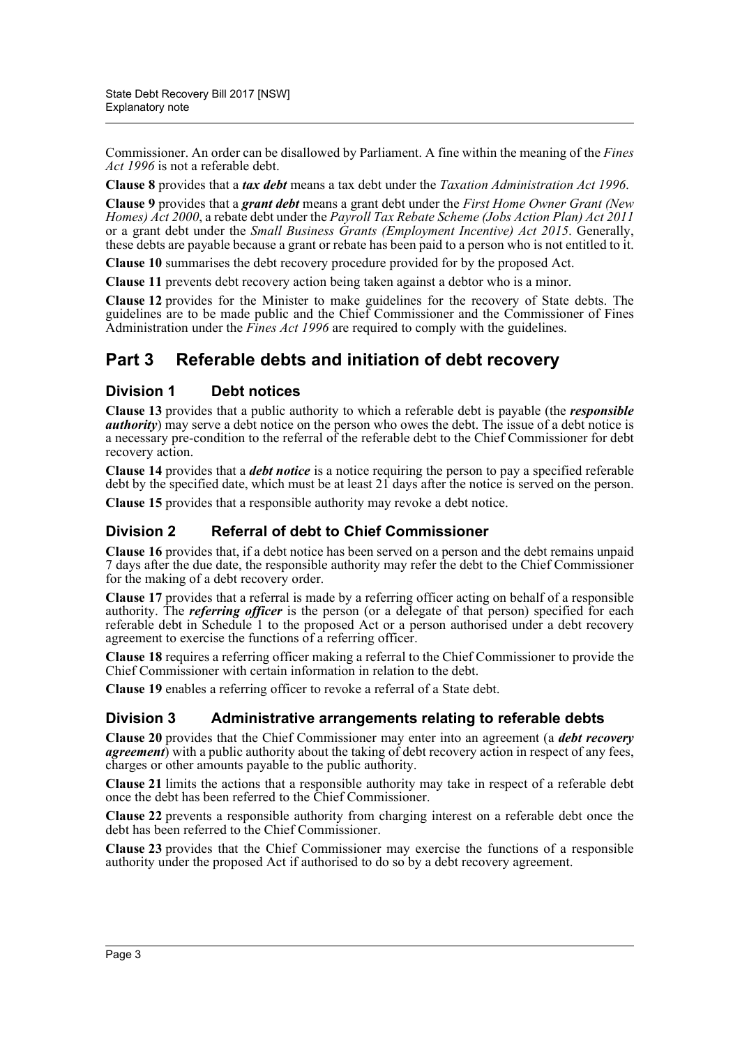Commissioner. An order can be disallowed by Parliament. A fine within the meaning of the *Fines Act 1996* is not a referable debt.

**Clause 8** provides that a ***tax debt*** means a tax debt under the *Taxation Administration Act 1996*.

**Clause 9** provides that a ***grant debt*** means a grant debt under the *First Home Owner Grant (New Homes) Act 2000*, a rebate debt under the *Payroll Tax Rebate Scheme (Jobs Action Plan) Act 2011* or a grant debt under the *Small Business Grants (Employment Incentive) Act 2015*. Generally, these debts are payable because a grant or rebate has been paid to a person who is not entitled to it.

**Clause 10** summarises the debt recovery procedure provided for by the proposed Act.

**Clause 11** prevents debt recovery action being taken against a debtor who is a minor.

**Clause 12** provides for the Minister to make guidelines for the recovery of State debts. The guidelines are to be made public and the Chief Commissioner and the Commissioner of Fines Administration under the *Fines Act 1996* are required to comply with the guidelines.

## Part 3 Referable debts and initiation of debt recovery

### Division 1 Debt notices

**Clause 13** provides that a public authority to which a referable debt is payable (the ***responsible authority***) may serve a debt notice on the person who owes the debt. The issue of a debt notice is a necessary pre-condition to the referral of the referable debt to the Chief Commissioner for debt recovery action.

**Clause 14** provides that a ***debt notice*** is a notice requiring the person to pay a specified referable debt by the specified date, which must be at least 21 days after the notice is served on the person.

**Clause 15** provides that a responsible authority may revoke a debt notice.

### Division 2 Referral of debt to Chief Commissioner

**Clause 16** provides that, if a debt notice has been served on a person and the debt remains unpaid 7 days after the due date, the responsible authority may refer the debt to the Chief Commissioner for the making of a debt recovery order.

**Clause 17** provides that a referral is made by a referring officer acting on behalf of a responsible authority. The ***referring officer*** is the person (or a delegate of that person) specified for each referable debt in Schedule 1 to the proposed Act or a person authorised under a debt recovery agreement to exercise the functions of a referring officer.

**Clause 18** requires a referring officer making a referral to the Chief Commissioner to provide the Chief Commissioner with certain information in relation to the debt.

**Clause 19** enables a referring officer to revoke a referral of a State debt.

### Division 3 Administrative arrangements relating to referable debts

**Clause 20** provides that the Chief Commissioner may enter into an agreement (a ***debt recovery agreement***) with a public authority about the taking of debt recovery action in respect of any fees, charges or other amounts payable to the public authority.

**Clause 21** limits the actions that a responsible authority may take in respect of a referable debt once the debt has been referred to the Chief Commissioner.

**Clause 22** prevents a responsible authority from charging interest on a referable debt once the debt has been referred to the Chief Commissioner.

**Clause 23** provides that the Chief Commissioner may exercise the functions of a responsible authority under the proposed Act if authorised to do so by a debt recovery agreement.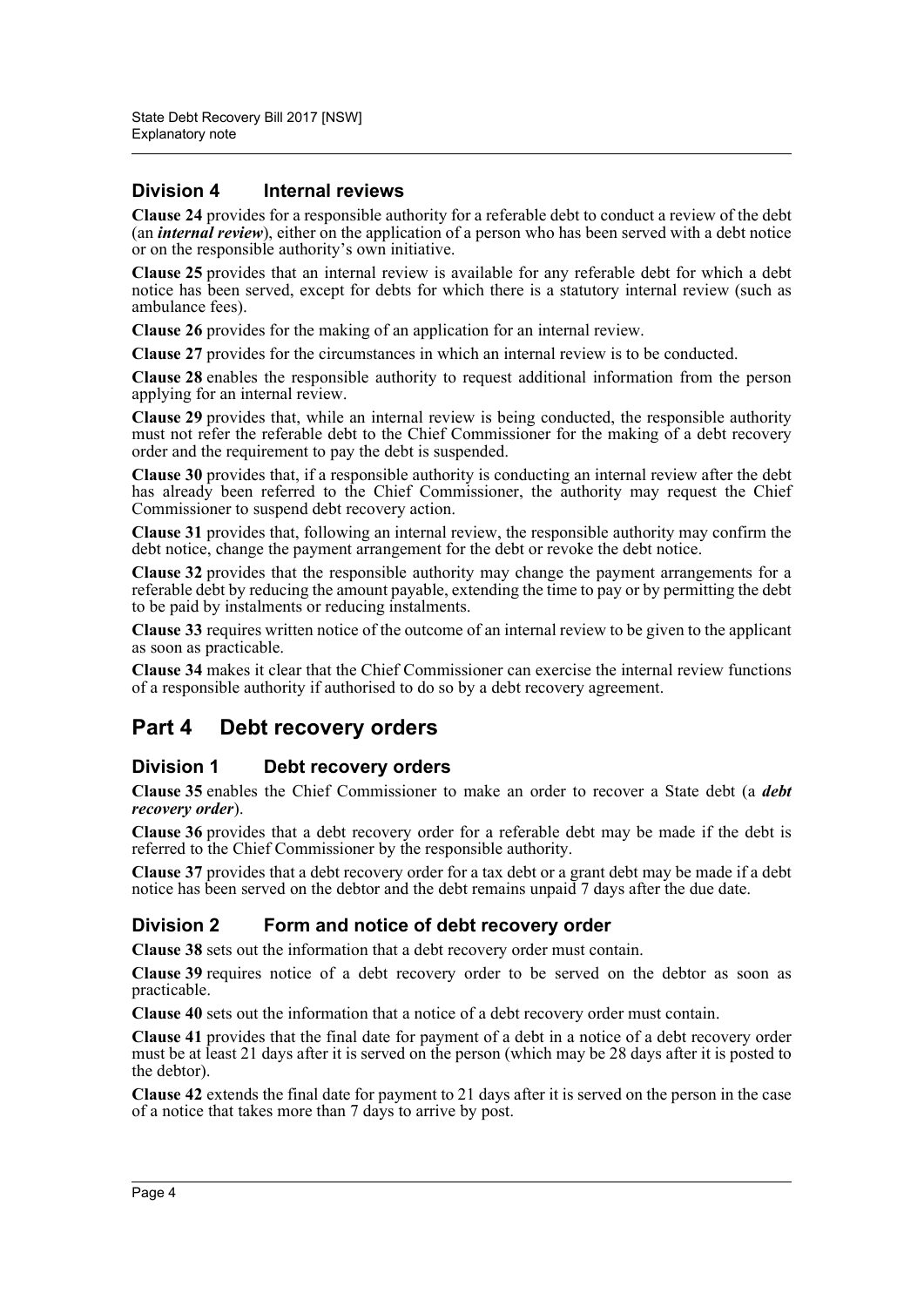## Division 4 Internal reviews

**Clause 24** provides for a responsible authority for a referable debt to conduct a review of the debt (an ***internal review***), either on the application of a person who has been served with a debt notice or on the responsible authority's own initiative.

**Clause 25** provides that an internal review is available for any referable debt for which a debt notice has been served, except for debts for which there is a statutory internal review (such as ambulance fees).

**Clause 26** provides for the making of an application for an internal review.

**Clause 27** provides for the circumstances in which an internal review is to be conducted.

**Clause 28** enables the responsible authority to request additional information from the person applying for an internal review.

**Clause 29** provides that, while an internal review is being conducted, the responsible authority must not refer the referable debt to the Chief Commissioner for the making of a debt recovery order and the requirement to pay the debt is suspended.

**Clause 30** provides that, if a responsible authority is conducting an internal review after the debt has already been referred to the Chief Commissioner, the authority may request the Chief Commissioner to suspend debt recovery action.

**Clause 31** provides that, following an internal review, the responsible authority may confirm the debt notice, change the payment arrangement for the debt or revoke the debt notice.

**Clause 32** provides that the responsible authority may change the payment arrangements for a referable debt by reducing the amount payable, extending the time to pay or by permitting the debt to be paid by instalments or reducing instalments.

**Clause 33** requires written notice of the outcome of an internal review to be given to the applicant as soon as practicable.

**Clause 34** makes it clear that the Chief Commissioner can exercise the internal review functions of a responsible authority if authorised to do so by a debt recovery agreement.

# Part 4 Debt recovery orders

## Division 1 Debt recovery orders

**Clause 35** enables the Chief Commissioner to make an order to recover a State debt (a ***debt recovery order***).

**Clause 36** provides that a debt recovery order for a referable debt may be made if the debt is referred to the Chief Commissioner by the responsible authority.

**Clause 37** provides that a debt recovery order for a tax debt or a grant debt may be made if a debt notice has been served on the debtor and the debt remains unpaid 7 days after the due date.

## Division 2 Form and notice of debt recovery order

**Clause 38** sets out the information that a debt recovery order must contain.

**Clause 39** requires notice of a debt recovery order to be served on the debtor as soon as practicable.

**Clause 40** sets out the information that a notice of a debt recovery order must contain.

**Clause 41** provides that the final date for payment of a debt in a notice of a debt recovery order must be at least 21 days after it is served on the person (which may be 28 days after it is posted to the debtor).

**Clause 42** extends the final date for payment to 21 days after it is served on the person in the case of a notice that takes more than 7 days to arrive by post.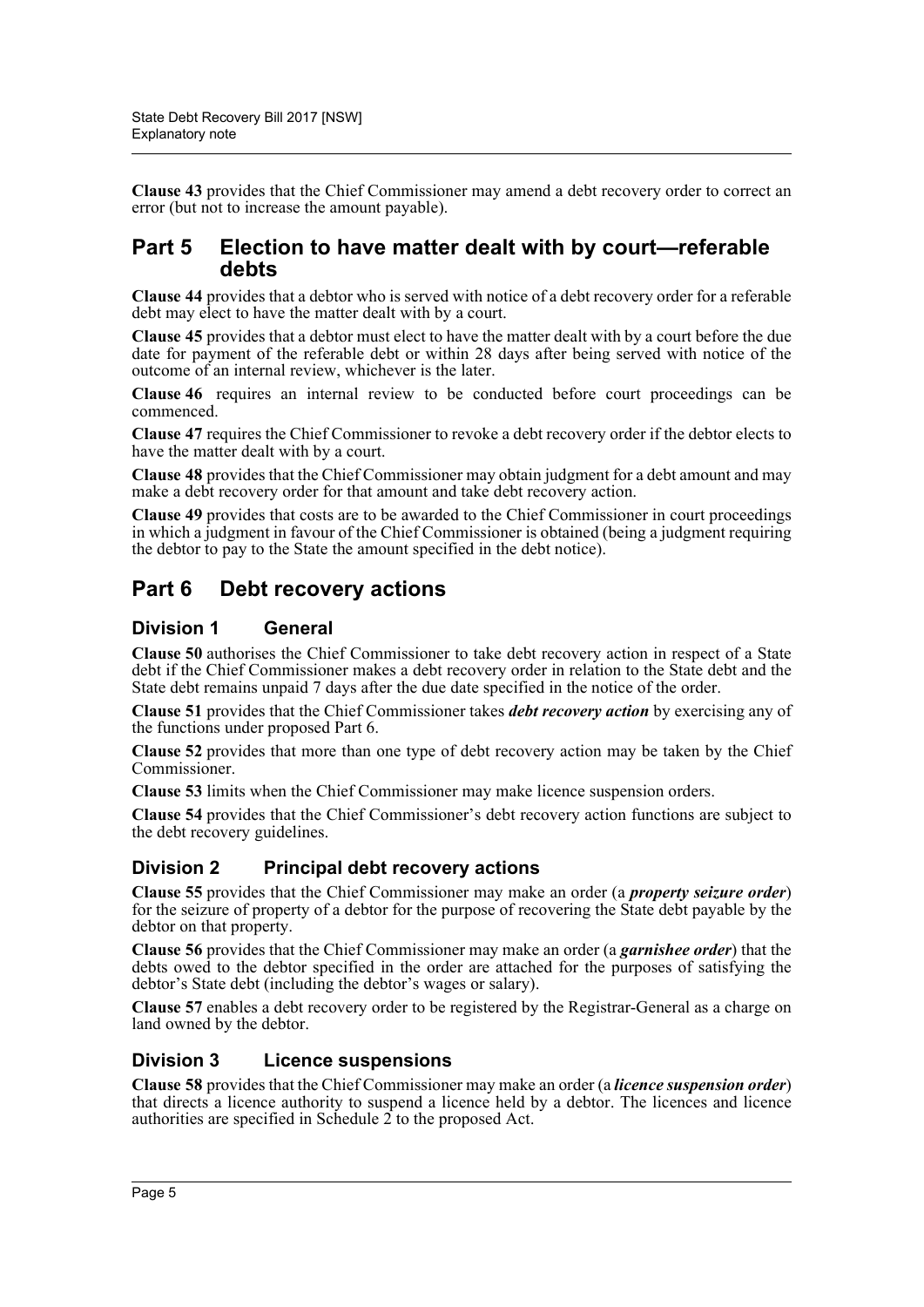**Clause 43** provides that the Chief Commissioner may amend a debt recovery order to correct an error (but not to increase the amount payable).

## Part 5 Election to have matter dealt with by court—referable debts

**Clause 44** provides that a debtor who is served with notice of a debt recovery order for a referable debt may elect to have the matter dealt with by a court.

**Clause 45** provides that a debtor must elect to have the matter dealt with by a court before the due date for payment of the referable debt or within 28 days after being served with notice of the outcome of an internal review, whichever is the later.

**Clause 46** requires an internal review to be conducted before court proceedings can be commenced.

**Clause 47** requires the Chief Commissioner to revoke a debt recovery order if the debtor elects to have the matter dealt with by a court.

**Clause 48** provides that the Chief Commissioner may obtain judgment for a debt amount and may make a debt recovery order for that amount and take debt recovery action.

**Clause 49** provides that costs are to be awarded to the Chief Commissioner in court proceedings in which a judgment in favour of the Chief Commissioner is obtained (being a judgment requiring the debtor to pay to the State the amount specified in the debt notice).

## Part 6 Debt recovery actions

### Division 1 General

**Clause 50** authorises the Chief Commissioner to take debt recovery action in respect of a State debt if the Chief Commissioner makes a debt recovery order in relation to the State debt and the State debt remains unpaid 7 days after the due date specified in the notice of the order.

**Clause 51** provides that the Chief Commissioner takes ***debt recovery action*** by exercising any of the functions under proposed Part 6.

**Clause 52** provides that more than one type of debt recovery action may be taken by the Chief Commissioner.

**Clause 53** limits when the Chief Commissioner may make licence suspension orders.

**Clause 54** provides that the Chief Commissioner's debt recovery action functions are subject to the debt recovery guidelines.

### Division 2 Principal debt recovery actions

**Clause 55** provides that the Chief Commissioner may make an order (a ***property seizure order***) for the seizure of property of a debtor for the purpose of recovering the State debt payable by the debtor on that property.

**Clause 56** provides that the Chief Commissioner may make an order (a ***garnishee order***) that the debts owed to the debtor specified in the order are attached for the purposes of satisfying the debtor's State debt (including the debtor's wages or salary).

**Clause 57** enables a debt recovery order to be registered by the Registrar-General as a charge on land owned by the debtor.

### Division 3 Licence suspensions

**Clause 58** provides that the Chief Commissioner may make an order (a ***licence suspension order***) that directs a licence authority to suspend a licence held by a debtor. The licences and licence authorities are specified in Schedule 2 to the proposed Act.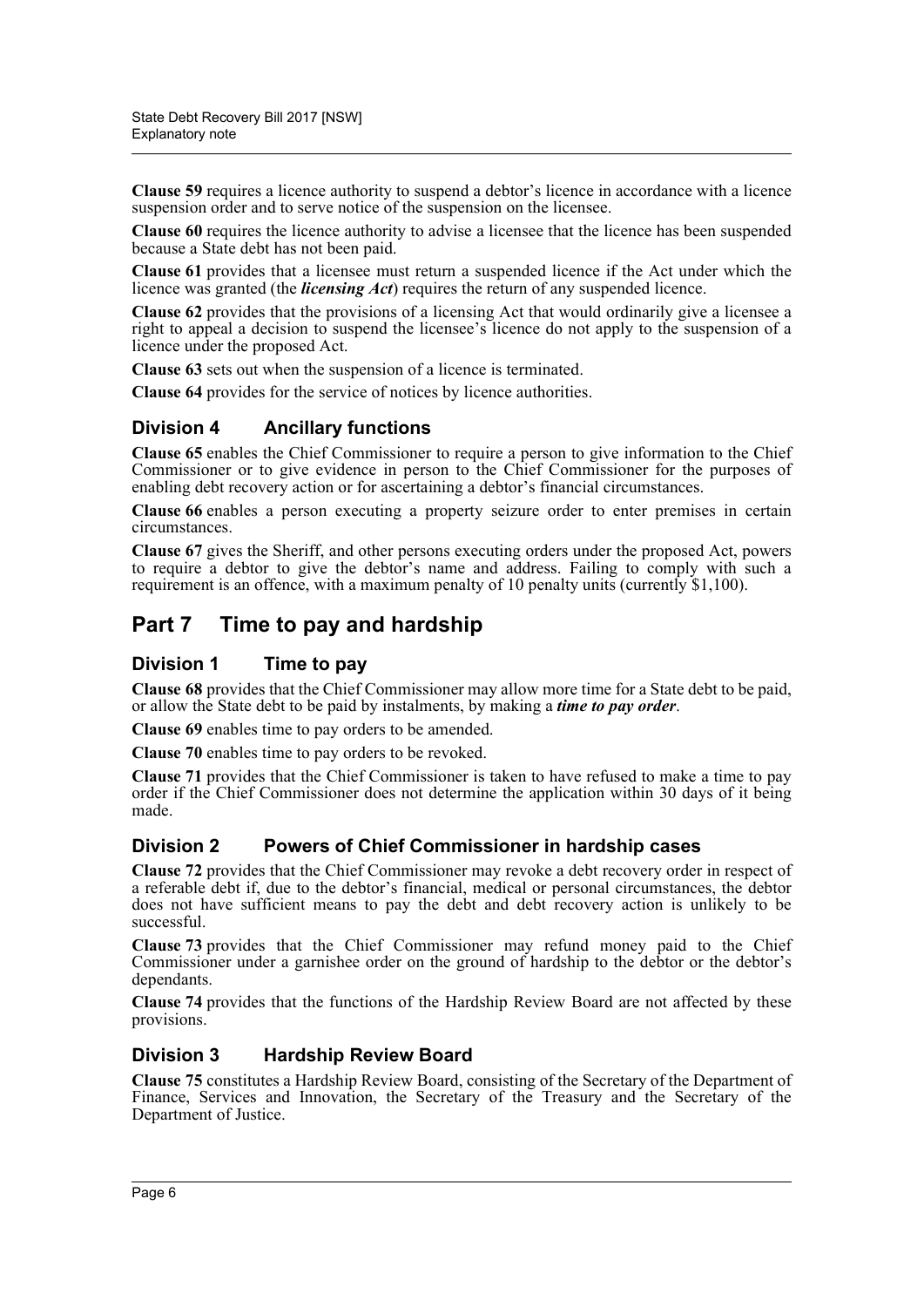**Clause 59** requires a licence authority to suspend a debtor's licence in accordance with a licence suspension order and to serve notice of the suspension on the licensee.

**Clause 60** requires the licence authority to advise a licensee that the licence has been suspended because a State debt has not been paid.

**Clause 61** provides that a licensee must return a suspended licence if the Act under which the licence was granted (the ***licensing Act***) requires the return of any suspended licence.

**Clause 62** provides that the provisions of a licensing Act that would ordinarily give a licensee a right to appeal a decision to suspend the licensee's licence do not apply to the suspension of a licence under the proposed Act.

**Clause 63** sets out when the suspension of a licence is terminated.

**Clause 64** provides for the service of notices by licence authorities.

### Division 4 Ancillary functions

**Clause 65** enables the Chief Commissioner to require a person to give information to the Chief Commissioner or to give evidence in person to the Chief Commissioner for the purposes of enabling debt recovery action or for ascertaining a debtor's financial circumstances.

**Clause 66** enables a person executing a property seizure order to enter premises in certain circumstances.

**Clause 67** gives the Sheriff, and other persons executing orders under the proposed Act, powers to require a debtor to give the debtor's name and address. Failing to comply with such a requirement is an offence, with a maximum penalty of 10 penalty units (currently $1,100).

## Part 7 Time to pay and hardship

### Division 1 Time to pay

**Clause 68** provides that the Chief Commissioner may allow more time for a State debt to be paid, or allow the State debt to be paid by instalments, by making a ***time to pay order***.

**Clause 69** enables time to pay orders to be amended.

**Clause 70** enables time to pay orders to be revoked.

**Clause 71** provides that the Chief Commissioner is taken to have refused to make a time to pay order if the Chief Commissioner does not determine the application within 30 days of it being made.

### Division 2 Powers of Chief Commissioner in hardship cases

**Clause 72** provides that the Chief Commissioner may revoke a debt recovery order in respect of a referable debt if, due to the debtor's financial, medical or personal circumstances, the debtor does not have sufficient means to pay the debt and debt recovery action is unlikely to be successful.

**Clause 73** provides that the Chief Commissioner may refund money paid to the Chief Commissioner under a garnishee order on the ground of hardship to the debtor or the debtor's dependants.

**Clause 74** provides that the functions of the Hardship Review Board are not affected by these provisions.

### Division 3 Hardship Review Board

**Clause 75** constitutes a Hardship Review Board, consisting of the Secretary of the Department of Finance, Services and Innovation, the Secretary of the Treasury and the Secretary of the Department of Justice.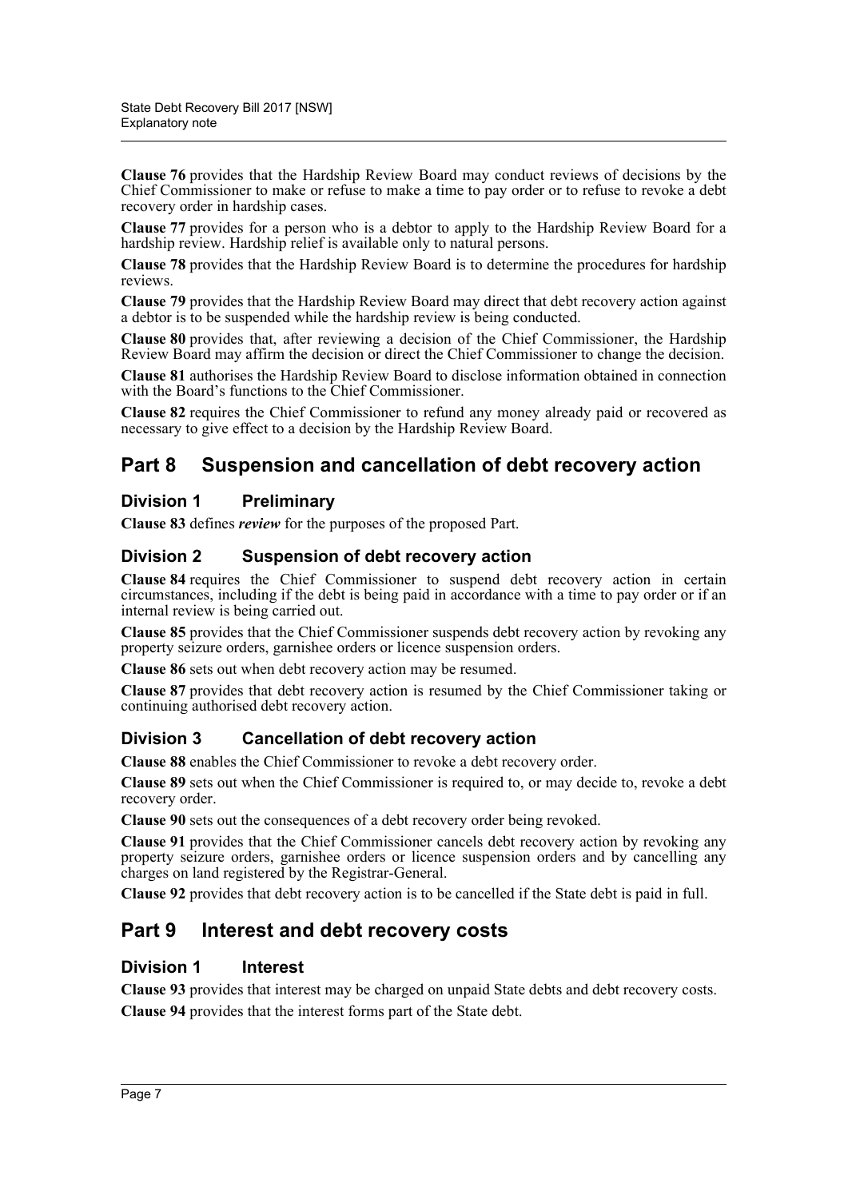**Clause 76** provides that the Hardship Review Board may conduct reviews of decisions by the Chief Commissioner to make or refuse to make a time to pay order or to refuse to revoke a debt recovery order in hardship cases.

**Clause 77** provides for a person who is a debtor to apply to the Hardship Review Board for a hardship review. Hardship relief is available only to natural persons.

**Clause 78** provides that the Hardship Review Board is to determine the procedures for hardship reviews.

**Clause 79** provides that the Hardship Review Board may direct that debt recovery action against a debtor is to be suspended while the hardship review is being conducted.

**Clause 80** provides that, after reviewing a decision of the Chief Commissioner, the Hardship Review Board may affirm the decision or direct the Chief Commissioner to change the decision.

**Clause 81** authorises the Hardship Review Board to disclose information obtained in connection with the Board's functions to the Chief Commissioner.

**Clause 82** requires the Chief Commissioner to refund any money already paid or recovered as necessary to give effect to a decision by the Hardship Review Board.

## Part 8 Suspension and cancellation of debt recovery action

### Division 1 Preliminary

**Clause 83** defines ***review*** for the purposes of the proposed Part.

### Division 2 Suspension of debt recovery action

**Clause 84** requires the Chief Commissioner to suspend debt recovery action in certain circumstances, including if the debt is being paid in accordance with a time to pay order or if an internal review is being carried out.

**Clause 85** provides that the Chief Commissioner suspends debt recovery action by revoking any property seizure orders, garnishee orders or licence suspension orders.

**Clause 86** sets out when debt recovery action may be resumed.

**Clause 87** provides that debt recovery action is resumed by the Chief Commissioner taking or continuing authorised debt recovery action.

### Division 3 Cancellation of debt recovery action

**Clause 88** enables the Chief Commissioner to revoke a debt recovery order.

**Clause 89** sets out when the Chief Commissioner is required to, or may decide to, revoke a debt recovery order.

**Clause 90** sets out the consequences of a debt recovery order being revoked.

**Clause 91** provides that the Chief Commissioner cancels debt recovery action by revoking any property seizure orders, garnishee orders or licence suspension orders and by cancelling any charges on land registered by the Registrar-General.

**Clause 92** provides that debt recovery action is to be cancelled if the State debt is paid in full.

## Part 9 Interest and debt recovery costs

### Division 1 Interest

**Clause 93** provides that interest may be charged on unpaid State debts and debt recovery costs.

**Clause 94** provides that the interest forms part of the State debt.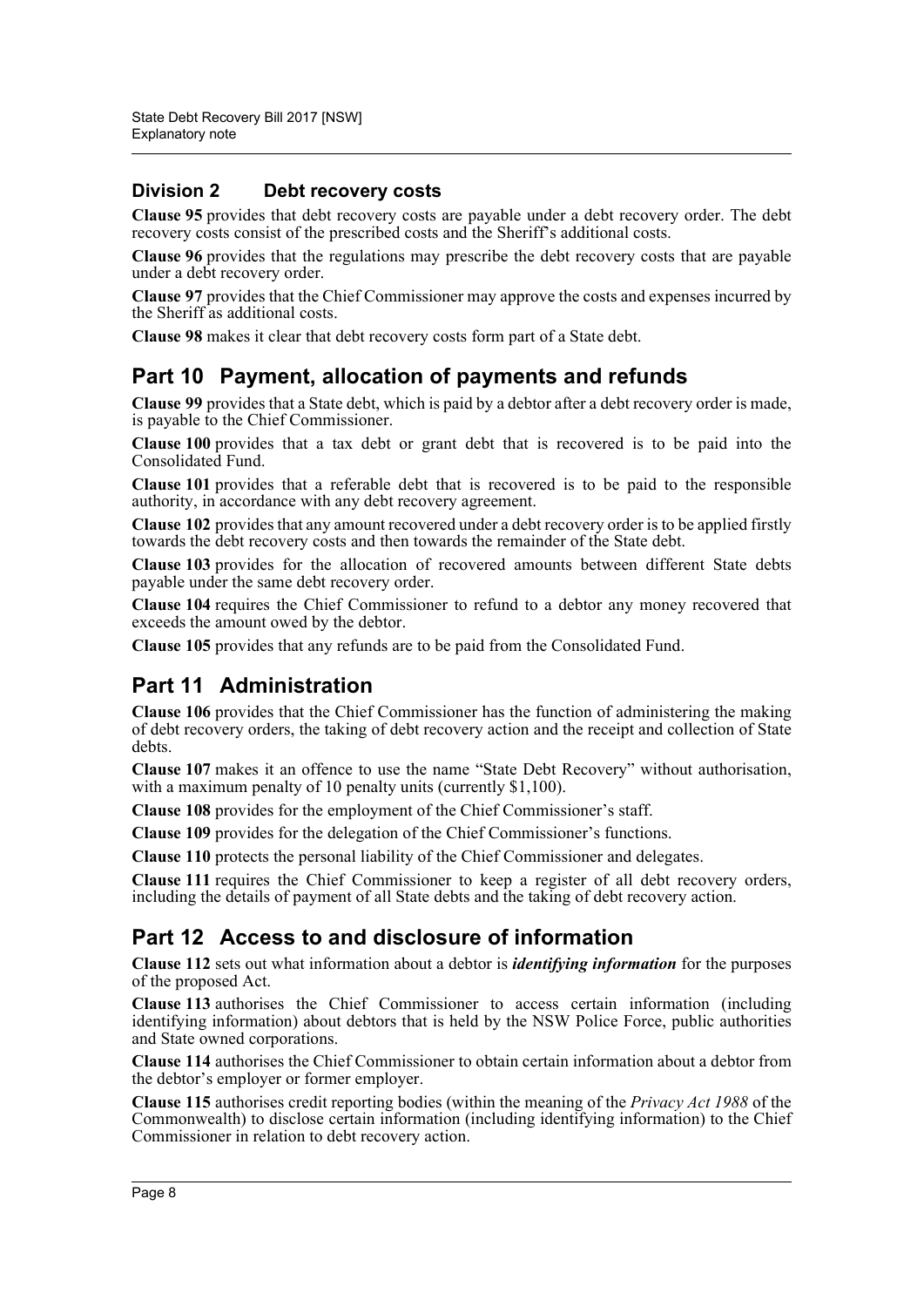### Division 2 Debt recovery costs

**Clause 95** provides that debt recovery costs are payable under a debt recovery order. The debt recovery costs consist of the prescribed costs and the Sheriff's additional costs.

**Clause 96** provides that the regulations may prescribe the debt recovery costs that are payable under a debt recovery order.

**Clause 97** provides that the Chief Commissioner may approve the costs and expenses incurred by the Sheriff as additional costs.

**Clause 98** makes it clear that debt recovery costs form part of a State debt.

## Part 10 Payment, allocation of payments and refunds

**Clause 99** provides that a State debt, which is paid by a debtor after a debt recovery order is made, is payable to the Chief Commissioner.

**Clause 100** provides that a tax debt or grant debt that is recovered is to be paid into the Consolidated Fund.

**Clause 101** provides that a referable debt that is recovered is to be paid to the responsible authority, in accordance with any debt recovery agreement.

**Clause 102** provides that any amount recovered under a debt recovery order is to be applied firstly towards the debt recovery costs and then towards the remainder of the State debt.

**Clause 103** provides for the allocation of recovered amounts between different State debts payable under the same debt recovery order.

**Clause 104** requires the Chief Commissioner to refund to a debtor any money recovered that exceeds the amount owed by the debtor.

**Clause 105** provides that any refunds are to be paid from the Consolidated Fund.

## Part 11 Administration

**Clause 106** provides that the Chief Commissioner has the function of administering the making of debt recovery orders, the taking of debt recovery action and the receipt and collection of State debts.

**Clause 107** makes it an offence to use the name "State Debt Recovery" without authorisation, with a maximum penalty of 10 penalty units (currently $1,100).

**Clause 108** provides for the employment of the Chief Commissioner's staff.

**Clause 109** provides for the delegation of the Chief Commissioner's functions.

**Clause 110** protects the personal liability of the Chief Commissioner and delegates.

**Clause 111** requires the Chief Commissioner to keep a register of all debt recovery orders, including the details of payment of all State debts and the taking of debt recovery action.

## Part 12 Access to and disclosure of information

**Clause 112** sets out what information about a debtor is ***identifying information*** for the purposes of the proposed Act.

**Clause 113** authorises the Chief Commissioner to access certain information (including identifying information) about debtors that is held by the NSW Police Force, public authorities and State owned corporations.

**Clause 114** authorises the Chief Commissioner to obtain certain information about a debtor from the debtor's employer or former employer.

**Clause 115** authorises credit reporting bodies (within the meaning of the *Privacy Act 1988* of the Commonwealth) to disclose certain information (including identifying information) to the Chief Commissioner in relation to debt recovery action.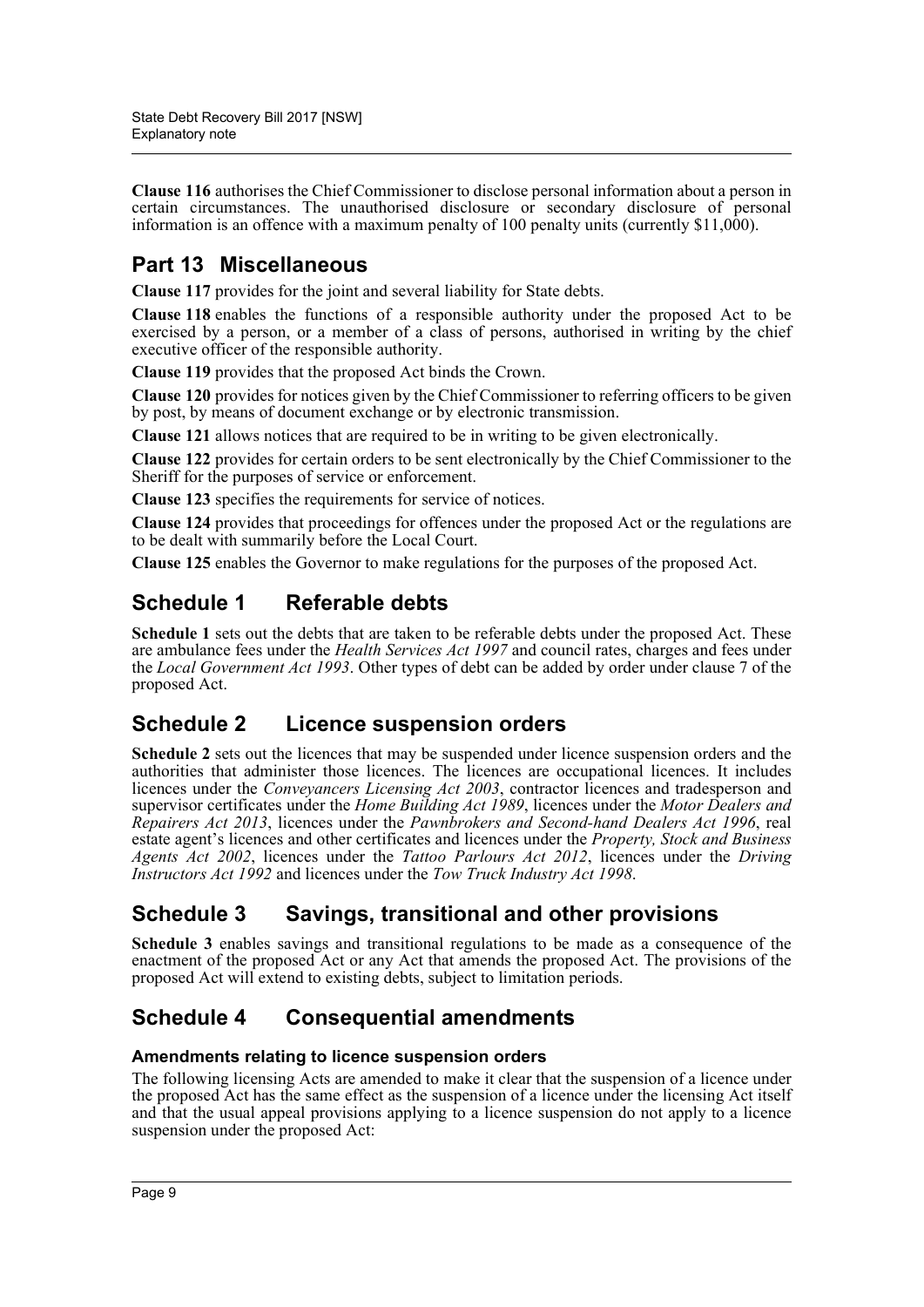**Clause 116** authorises the Chief Commissioner to disclose personal information about a person in certain circumstances. The unauthorised disclosure or secondary disclosure of personal information is an offence with a maximum penalty of 100 penalty units (currently $11,000).

## Part 13 Miscellaneous

**Clause 117** provides for the joint and several liability for State debts.

**Clause 118** enables the functions of a responsible authority under the proposed Act to be exercised by a person, or a member of a class of persons, authorised in writing by the chief executive officer of the responsible authority.

**Clause 119** provides that the proposed Act binds the Crown.

**Clause 120** provides for notices given by the Chief Commissioner to referring officers to be given by post, by means of document exchange or by electronic transmission.

**Clause 121** allows notices that are required to be in writing to be given electronically.

**Clause 122** provides for certain orders to be sent electronically by the Chief Commissioner to the Sheriff for the purposes of service or enforcement.

**Clause 123** specifies the requirements for service of notices.

**Clause 124** provides that proceedings for offences under the proposed Act or the regulations are to be dealt with summarily before the Local Court.

**Clause 125** enables the Governor to make regulations for the purposes of the proposed Act.

## Schedule 1 Referable debts

**Schedule 1** sets out the debts that are taken to be referable debts under the proposed Act. These are ambulance fees under the *Health Services Act 1997* and council rates, charges and fees under the *Local Government Act 1993*. Other types of debt can be added by order under clause 7 of the proposed Act.

## Schedule 2 Licence suspension orders

**Schedule 2** sets out the licences that may be suspended under licence suspension orders and the authorities that administer those licences. The licences are occupational licences. It includes licences under the *Conveyancers Licensing Act 2003*, contractor licences and tradesperson and supervisor certificates under the *Home Building Act 1989*, licences under the *Motor Dealers and Repairers Act 2013*, licences under the *Pawnbrokers and Second-hand Dealers Act 1996*, real estate agent's licences and other certificates and licences under the *Property, Stock and Business Agents Act 2002*, licences under the *Tattoo Parlours Act 2012*, licences under the *Driving Instructors Act 1992* and licences under the *Tow Truck Industry Act 1998*.

## Schedule 3 Savings, transitional and other provisions

**Schedule 3** enables savings and transitional regulations to be made as a consequence of the enactment of the proposed Act or any Act that amends the proposed Act. The provisions of the proposed Act will extend to existing debts, subject to limitation periods.

## Schedule 4 Consequential amendments

### Amendments relating to licence suspension orders

The following licensing Acts are amended to make it clear that the suspension of a licence under the proposed Act has the same effect as the suspension of a licence under the licensing Act itself and that the usual appeal provisions applying to a licence suspension do not apply to a licence suspension under the proposed Act: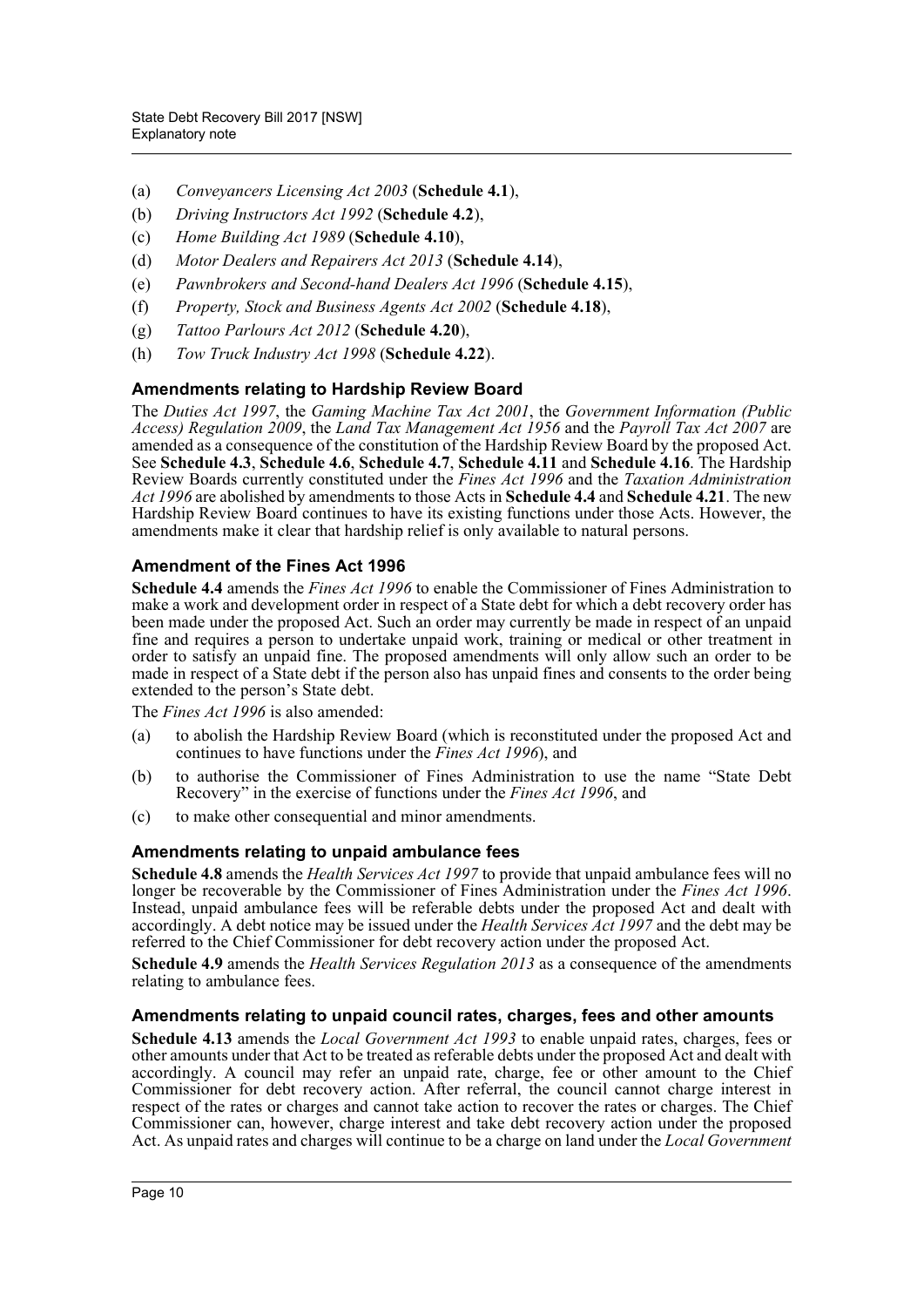(a) *Conveyancers Licensing Act 2003* (**Schedule 4.1**),

(b) *Driving Instructors Act 1992* (**Schedule 4.2**),

(c) *Home Building Act 1989* (**Schedule 4.10**),

(d) *Motor Dealers and Repairers Act 2013* (**Schedule 4.14**),

(e) *Pawnbrokers and Second-hand Dealers Act 1996* (**Schedule 4.15**),

(f) *Property, Stock and Business Agents Act 2002* (**Schedule 4.18**),

(g) *Tattoo Parlours Act 2012* (**Schedule 4.20**),

(h) *Tow Truck Industry Act 1998* (**Schedule 4.22**).

### Amendments relating to Hardship Review Board

The *Duties Act 1997*, the *Gaming Machine Tax Act 2001*, the *Government Information (Public Access) Regulation 2009*, the *Land Tax Management Act 1956* and the *Payroll Tax Act 2007* are amended as a consequence of the constitution of the Hardship Review Board by the proposed Act. See **Schedule 4.3**, **Schedule 4.6**, **Schedule 4.7**, **Schedule 4.11** and **Schedule 4.16**. The Hardship Review Boards currently constituted under the *Fines Act 1996* and the *Taxation Administration Act 1996* are abolished by amendments to those Acts in **Schedule 4.4** and **Schedule 4.21**. The new Hardship Review Board continues to have its existing functions under those Acts. However, the amendments make it clear that hardship relief is only available to natural persons.

### Amendment of the Fines Act 1996

**Schedule 4.4** amends the *Fines Act 1996* to enable the Commissioner of Fines Administration to make a work and development order in respect of a State debt for which a debt recovery order has been made under the proposed Act. Such an order may currently be made in respect of an unpaid fine and requires a person to undertake unpaid work, training or medical or other treatment in order to satisfy an unpaid fine. The proposed amendments will only allow such an order to be made in respect of a State debt if the person also has unpaid fines and consents to the order being extended to the person's State debt.

The *Fines Act 1996* is also amended:

(a) to abolish the Hardship Review Board (which is reconstituted under the proposed Act and continues to have functions under the *Fines Act 1996*), and

(b) to authorise the Commissioner of Fines Administration to use the name "State Debt Recovery" in the exercise of functions under the *Fines Act 1996*, and

(c) to make other consequential and minor amendments.

### Amendments relating to unpaid ambulance fees

**Schedule 4.8** amends the *Health Services Act 1997* to provide that unpaid ambulance fees will no longer be recoverable by the Commissioner of Fines Administration under the *Fines Act 1996*. Instead, unpaid ambulance fees will be referable debts under the proposed Act and dealt with accordingly. A debt notice may be issued under the *Health Services Act 1997* and the debt may be referred to the Chief Commissioner for debt recovery action under the proposed Act.

**Schedule 4.9** amends the *Health Services Regulation 2013* as a consequence of the amendments relating to ambulance fees.

### Amendments relating to unpaid council rates, charges, fees and other amounts

**Schedule 4.13** amends the *Local Government Act 1993* to enable unpaid rates, charges, fees or other amounts under that Act to be treated as referable debts under the proposed Act and dealt with accordingly. A council may refer an unpaid rate, charge, fee or other amount to the Chief Commissioner for debt recovery action. After referral, the council cannot charge interest in respect of the rates or charges and cannot take action to recover the rates or charges. The Chief Commissioner can, however, charge interest and take debt recovery action under the proposed Act. As unpaid rates and charges will continue to be a charge on land under the *Local Government*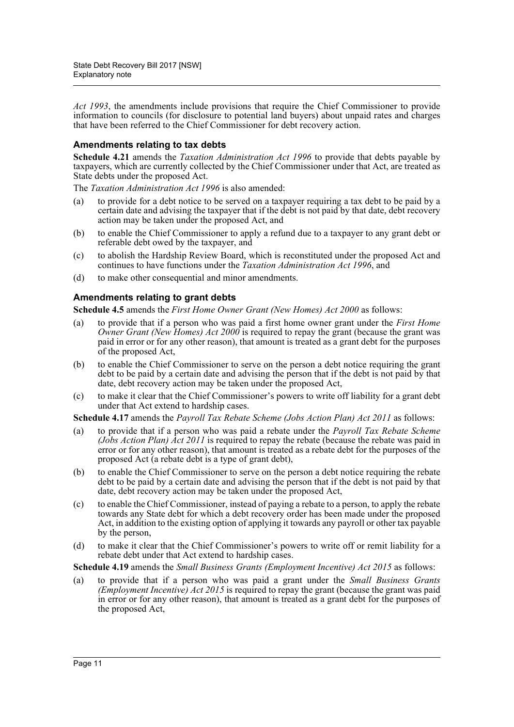*Act 1993*, the amendments include provisions that require the Chief Commissioner to provide information to councils (for disclosure to potential land buyers) about unpaid rates and charges that have been referred to the Chief Commissioner for debt recovery action.

### Amendments relating to tax debts

**Schedule 4.21** amends the *Taxation Administration Act 1996* to provide that debts payable by taxpayers, which are currently collected by the Chief Commissioner under that Act, are treated as State debts under the proposed Act.

The *Taxation Administration Act 1996* is also amended:

(a) to provide for a debt notice to be served on a taxpayer requiring a tax debt to be paid by a certain date and advising the taxpayer that if the debt is not paid by that date, debt recovery action may be taken under the proposed Act, and

(b) to enable the Chief Commissioner to apply a refund due to a taxpayer to any grant debt or referable debt owed by the taxpayer, and

(c) to abolish the Hardship Review Board, which is reconstituted under the proposed Act and continues to have functions under the *Taxation Administration Act 1996*, and

(d) to make other consequential and minor amendments.

### Amendments relating to grant debts

**Schedule 4.5** amends the *First Home Owner Grant (New Homes) Act 2000* as follows:

(a) to provide that if a person who was paid a first home owner grant under the *First Home Owner Grant (New Homes) Act 2000* is required to repay the grant (because the grant was paid in error or for any other reason), that amount is treated as a grant debt for the purposes of the proposed Act,

(b) to enable the Chief Commissioner to serve on the person a debt notice requiring the grant debt to be paid by a certain date and advising the person that if the debt is not paid by that date, debt recovery action may be taken under the proposed Act,

(c) to make it clear that the Chief Commissioner's powers to write off liability for a grant debt under that Act extend to hardship cases.

**Schedule 4.17** amends the *Payroll Tax Rebate Scheme (Jobs Action Plan) Act 2011* as follows:

(a) to provide that if a person who was paid a rebate under the *Payroll Tax Rebate Scheme (Jobs Action Plan) Act 2011* is required to repay the rebate (because the rebate was paid in error or for any other reason), that amount is treated as a rebate debt for the purposes of the proposed Act (a rebate debt is a type of grant debt),

(b) to enable the Chief Commissioner to serve on the person a debt notice requiring the rebate debt to be paid by a certain date and advising the person that if the debt is not paid by that date, debt recovery action may be taken under the proposed Act,

(c) to enable the Chief Commissioner, instead of paying a rebate to a person, to apply the rebate towards any State debt for which a debt recovery order has been made under the proposed Act, in addition to the existing option of applying it towards any payroll or other tax payable by the person,

(d) to make it clear that the Chief Commissioner's powers to write off or remit liability for a rebate debt under that Act extend to hardship cases.

**Schedule 4.19** amends the *Small Business Grants (Employment Incentive) Act 2015* as follows:

(a) to provide that if a person who was paid a grant under the *Small Business Grants (Employment Incentive) Act 2015* is required to repay the grant (because the grant was paid in error or for any other reason), that amount is treated as a grant debt for the purposes of the proposed Act,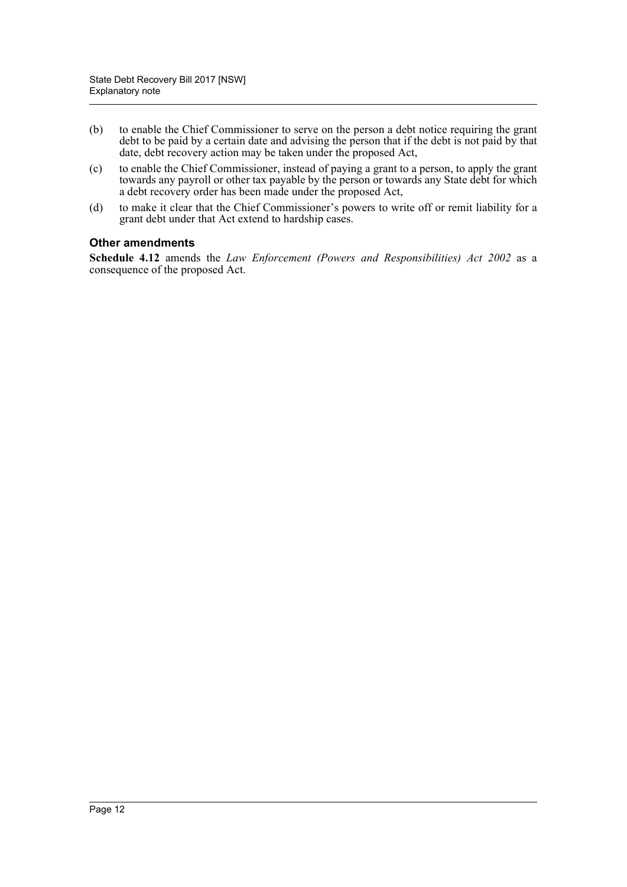(b) to enable the Chief Commissioner to serve on the person a debt notice requiring the grant debt to be paid by a certain date and advising the person that if the debt is not paid by that date, debt recovery action may be taken under the proposed Act,

(c) to enable the Chief Commissioner, instead of paying a grant to a person, to apply the grant towards any payroll or other tax payable by the person or towards any State debt for which a debt recovery order has been made under the proposed Act,

(d) to make it clear that the Chief Commissioner's powers to write off or remit liability for a grant debt under that Act extend to hardship cases.

### Other amendments

**Schedule 4.12** amends the *Law Enforcement (Powers and Responsibilities) Act 2002* as a consequence of the proposed Act.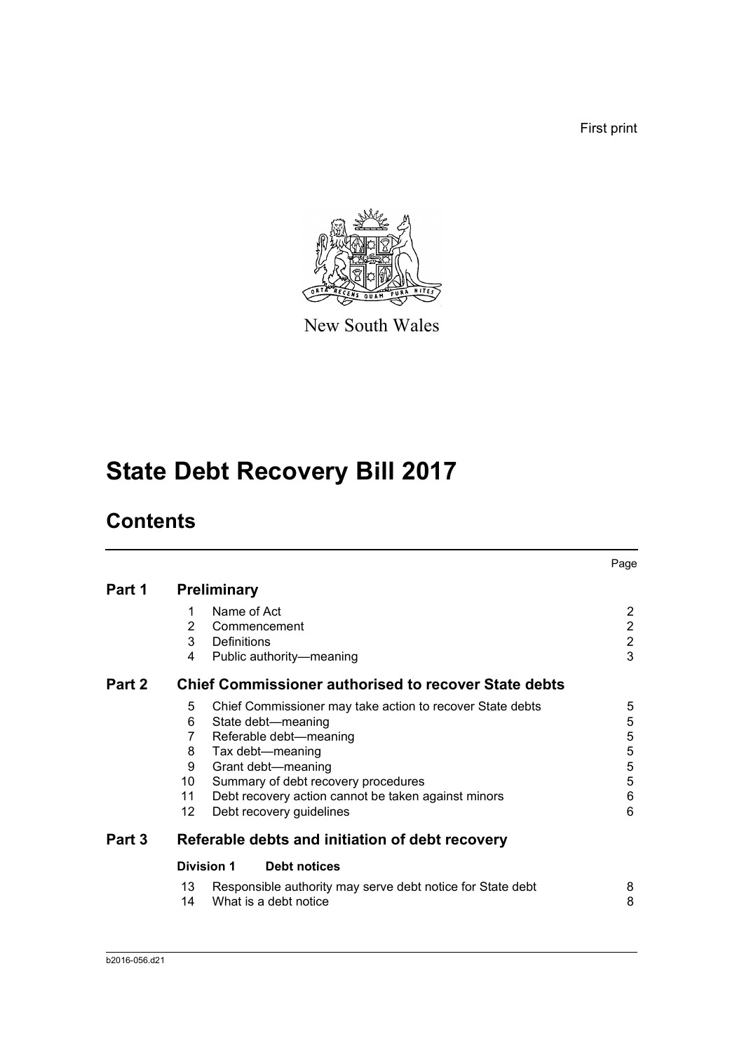First print

New South Wales

# State Debt Recovery Bill 2017

## Contents

| | | | Page |
|---|---|---|---|
| **Part 1** | **Preliminary** | | |
| | 1 | Name of Act | 2 |
| | 2 | Commencement | 2 |
| | 3 | Definitions | 2 |
| | 4 | Public authority—meaning | 3 |
| **Part 2** | **Chief Commissioner authorised to recover State debts** | | |
| | 5 | Chief Commissioner may take action to recover State debts | 5 |
| | 6 | State debt—meaning | 5 |
| | 7 | Referable debt—meaning | 5 |
| | 8 | Tax debt—meaning | 5 |
| | 9 | Grant debt—meaning | 5 |
| | 10 | Summary of debt recovery procedures | 5 |
| | 11 | Debt recovery action cannot be taken against minors | 6 |
| | 12 | Debt recovery guidelines | 6 |
| **Part 3** | **Referable debts and initiation of debt recovery** | | |
| | **Division 1** | **Debt notices** | |
| | 13 | Responsible authority may serve debt notice for State debt | 8 |
| | 14 | What is a debt notice | 8 |

b2016-056.d21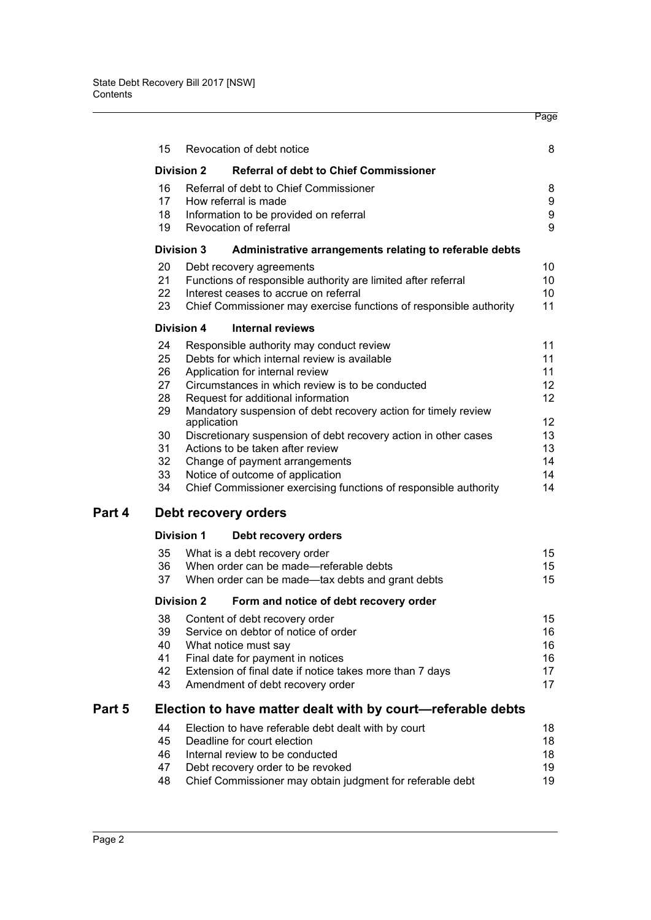| | | | Page |
|---|---|---|---|
| | 15 | Revocation of debt notice | 8 |
| | **Division 2** | **Referral of debt to Chief Commissioner** | |
| | 16 | Referral of debt to Chief Commissioner | 8 |
| | 17 | How referral is made | 9 |
| | 18 | Information to be provided on referral | 9 |
| | 19 | Revocation of referral | 9 |
| | **Division 3** | **Administrative arrangements relating to referable debts** | |
| | 20 | Debt recovery agreements | 10 |
| | 21 | Functions of responsible authority are limited after referral | 10 |
| | 22 | Interest ceases to accrue on referral | 10 |
| | 23 | Chief Commissioner may exercise functions of responsible authority | 11 |
| | **Division 4** | **Internal reviews** | |
| | 24 | Responsible authority may conduct review | 11 |
| | 25 | Debts for which internal review is available | 11 |
| | 26 | Application for internal review | 11 |
| | 27 | Circumstances in which review is to be conducted | 12 |
| | 28 | Request for additional information | 12 |
| | 29 | Mandatory suspension of debt recovery action for timely review application | 12 |
| | 30 | Discretionary suspension of debt recovery action in other cases | 13 |
| | 31 | Actions to be taken after review | 13 |
| | 32 | Change of payment arrangements | 14 |
| | 33 | Notice of outcome of application | 14 |
| | 34 | Chief Commissioner exercising functions of responsible authority | 14 |
| **Part 4** | | **Debt recovery orders** | |
| | **Division 1** | **Debt recovery orders** | |
| | 35 | What is a debt recovery order | 15 |
| | 36 | When order can be made—referable debts | 15 |
| | 37 | When order can be made—tax debts and grant debts | 15 |
| | **Division 2** | **Form and notice of debt recovery order** | |
| | 38 | Content of debt recovery order | 15 |
| | 39 | Service on debtor of notice of order | 16 |
| | 40 | What notice must say | 16 |
| | 41 | Final date for payment in notices | 16 |
| | 42 | Extension of final date if notice takes more than 7 days | 17 |
| | 43 | Amendment of debt recovery order | 17 |
| **Part 5** | | **Election to have matter dealt with by court—referable debts** | |
| | 44 | Election to have referable debt dealt with by court | 18 |
| | 45 | Deadline for court election | 18 |
| | 46 | Internal review to be conducted | 18 |
| | 47 | Debt recovery order to be revoked | 19 |
| | 48 | Chief Commissioner may obtain judgment for referable debt | 19 |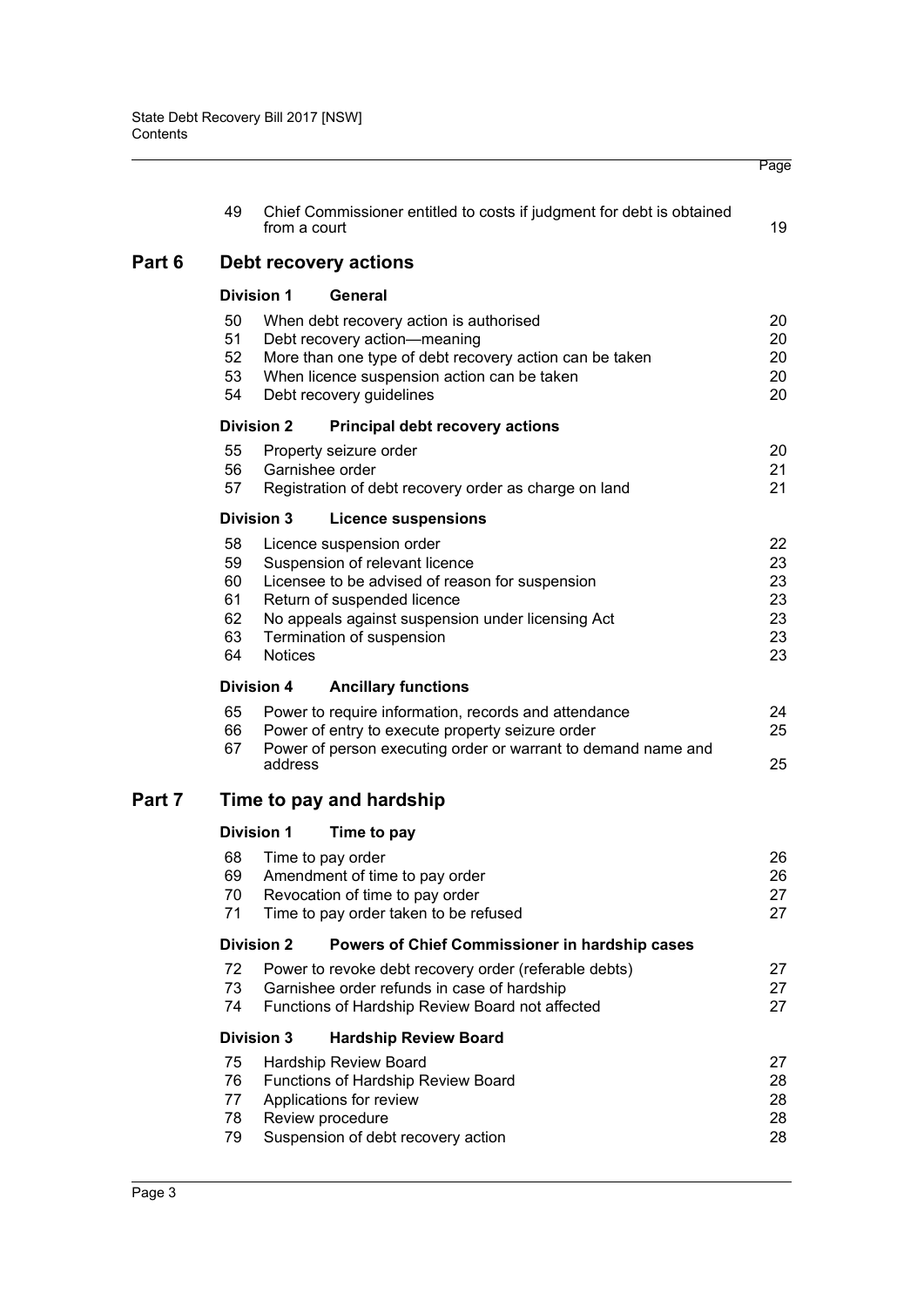| | | | Page |
|---|---|---|---|
| | 49 | Chief Commissioner entitled to costs if judgment for debt is obtained from a court | 19 |
| **Part 6** | | **Debt recovery actions** | |
| | **Division 1** | **General** | |
| | 50 | When debt recovery action is authorised | 20 |
| | 51 | Debt recovery action—meaning | 20 |
| | 52 | More than one type of debt recovery action can be taken | 20 |
| | 53 | When licence suspension action can be taken | 20 |
| | 54 | Debt recovery guidelines | 20 |
| | **Division 2** | **Principal debt recovery actions** | |
| | 55 | Property seizure order | 20 |
| | 56 | Garnishee order | 21 |
| | 57 | Registration of debt recovery order as charge on land | 21 |
| | **Division 3** | **Licence suspensions** | |
| | 58 | Licence suspension order | 22 |
| | 59 | Suspension of relevant licence | 23 |
| | 60 | Licensee to be advised of reason for suspension | 23 |
| | 61 | Return of suspended licence | 23 |
| | 62 | No appeals against suspension under licensing Act | 23 |
| | 63 | Termination of suspension | 23 |
| | 64 | Notices | 23 |
| | **Division 4** | **Ancillary functions** | |
| | 65 | Power to require information, records and attendance | 24 |
| | 66 | Power of entry to execute property seizure order | 25 |
| | 67 | Power of person executing order or warrant to demand name and address | 25 |
| **Part 7** | | **Time to pay and hardship** | |
| | **Division 1** | **Time to pay** | |
| | 68 | Time to pay order | 26 |
| | 69 | Amendment of time to pay order | 26 |
| | 70 | Revocation of time to pay order | 27 |
| | 71 | Time to pay order taken to be refused | 27 |
| | **Division 2** | **Powers of Chief Commissioner in hardship cases** | |
| | 72 | Power to revoke debt recovery order (referable debts) | 27 |
| | 73 | Garnishee order refunds in case of hardship | 27 |
| | 74 | Functions of Hardship Review Board not affected | 27 |
| | **Division 3** | **Hardship Review Board** | |
| | 75 | Hardship Review Board | 27 |
| | 76 | Functions of Hardship Review Board | 28 |
| | 77 | Applications for review | 28 |
| | 78 | Review procedure | 28 |
| | 79 | Suspension of debt recovery action | 28 |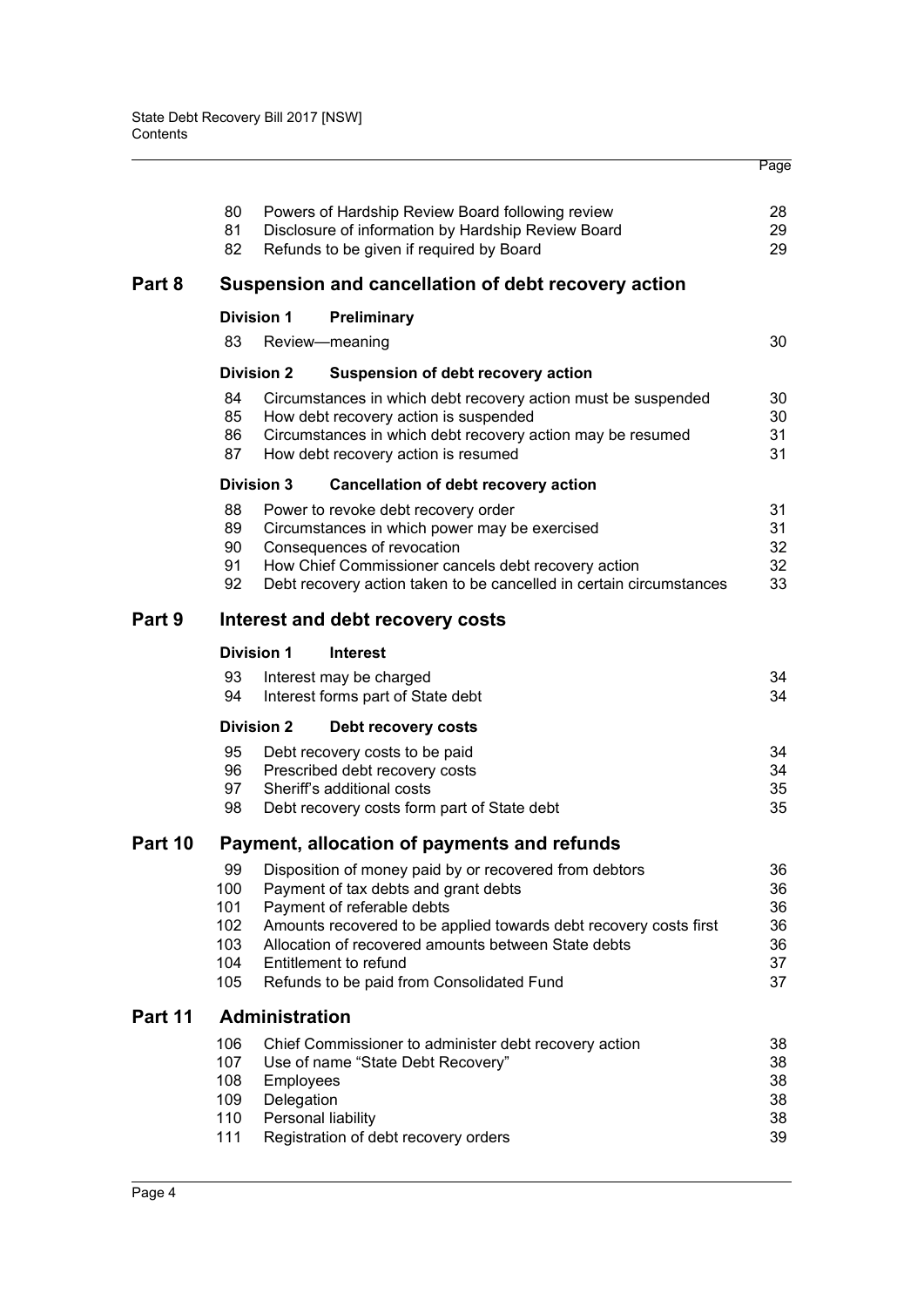| | | Page |
|---|---|---|
| 80 | Powers of Hardship Review Board following review | 28 |
| 81 | Disclosure of information by Hardship Review Board | 29 |
| 82 | Refunds to be given if required by Board | 29 |

## Part 8 Suspension and cancellation of debt recovery action

### Division 1 Preliminary

| | | |
|---|---|---|
| 83 | Review—meaning | 30 |

### Division 2 Suspension of debt recovery action

| | | |
|---|---|---|
| 84 | Circumstances in which debt recovery action must be suspended | 30 |
| 85 | How debt recovery action is suspended | 30 |
| 86 | Circumstances in which debt recovery action may be resumed | 31 |
| 87 | How debt recovery action is resumed | 31 |

### Division 3 Cancellation of debt recovery action

| | | |
|---|---|---|
| 88 | Power to revoke debt recovery order | 31 |
| 89 | Circumstances in which power may be exercised | 31 |
| 90 | Consequences of revocation | 32 |
| 91 | How Chief Commissioner cancels debt recovery action | 32 |
| 92 | Debt recovery action taken to be cancelled in certain circumstances | 33 |

## Part 9 Interest and debt recovery costs

### Division 1 Interest

| | | |
|---|---|---|
| 93 | Interest may be charged | 34 |
| 94 | Interest forms part of State debt | 34 |

### Division 2 Debt recovery costs

| | | |
|---|---|---|
| 95 | Debt recovery costs to be paid | 34 |
| 96 | Prescribed debt recovery costs | 34 |
| 97 | Sheriff's additional costs | 35 |
| 98 | Debt recovery costs form part of State debt | 35 |

## Part 10 Payment, allocation of payments and refunds

| | | |
|---|---|---|
| 99 | Disposition of money paid by or recovered from debtors | 36 |
| 100 | Payment of tax debts and grant debts | 36 |
| 101 | Payment of referable debts | 36 |
| 102 | Amounts recovered to be applied towards debt recovery costs first | 36 |
| 103 | Allocation of recovered amounts between State debts | 36 |
| 104 | Entitlement to refund | 37 |
| 105 | Refunds to be paid from Consolidated Fund | 37 |

## Part 11 Administration

| | | |
|---|---|---|
| 106 | Chief Commissioner to administer debt recovery action | 38 |
| 107 | Use of name "State Debt Recovery" | 38 |
| 108 | Employees | 38 |
| 109 | Delegation | 38 |
| 110 | Personal liability | 38 |
| 111 | Registration of debt recovery orders | 39 |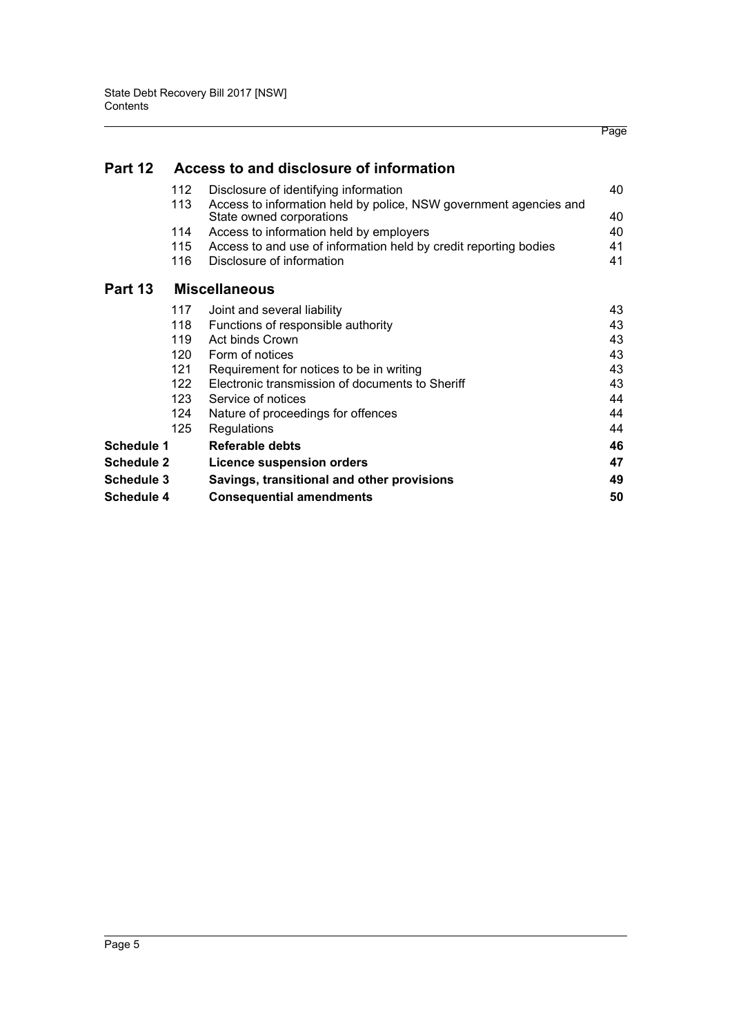| | | | Page |
|---|---|---|---|
| **Part 12** | | **Access to and disclosure of information** | |
| | 112 | Disclosure of identifying information | 40 |
| | 113 | Access to information held by police, NSW government agencies and State owned corporations | 40 |
| | 114 | Access to information held by employers | 40 |
| | 115 | Access to and use of information held by credit reporting bodies | 41 |
| | 116 | Disclosure of information | 41 |
| **Part 13** | | **Miscellaneous** | |
| | 117 | Joint and several liability | 43 |
| | 118 | Functions of responsible authority | 43 |
| | 119 | Act binds Crown | 43 |
| | 120 | Form of notices | 43 |
| | 121 | Requirement for notices to be in writing | 43 |
| | 122 | Electronic transmission of documents to Sheriff | 43 |
| | 123 | Service of notices | 44 |
| | 124 | Nature of proceedings for offences | 44 |
| | 125 | Regulations | 44 |
| **Schedule 1** | | **Referable debts** | **46** |
| **Schedule 2** | | **Licence suspension orders** | **47** |
| **Schedule 3** | | **Savings, transitional and other provisions** | **49** |
| **Schedule 4** | | **Consequential amendments** | **50** |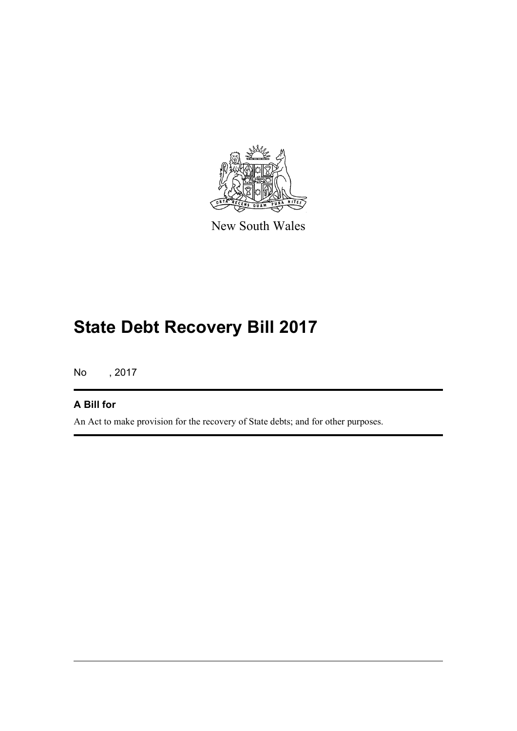New South Wales

# State Debt Recovery Bill 2017

No , 2017

### A Bill for

An Act to make provision for the recovery of State debts; and for other purposes.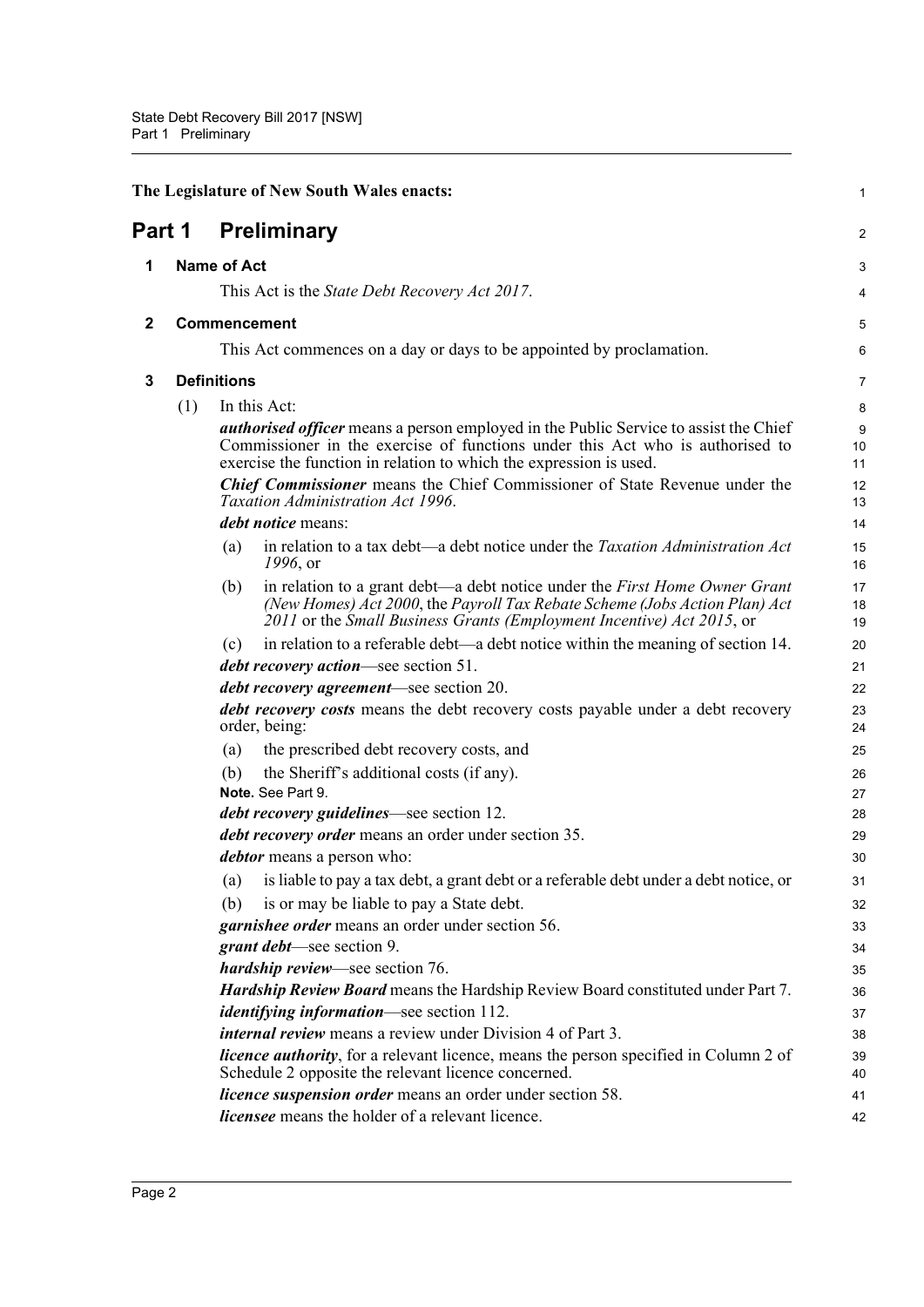The Legislature of New South Wales enacts:

# Part 1 Preliminary

## 1 Name of Act

This Act is the *State Debt Recovery Act 2017*.

## 2 Commencement

This Act commences on a day or days to be appointed by proclamation.

## 3 Definitions

(1) In this Act:

***authorised officer*** means a person employed in the Public Service to assist the Chief Commissioner in the exercise of functions under this Act who is authorised to exercise the function in relation to which the expression is used.

***Chief Commissioner*** means the Chief Commissioner of State Revenue under the *Taxation Administration Act 1996*.

***debt notice*** means:

(a) in relation to a tax debt—a debt notice under the *Taxation Administration Act 1996*, or

(b) in relation to a grant debt—a debt notice under the *First Home Owner Grant (New Homes) Act 2000*, the *Payroll Tax Rebate Scheme (Jobs Action Plan) Act 2011* or the *Small Business Grants (Employment Incentive) Act 2015*, or

(c) in relation to a referable debt—a debt notice within the meaning of section 14.

***debt recovery action***—see section 51.

***debt recovery agreement***—see section 20.

***debt recovery costs*** means the debt recovery costs payable under a debt recovery order, being:

(a) the prescribed debt recovery costs, and

(b) the Sheriff's additional costs (if any).

**Note.** See Part 9.

***debt recovery guidelines***—see section 12.

***debt recovery order*** means an order under section 35.

***debtor*** means a person who:

(a) is liable to pay a tax debt, a grant debt or a referable debt under a debt notice, or

(b) is or may be liable to pay a State debt.

***garnishee order*** means an order under section 56.

***grant debt***—see section 9.

***hardship review***—see section 76.

***Hardship Review Board*** means the Hardship Review Board constituted under Part 7.

***identifying information***—see section 112.

***internal review*** means a review under Division 4 of Part 3.

***licence authority***, for a relevant licence, means the person specified in Column 2 of Schedule 2 opposite the relevant licence concerned.

***licence suspension order*** means an order under section 58.

***licensee*** means the holder of a relevant licence.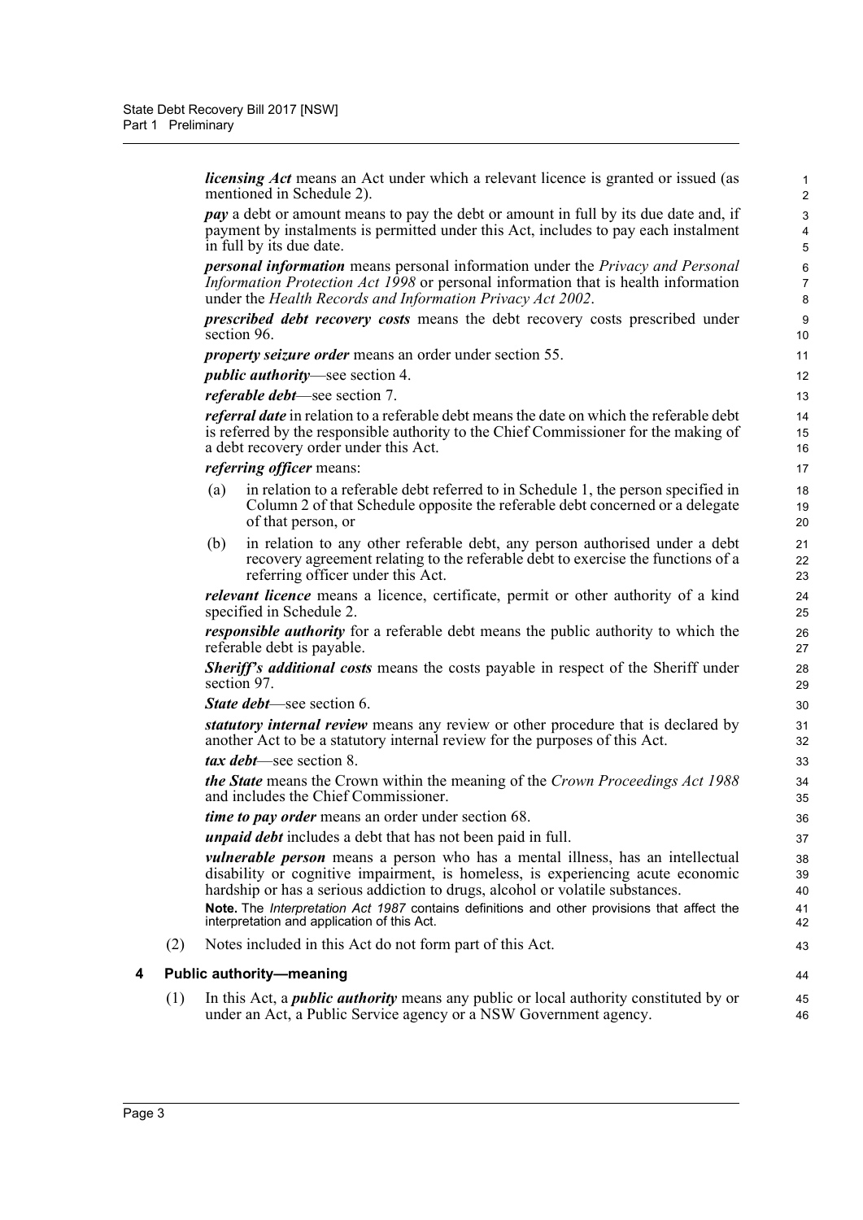***licensing Act*** means an Act under which a relevant licence is granted or issued (as mentioned in Schedule 2).

***pay*** a debt or amount means to pay the debt or amount in full by its due date and, if payment by instalments is permitted under this Act, includes to pay each instalment in full by its due date.

***personal information*** means personal information under the *Privacy and Personal Information Protection Act 1998* or personal information that is health information under the *Health Records and Information Privacy Act 2002*.

***prescribed debt recovery costs*** means the debt recovery costs prescribed under section 96.

***property seizure order*** means an order under section 55.

***public authority***—see section 4.

***referable debt***—see section 7.

***referral date*** in relation to a referable debt means the date on which the referable debt is referred by the responsible authority to the Chief Commissioner for the making of a debt recovery order under this Act.

***referring officer*** means:

(a) in relation to a referable debt referred to in Schedule 1, the person specified in Column 2 of that Schedule opposite the referable debt concerned or a delegate of that person, or

(b) in relation to any other referable debt, any person authorised under a debt recovery agreement relating to the referable debt to exercise the functions of a referring officer under this Act.

***relevant licence*** means a licence, certificate, permit or other authority of a kind specified in Schedule 2.

***responsible authority*** for a referable debt means the public authority to which the referable debt is payable.

***Sheriff's additional costs*** means the costs payable in respect of the Sheriff under section 97.

***State debt***—see section 6.

***statutory internal review*** means any review or other procedure that is declared by another Act to be a statutory internal review for the purposes of this Act.

***tax debt***—see section 8.

***the State*** means the Crown within the meaning of the *Crown Proceedings Act 1988* and includes the Chief Commissioner.

***time to pay order*** means an order under section 68.

***unpaid debt*** includes a debt that has not been paid in full.

***vulnerable person*** means a person who has a mental illness, has an intellectual disability or cognitive impairment, is homeless, is experiencing acute economic hardship or has a serious addiction to drugs, alcohol or volatile substances.

**Note.** The *Interpretation Act 1987* contains definitions and other provisions that affect the interpretation and application of this Act.

(2) Notes included in this Act do not form part of this Act.

### 4 Public authority—meaning

(1) In this Act, a ***public authority*** means any public or local authority constituted by or under an Act, a Public Service agency or a NSW Government agency.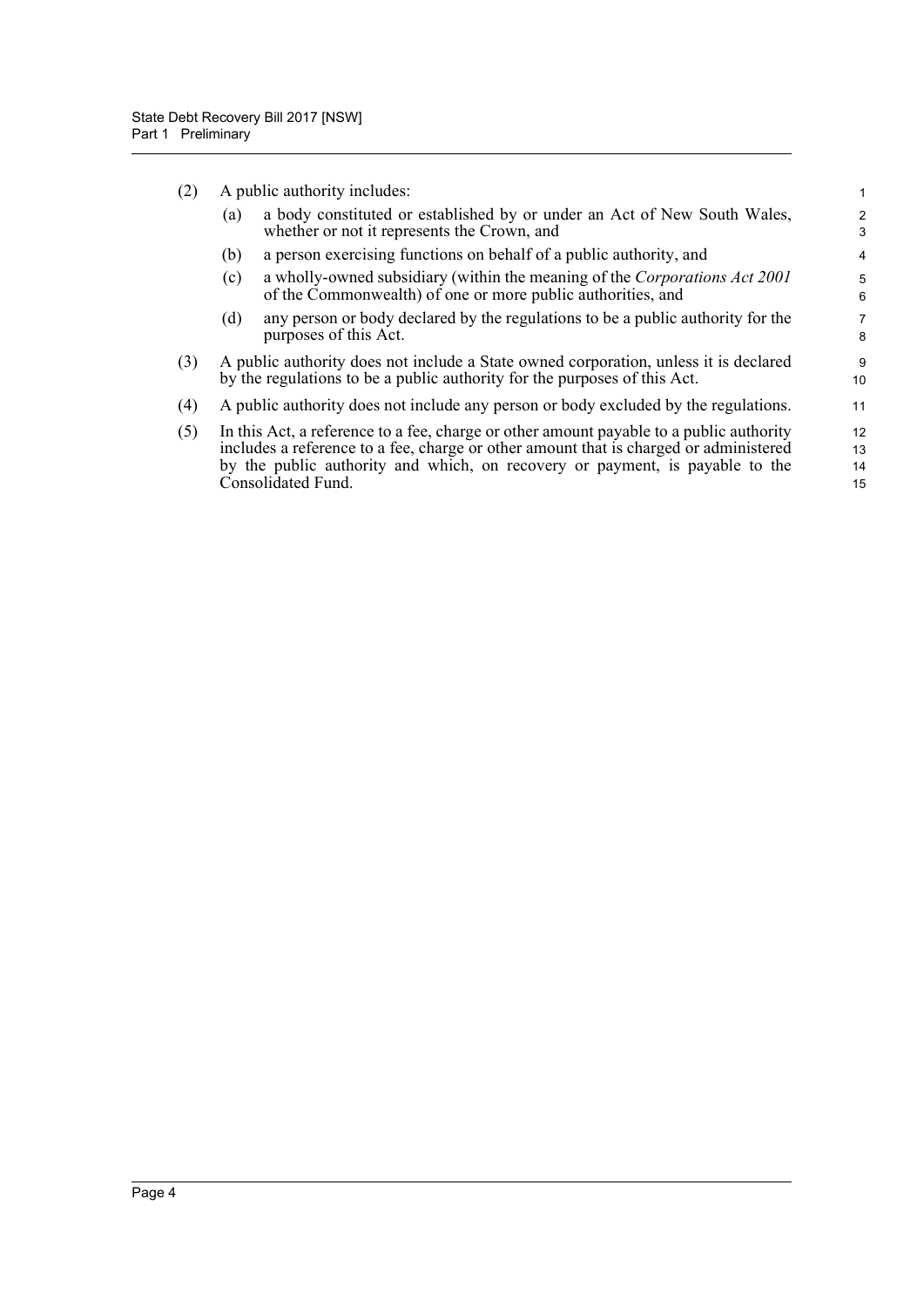(2) A public authority includes:

(a) a body constituted or established by or under an Act of New South Wales, whether or not it represents the Crown, and

(b) a person exercising functions on behalf of a public authority, and

(c) a wholly-owned subsidiary (within the meaning of the *Corporations Act 2001* of the Commonwealth) of one or more public authorities, and

(d) any person or body declared by the regulations to be a public authority for the purposes of this Act.

(3) A public authority does not include a State owned corporation, unless it is declared by the regulations to be a public authority for the purposes of this Act.

(4) A public authority does not include any person or body excluded by the regulations.

(5) In this Act, a reference to a fee, charge or other amount payable to a public authority includes a reference to a fee, charge or other amount that is charged or administered by the public authority and which, on recovery or payment, is payable to the Consolidated Fund.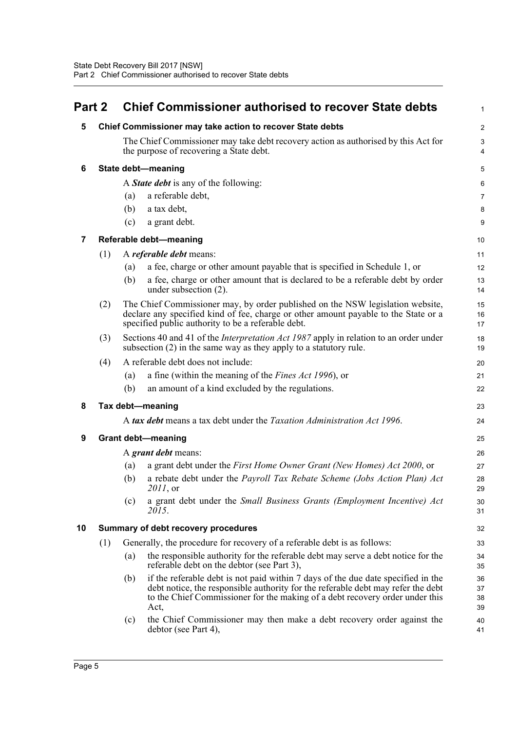# Part 2 Chief Commissioner authorised to recover State debts

## 5 Chief Commissioner may take action to recover State debts

The Chief Commissioner may take debt recovery action as authorised by this Act for the purpose of recovering a State debt.

## 6 State debt—meaning

A ***State debt*** is any of the following:

(a) a referable debt,

(b) a tax debt,

(c) a grant debt.

## 7 Referable debt—meaning

(1) A ***referable debt*** means:

(a) a fee, charge or other amount payable that is specified in Schedule 1, or

(b) a fee, charge or other amount that is declared to be a referable debt by order under subsection (2).

(2) The Chief Commissioner may, by order published on the NSW legislation website, declare any specified kind of fee, charge or other amount payable to the State or a specified public authority to be a referable debt.

(3) Sections 40 and 41 of the *Interpretation Act 1987* apply in relation to an order under subsection (2) in the same way as they apply to a statutory rule.

(4) A referable debt does not include:

(a) a fine (within the meaning of the *Fines Act 1996*), or

(b) an amount of a kind excluded by the regulations.

## 8 Tax debt—meaning

A ***tax debt*** means a tax debt under the *Taxation Administration Act 1996*.

## 9 Grant debt—meaning

A ***grant debt*** means:

(a) a grant debt under the *First Home Owner Grant (New Homes) Act 2000*, or

(b) a rebate debt under the *Payroll Tax Rebate Scheme (Jobs Action Plan) Act 2011*, or

(c) a grant debt under the *Small Business Grants (Employment Incentive) Act 2015*.

## 10 Summary of debt recovery procedures

(1) Generally, the procedure for recovery of a referable debt is as follows:

(a) the responsible authority for the referable debt may serve a debt notice for the referable debt on the debtor (see Part 3),

(b) if the referable debt is not paid within 7 days of the due date specified in the debt notice, the responsible authority for the referable debt may refer the debt to the Chief Commissioner for the making of a debt recovery order under this Act,

(c) the Chief Commissioner may then make a debt recovery order against the debtor (see Part 4),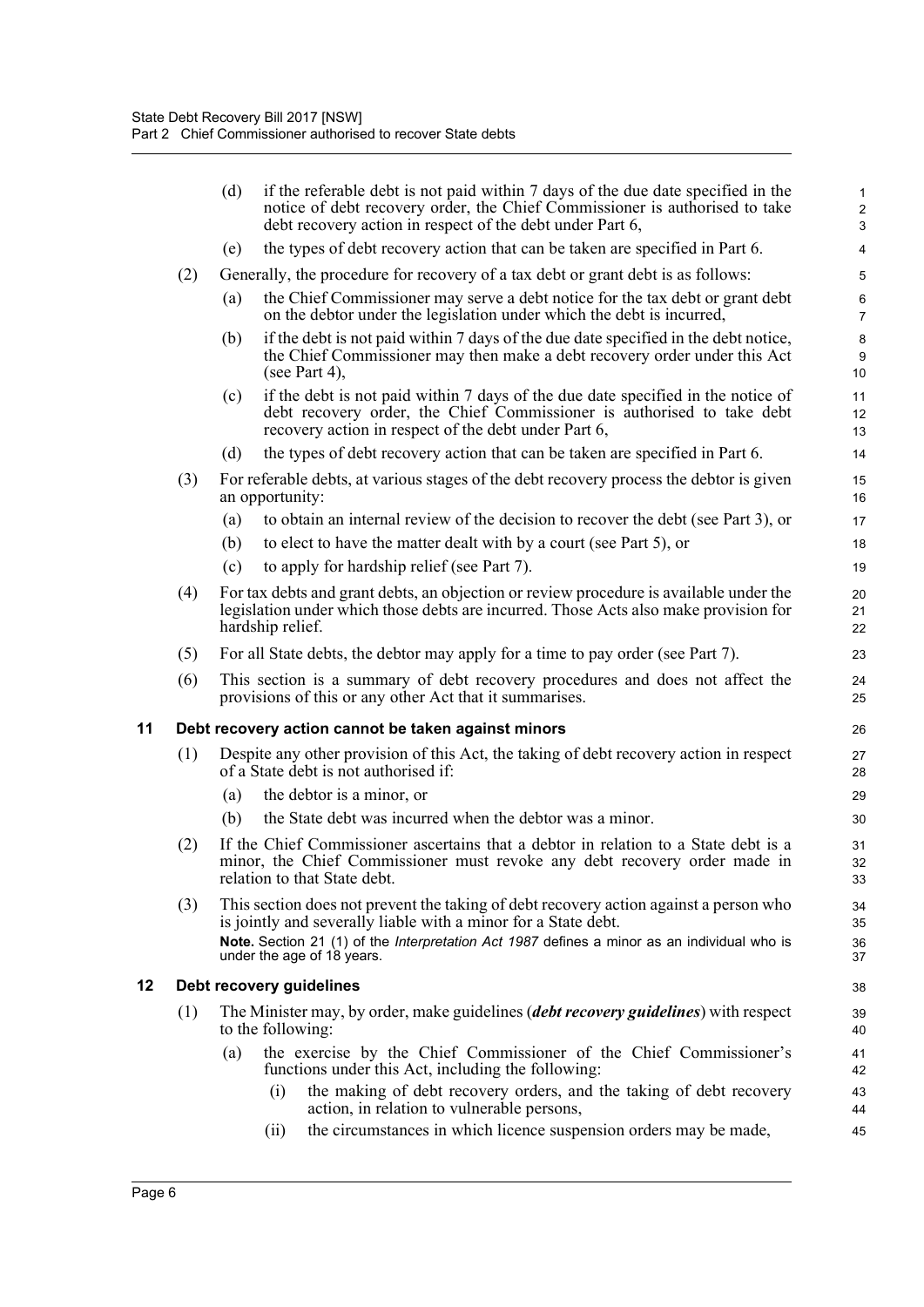(d) if the referable debt is not paid within 7 days of the due date specified in the notice of debt recovery order, the Chief Commissioner is authorised to take debt recovery action in respect of the debt under Part 6,

(e) the types of debt recovery action that can be taken are specified in Part 6.

(2) Generally, the procedure for recovery of a tax debt or grant debt is as follows:

(a) the Chief Commissioner may serve a debt notice for the tax debt or grant debt on the debtor under the legislation under which the debt is incurred,

(b) if the debt is not paid within 7 days of the due date specified in the debt notice, the Chief Commissioner may then make a debt recovery order under this Act (see Part 4),

(c) if the debt is not paid within 7 days of the due date specified in the notice of debt recovery order, the Chief Commissioner is authorised to take debt recovery action in respect of the debt under Part 6,

(d) the types of debt recovery action that can be taken are specified in Part 6.

(3) For referable debts, at various stages of the debt recovery process the debtor is given an opportunity:

(a) to obtain an internal review of the decision to recover the debt (see Part 3), or

(b) to elect to have the matter dealt with by a court (see Part 5), or

(c) to apply for hardship relief (see Part 7).

(4) For tax debts and grant debts, an objection or review procedure is available under the legislation under which those debts are incurred. Those Acts also make provision for hardship relief.

(5) For all State debts, the debtor may apply for a time to pay order (see Part 7).

(6) This section is a summary of debt recovery procedures and does not affect the provisions of this or any other Act that it summarises.

### 11 Debt recovery action cannot be taken against minors

(1) Despite any other provision of this Act, the taking of debt recovery action in respect of a State debt is not authorised if:

(a) the debtor is a minor, or

(b) the State debt was incurred when the debtor was a minor.

(2) If the Chief Commissioner ascertains that a debtor in relation to a State debt is a minor, the Chief Commissioner must revoke any debt recovery order made in relation to that State debt.

(3) This section does not prevent the taking of debt recovery action against a person who is jointly and severally liable with a minor for a State debt.

**Note.** Section 21 (1) of the *Interpretation Act 1987* defines a minor as an individual who is under the age of 18 years.

### 12 Debt recovery guidelines

(1) The Minister may, by order, make guidelines (***debt recovery guidelines***) with respect to the following:

(a) the exercise by the Chief Commissioner of the Chief Commissioner's functions under this Act, including the following:

(i) the making of debt recovery orders, and the taking of debt recovery action, in relation to vulnerable persons,

(ii) the circumstances in which licence suspension orders may be made,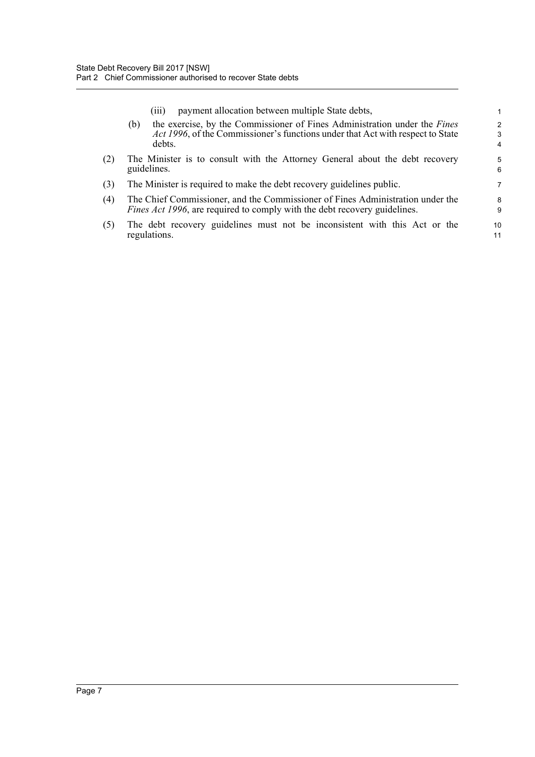(iii) payment allocation between multiple State debts,

(b) the exercise, by the Commissioner of Fines Administration under the *Fines Act 1996*, of the Commissioner's functions under that Act with respect to State debts.

(2) The Minister is to consult with the Attorney General about the debt recovery guidelines.

(3) The Minister is required to make the debt recovery guidelines public.

(4) The Chief Commissioner, and the Commissioner of Fines Administration under the *Fines Act 1996*, are required to comply with the debt recovery guidelines.

(5) The debt recovery guidelines must not be inconsistent with this Act or the regulations.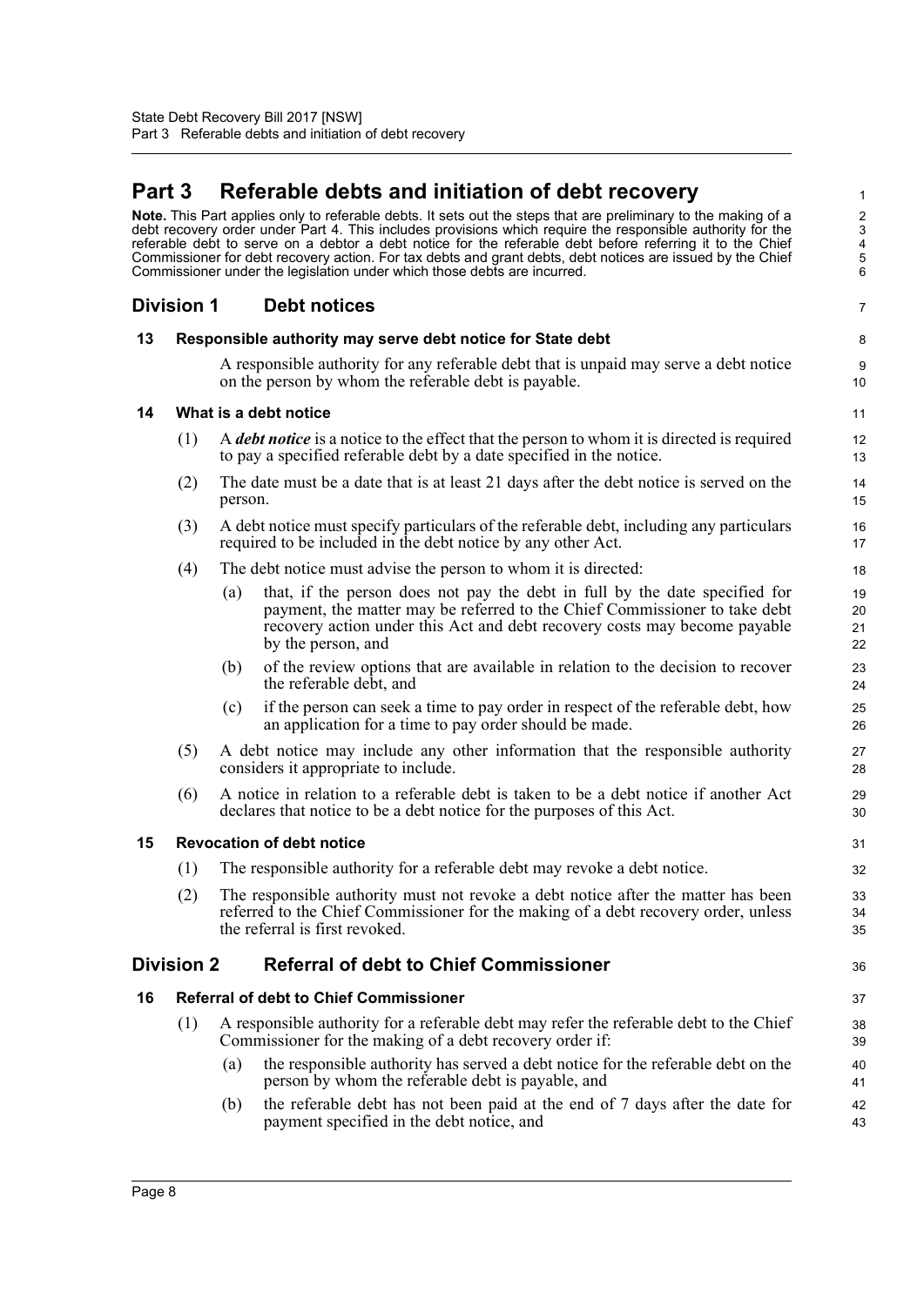# Part 3 Referable debts and initiation of debt recovery

**Note.** This Part applies only to referable debts. It sets out the steps that are preliminary to the making of a debt recovery order under Part 4. This includes provisions which require the responsible authority for the referable debt to serve on a debtor a debt notice for the referable debt before referring it to the Chief Commissioner for debt recovery action. For tax debts and grant debts, debt notices are issued by the Chief Commissioner under the legislation under which those debts are incurred.

## Division 1 Debt notices

### 13 Responsible authority may serve debt notice for State debt

A responsible authority for any referable debt that is unpaid may serve a debt notice on the person by whom the referable debt is payable.

### 14 What is a debt notice

(1) A ***debt notice*** is a notice to the effect that the person to whom it is directed is required to pay a specified referable debt by a date specified in the notice.

(2) The date must be a date that is at least 21 days after the debt notice is served on the person.

(3) A debt notice must specify particulars of the referable debt, including any particulars required to be included in the debt notice by any other Act.

(4) The debt notice must advise the person to whom it is directed:

- (a) that, if the person does not pay the debt in full by the date specified for payment, the matter may be referred to the Chief Commissioner to take debt recovery action under this Act and debt recovery costs may become payable by the person, and
- (b) of the review options that are available in relation to the decision to recover the referable debt, and
- (c) if the person can seek a time to pay order in respect of the referable debt, how an application for a time to pay order should be made.

(5) A debt notice may include any other information that the responsible authority considers it appropriate to include.

(6) A notice in relation to a referable debt is taken to be a debt notice if another Act declares that notice to be a debt notice for the purposes of this Act.

### 15 Revocation of debt notice

(1) The responsible authority for a referable debt may revoke a debt notice.

(2) The responsible authority must not revoke a debt notice after the matter has been referred to the Chief Commissioner for the making of a debt recovery order, unless the referral is first revoked.

## Division 2 Referral of debt to Chief Commissioner

### 16 Referral of debt to Chief Commissioner

(1) A responsible authority for a referable debt may refer the referable debt to the Chief Commissioner for the making of a debt recovery order if:

- (a) the responsible authority has served a debt notice for the referable debt on the person by whom the referable debt is payable, and
- (b) the referable debt has not been paid at the end of 7 days after the date for payment specified in the debt notice, and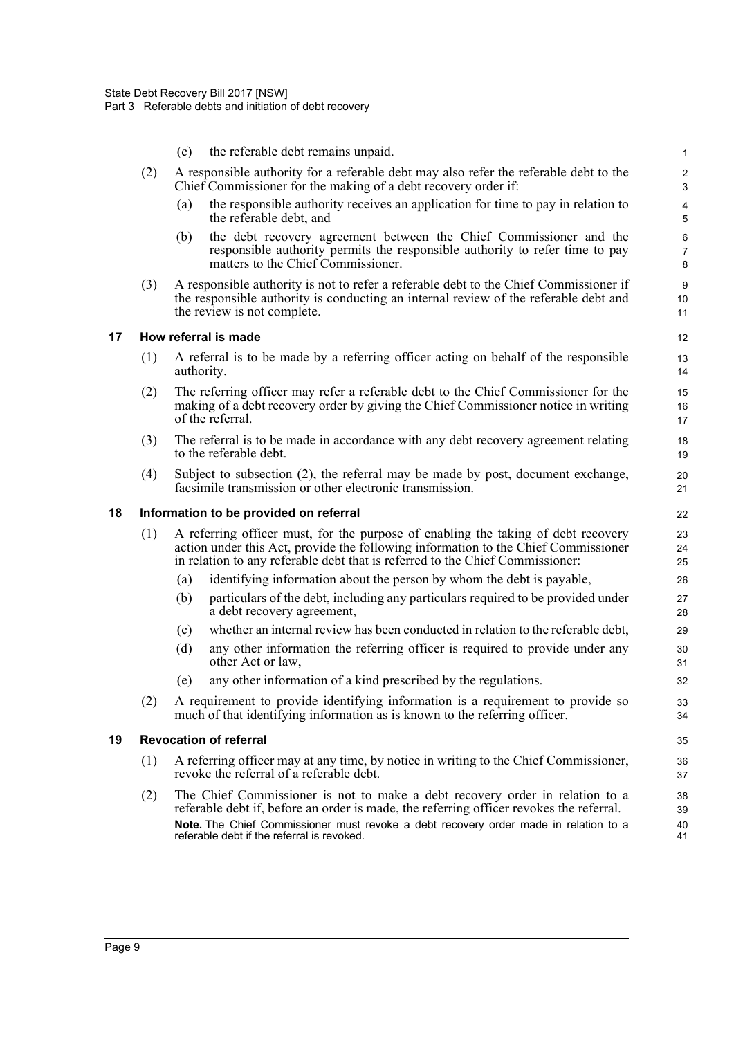(c) the referable debt remains unpaid.

(2) A responsible authority for a referable debt may also refer the referable debt to the Chief Commissioner for the making of a debt recovery order if:

(a) the responsible authority receives an application for time to pay in relation to the referable debt, and

(b) the debt recovery agreement between the Chief Commissioner and the responsible authority permits the responsible authority to refer time to pay matters to the Chief Commissioner.

(3) A responsible authority is not to refer a referable debt to the Chief Commissioner if the responsible authority is conducting an internal review of the referable debt and the review is not complete.

## 17 How referral is made

(1) A referral is to be made by a referring officer acting on behalf of the responsible authority.

(2) The referring officer may refer a referable debt to the Chief Commissioner for the making of a debt recovery order by giving the Chief Commissioner notice in writing of the referral.

(3) The referral is to be made in accordance with any debt recovery agreement relating to the referable debt.

(4) Subject to subsection (2), the referral may be made by post, document exchange, facsimile transmission or other electronic transmission.

## 18 Information to be provided on referral

(1) A referring officer must, for the purpose of enabling the taking of debt recovery action under this Act, provide the following information to the Chief Commissioner in relation to any referable debt that is referred to the Chief Commissioner:

(a) identifying information about the person by whom the debt is payable,

(b) particulars of the debt, including any particulars required to be provided under a debt recovery agreement,

(c) whether an internal review has been conducted in relation to the referable debt,

(d) any other information the referring officer is required to provide under any other Act or law,

(e) any other information of a kind prescribed by the regulations.

(2) A requirement to provide identifying information is a requirement to provide so much of that identifying information as is known to the referring officer.

## 19 Revocation of referral

(1) A referring officer may at any time, by notice in writing to the Chief Commissioner, revoke the referral of a referable debt.

(2) The Chief Commissioner is not to make a debt recovery order in relation to a referable debt if, before an order is made, the referring officer revokes the referral.

**Note.** The Chief Commissioner must revoke a debt recovery order made in relation to a referable debt if the referral is revoked.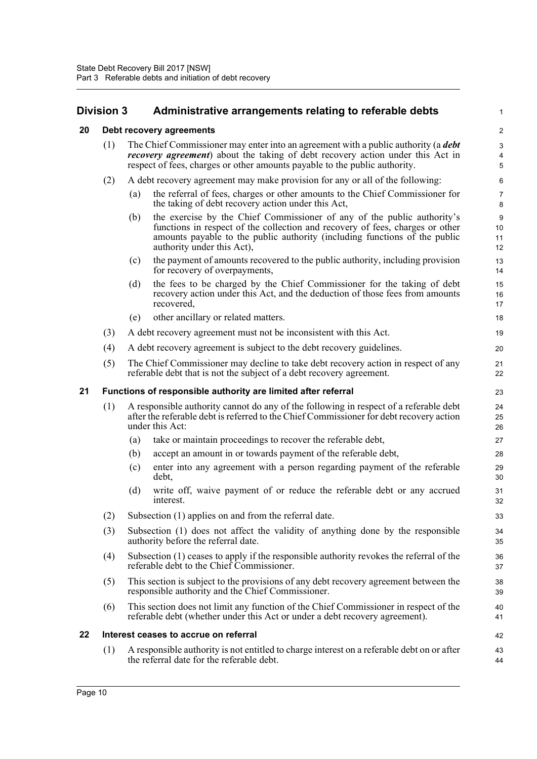## Division 3 Administrative arrangements relating to referable debts

### 20 Debt recovery agreements

(1) The Chief Commissioner may enter into an agreement with a public authority (a ***debt recovery agreement***) about the taking of debt recovery action under this Act in respect of fees, charges or other amounts payable to the public authority.

(2) A debt recovery agreement may make provision for any or all of the following:

(a) the referral of fees, charges or other amounts to the Chief Commissioner for the taking of debt recovery action under this Act,

(b) the exercise by the Chief Commissioner of any of the public authority's functions in respect of the collection and recovery of fees, charges or other amounts payable to the public authority (including functions of the public authority under this Act),

(c) the payment of amounts recovered to the public authority, including provision for recovery of overpayments,

(d) the fees to be charged by the Chief Commissioner for the taking of debt recovery action under this Act, and the deduction of those fees from amounts recovered,

(e) other ancillary or related matters.

(3) A debt recovery agreement must not be inconsistent with this Act.

(4) A debt recovery agreement is subject to the debt recovery guidelines.

(5) The Chief Commissioner may decline to take debt recovery action in respect of any referable debt that is not the subject of a debt recovery agreement.

### 21 Functions of responsible authority are limited after referral

(1) A responsible authority cannot do any of the following in respect of a referable debt after the referable debt is referred to the Chief Commissioner for debt recovery action under this Act:

(a) take or maintain proceedings to recover the referable debt,

(b) accept an amount in or towards payment of the referable debt,

(c) enter into any agreement with a person regarding payment of the referable debt,

(d) write off, waive payment of or reduce the referable debt or any accrued interest.

(2) Subsection (1) applies on and from the referral date.

(3) Subsection (1) does not affect the validity of anything done by the responsible authority before the referral date.

(4) Subsection (1) ceases to apply if the responsible authority revokes the referral of the referable debt to the Chief Commissioner.

(5) This section is subject to the provisions of any debt recovery agreement between the responsible authority and the Chief Commissioner.

(6) This section does not limit any function of the Chief Commissioner in respect of the referable debt (whether under this Act or under a debt recovery agreement).

### 22 Interest ceases to accrue on referral

(1) A responsible authority is not entitled to charge interest on a referable debt on or after the referral date for the referable debt.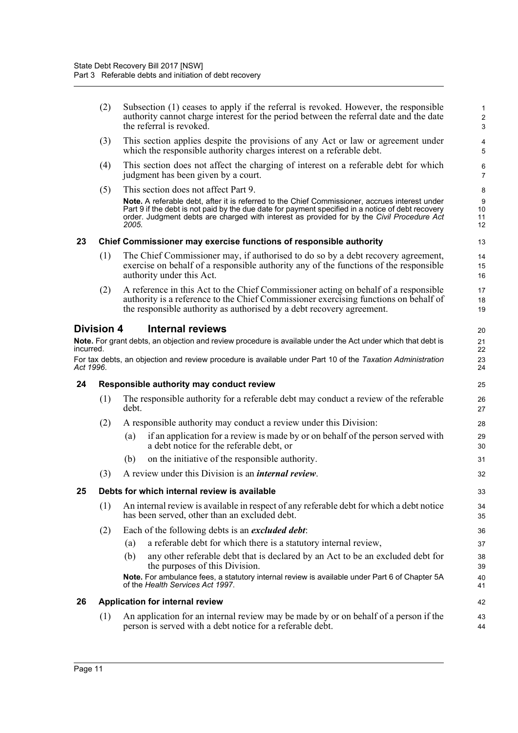(2) Subsection (1) ceases to apply if the referral is revoked. However, the responsible authority cannot charge interest for the period between the referral date and the date the referral is revoked.

(3) This section applies despite the provisions of any Act or law or agreement under which the responsible authority charges interest on a referable debt.

(4) This section does not affect the charging of interest on a referable debt for which judgment has been given by a court.

(5) This section does not affect Part 9.

**Note.** A referable debt, after it is referred to the Chief Commissioner, accrues interest under Part 9 if the debt is not paid by the due date for payment specified in a notice of debt recovery order. Judgment debts are charged with interest as provided for by the *Civil Procedure Act 2005*.

### 23 Chief Commissioner may exercise functions of responsible authority

(1) The Chief Commissioner may, if authorised to do so by a debt recovery agreement, exercise on behalf of a responsible authority any of the functions of the responsible authority under this Act.

(2) A reference in this Act to the Chief Commissioner acting on behalf of a responsible authority is a reference to the Chief Commissioner exercising functions on behalf of the responsible authority as authorised by a debt recovery agreement.

## Division 4 Internal reviews

**Note.** For grant debts, an objection and review procedure is available under the Act under which that debt is incurred.

For tax debts, an objection and review procedure is available under Part 10 of the *Taxation Administration Act 1996*.

### 24 Responsible authority may conduct review

(1) The responsible authority for a referable debt may conduct a review of the referable debt.

(2) A responsible authority may conduct a review under this Division:

(a) if an application for a review is made by or on behalf of the person served with a debt notice for the referable debt, or

(b) on the initiative of the responsible authority.

(3) A review under this Division is an ***internal review***.

### 25 Debts for which internal review is available

(1) An internal review is available in respect of any referable debt for which a debt notice has been served, other than an excluded debt.

(2) Each of the following debts is an ***excluded debt***:

(a) a referable debt for which there is a statutory internal review,

(b) any other referable debt that is declared by an Act to be an excluded debt for the purposes of this Division.

**Note.** For ambulance fees, a statutory internal review is available under Part 6 of Chapter 5A of the *Health Services Act 1997*.

### 26 Application for internal review

(1) An application for an internal review may be made by or on behalf of a person if the person is served with a debt notice for a referable debt.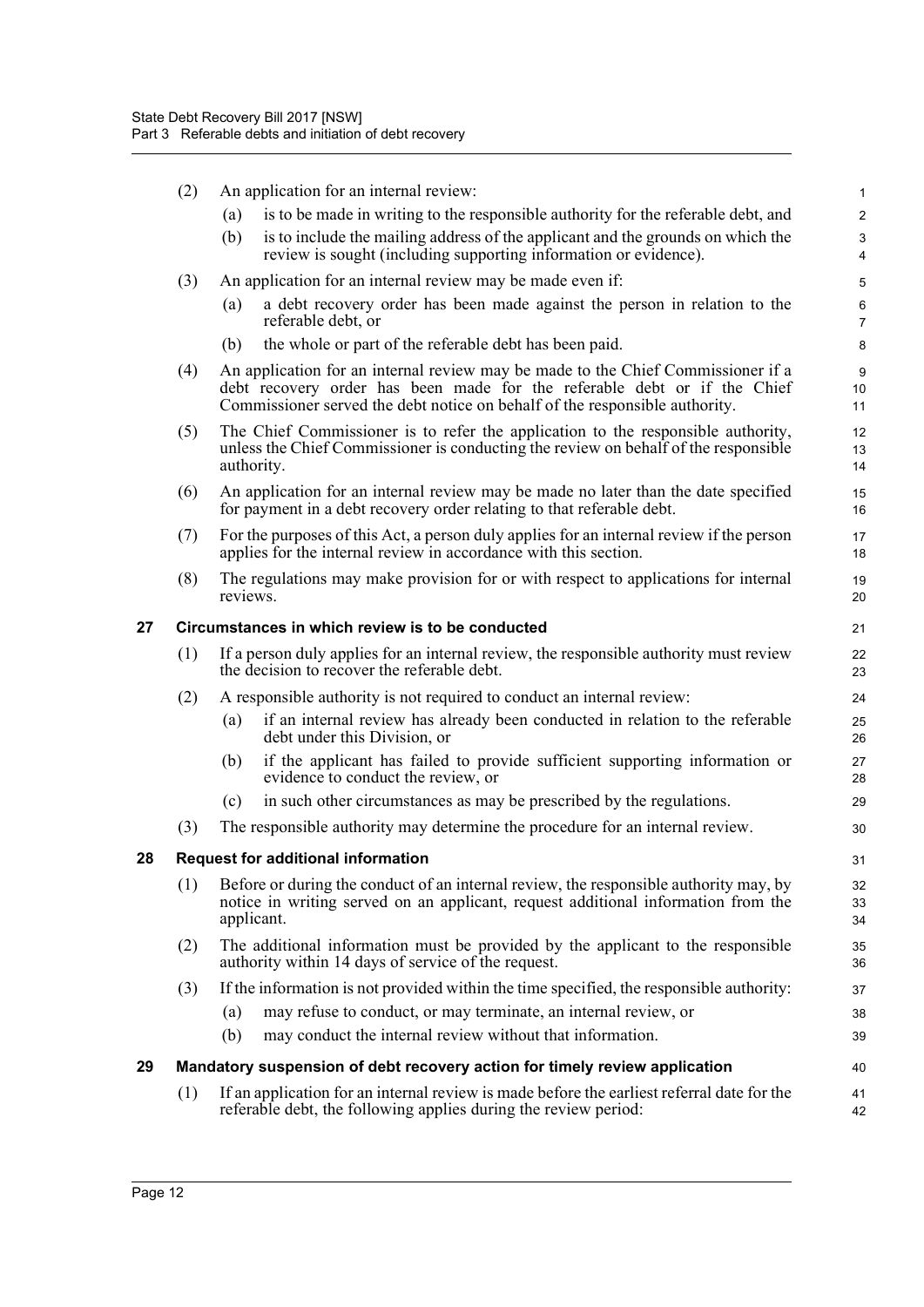(2) An application for an internal review:

(a) is to be made in writing to the responsible authority for the referable debt, and

(b) is to include the mailing address of the applicant and the grounds on which the review is sought (including supporting information or evidence).

(3) An application for an internal review may be made even if:

(a) a debt recovery order has been made against the person in relation to the referable debt, or

(b) the whole or part of the referable debt has been paid.

(4) An application for an internal review may be made to the Chief Commissioner if a debt recovery order has been made for the referable debt or if the Chief Commissioner served the debt notice on behalf of the responsible authority.

(5) The Chief Commissioner is to refer the application to the responsible authority, unless the Chief Commissioner is conducting the review on behalf of the responsible authority.

(6) An application for an internal review may be made no later than the date specified for payment in a debt recovery order relating to that referable debt.

(7) For the purposes of this Act, a person duly applies for an internal review if the person applies for the internal review in accordance with this section.

(8) The regulations may make provision for or with respect to applications for internal reviews.

## 27 Circumstances in which review is to be conducted

(1) If a person duly applies for an internal review, the responsible authority must review the decision to recover the referable debt.

(2) A responsible authority is not required to conduct an internal review:

(a) if an internal review has already been conducted in relation to the referable debt under this Division, or

(b) if the applicant has failed to provide sufficient supporting information or evidence to conduct the review, or

(c) in such other circumstances as may be prescribed by the regulations.

(3) The responsible authority may determine the procedure for an internal review.

## 28 Request for additional information

(1) Before or during the conduct of an internal review, the responsible authority may, by notice in writing served on an applicant, request additional information from the applicant.

(2) The additional information must be provided by the applicant to the responsible authority within 14 days of service of the request.

(3) If the information is not provided within the time specified, the responsible authority:

(a) may refuse to conduct, or may terminate, an internal review, or

(b) may conduct the internal review without that information.

## 29 Mandatory suspension of debt recovery action for timely review application

(1) If an application for an internal review is made before the earliest referral date for the referable debt, the following applies during the review period: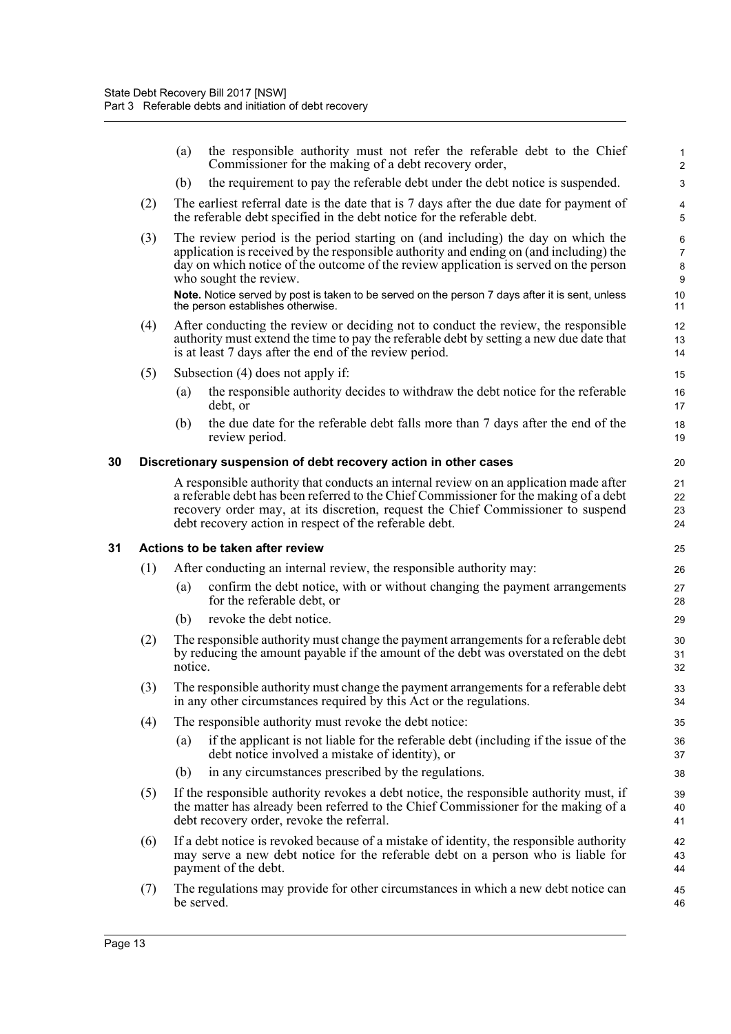(a) the responsible authority must not refer the referable debt to the Chief Commissioner for the making of a debt recovery order,

(b) the requirement to pay the referable debt under the debt notice is suspended.

(2) The earliest referral date is the date that is 7 days after the due date for payment of the referable debt specified in the debt notice for the referable debt.

(3) The review period is the period starting on (and including) the day on which the application is received by the responsible authority and ending on (and including) the day on which notice of the outcome of the review application is served on the person who sought the review.

**Note.** Notice served by post is taken to be served on the person 7 days after it is sent, unless the person establishes otherwise.

(4) After conducting the review or deciding not to conduct the review, the responsible authority must extend the time to pay the referable debt by setting a new due date that is at least 7 days after the end of the review period.

(5) Subsection (4) does not apply if:

(a) the responsible authority decides to withdraw the debt notice for the referable debt, or

(b) the due date for the referable debt falls more than 7 days after the end of the review period.

### 30 Discretionary suspension of debt recovery action in other cases

A responsible authority that conducts an internal review on an application made after a referable debt has been referred to the Chief Commissioner for the making of a debt recovery order may, at its discretion, request the Chief Commissioner to suspend debt recovery action in respect of the referable debt.

### 31 Actions to be taken after review

(1) After conducting an internal review, the responsible authority may:

(a) confirm the debt notice, with or without changing the payment arrangements for the referable debt, or

(b) revoke the debt notice.

(2) The responsible authority must change the payment arrangements for a referable debt by reducing the amount payable if the amount of the debt was overstated on the debt notice.

(3) The responsible authority must change the payment arrangements for a referable debt in any other circumstances required by this Act or the regulations.

(4) The responsible authority must revoke the debt notice:

(a) if the applicant is not liable for the referable debt (including if the issue of the debt notice involved a mistake of identity), or

(b) in any circumstances prescribed by the regulations.

(5) If the responsible authority revokes a debt notice, the responsible authority must, if the matter has already been referred to the Chief Commissioner for the making of a debt recovery order, revoke the referral.

(6) If a debt notice is revoked because of a mistake of identity, the responsible authority may serve a new debt notice for the referable debt on a person who is liable for payment of the debt.

(7) The regulations may provide for other circumstances in which a new debt notice can be served.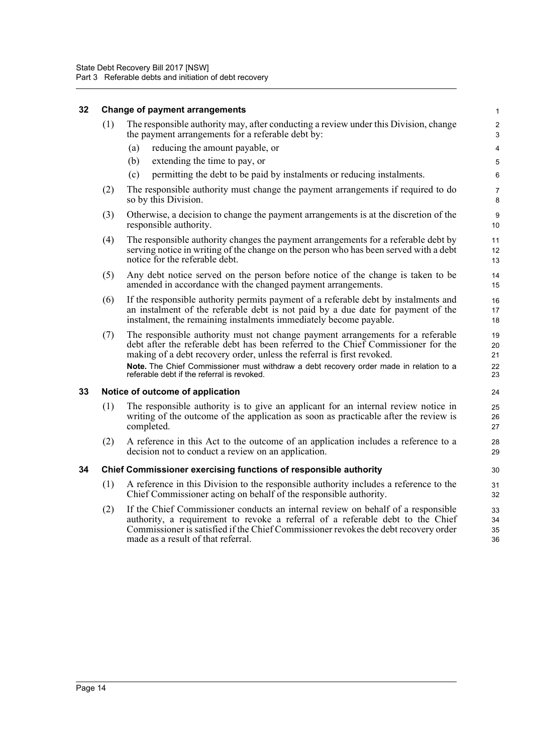### 32 Change of payment arrangements

(1) The responsible authority may, after conducting a review under this Division, change the payment arrangements for a referable debt by:

(a) reducing the amount payable, or

(b) extending the time to pay, or

(c) permitting the debt to be paid by instalments or reducing instalments.

(2) The responsible authority must change the payment arrangements if required to do so by this Division.

(3) Otherwise, a decision to change the payment arrangements is at the discretion of the responsible authority.

(4) The responsible authority changes the payment arrangements for a referable debt by serving notice in writing of the change on the person who has been served with a debt notice for the referable debt.

(5) Any debt notice served on the person before notice of the change is taken to be amended in accordance with the changed payment arrangements.

(6) If the responsible authority permits payment of a referable debt by instalments and an instalment of the referable debt is not paid by a due date for payment of the instalment, the remaining instalments immediately become payable.

(7) The responsible authority must not change payment arrangements for a referable debt after the referable debt has been referred to the Chief Commissioner for the making of a debt recovery order, unless the referral is first revoked.

**Note.** The Chief Commissioner must withdraw a debt recovery order made in relation to a referable debt if the referral is revoked.

### 33 Notice of outcome of application

(1) The responsible authority is to give an applicant for an internal review notice in writing of the outcome of the application as soon as practicable after the review is completed.

(2) A reference in this Act to the outcome of an application includes a reference to a decision not to conduct a review on an application.

### 34 Chief Commissioner exercising functions of responsible authority

(1) A reference in this Division to the responsible authority includes a reference to the Chief Commissioner acting on behalf of the responsible authority.

(2) If the Chief Commissioner conducts an internal review on behalf of a responsible authority, a requirement to revoke a referral of a referable debt to the Chief Commissioner is satisfied if the Chief Commissioner revokes the debt recovery order made as a result of that referral.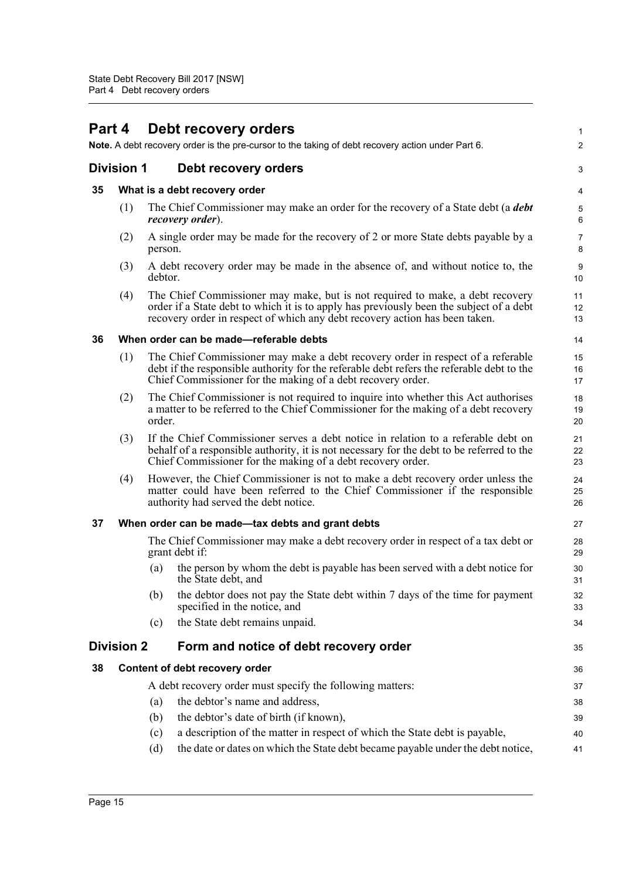# Part 4 Debt recovery orders

**Note.** A debt recovery order is the pre-cursor to the taking of debt recovery action under Part 6.

## Division 1 Debt recovery orders

### 35 What is a debt recovery order

(1) The Chief Commissioner may make an order for the recovery of a State debt (a ***debt recovery order***).

(2) A single order may be made for the recovery of 2 or more State debts payable by a person.

(3) A debt recovery order may be made in the absence of, and without notice to, the debtor.

(4) The Chief Commissioner may make, but is not required to make, a debt recovery order if a State debt to which it is to apply has previously been the subject of a debt recovery order in respect of which any debt recovery action has been taken.

### 36 When order can be made—referable debts

(1) The Chief Commissioner may make a debt recovery order in respect of a referable debt if the responsible authority for the referable debt refers the referable debt to the Chief Commissioner for the making of a debt recovery order.

(2) The Chief Commissioner is not required to inquire into whether this Act authorises a matter to be referred to the Chief Commissioner for the making of a debt recovery order.

(3) If the Chief Commissioner serves a debt notice in relation to a referable debt on behalf of a responsible authority, it is not necessary for the debt to be referred to the Chief Commissioner for the making of a debt recovery order.

(4) However, the Chief Commissioner is not to make a debt recovery order unless the matter could have been referred to the Chief Commissioner if the responsible authority had served the debt notice.

### 37 When order can be made—tax debts and grant debts

The Chief Commissioner may make a debt recovery order in respect of a tax debt or grant debt if:

(a) the person by whom the debt is payable has been served with a debt notice for the State debt, and

(b) the debtor does not pay the State debt within 7 days of the time for payment specified in the notice, and

(c) the State debt remains unpaid.

## Division 2 Form and notice of debt recovery order

### 38 Content of debt recovery order

A debt recovery order must specify the following matters:

(a) the debtor's name and address,

(b) the debtor's date of birth (if known),

(c) a description of the matter in respect of which the State debt is payable,

(d) the date or dates on which the State debt became payable under the debt notice,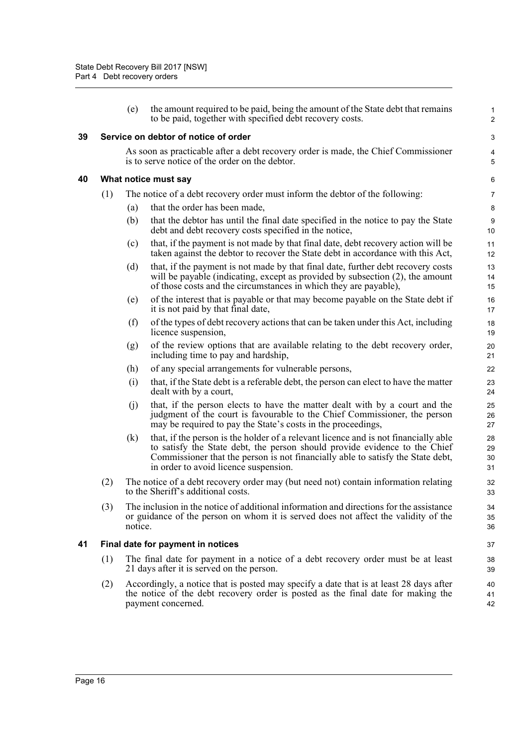(e) the amount required to be paid, being the amount of the State debt that remains to be paid, together with specified debt recovery costs.

### 39 Service on debtor of notice of order

As soon as practicable after a debt recovery order is made, the Chief Commissioner is to serve notice of the order on the debtor.

### 40 What notice must say

(1) The notice of a debt recovery order must inform the debtor of the following:

(a) that the order has been made,

(b) that the debtor has until the final date specified in the notice to pay the State debt and debt recovery costs specified in the notice,

(c) that, if the payment is not made by that final date, debt recovery action will be taken against the debtor to recover the State debt in accordance with this Act,

(d) that, if the payment is not made by that final date, further debt recovery costs will be payable (indicating, except as provided by subsection (2), the amount of those costs and the circumstances in which they are payable),

(e) of the interest that is payable or that may become payable on the State debt if it is not paid by that final date,

(f) of the types of debt recovery actions that can be taken under this Act, including licence suspension,

(g) of the review options that are available relating to the debt recovery order, including time to pay and hardship,

(h) of any special arrangements for vulnerable persons,

(i) that, if the State debt is a referable debt, the person can elect to have the matter dealt with by a court,

(j) that, if the person elects to have the matter dealt with by a court and the judgment of the court is favourable to the Chief Commissioner, the person may be required to pay the State's costs in the proceedings,

(k) that, if the person is the holder of a relevant licence and is not financially able to satisfy the State debt, the person should provide evidence to the Chief Commissioner that the person is not financially able to satisfy the State debt, in order to avoid licence suspension.

(2) The notice of a debt recovery order may (but need not) contain information relating to the Sheriff's additional costs.

(3) The inclusion in the notice of additional information and directions for the assistance or guidance of the person on whom it is served does not affect the validity of the notice.

### 41 Final date for payment in notices

(1) The final date for payment in a notice of a debt recovery order must be at least 21 days after it is served on the person.

(2) Accordingly, a notice that is posted may specify a date that is at least 28 days after the notice of the debt recovery order is posted as the final date for making the payment concerned.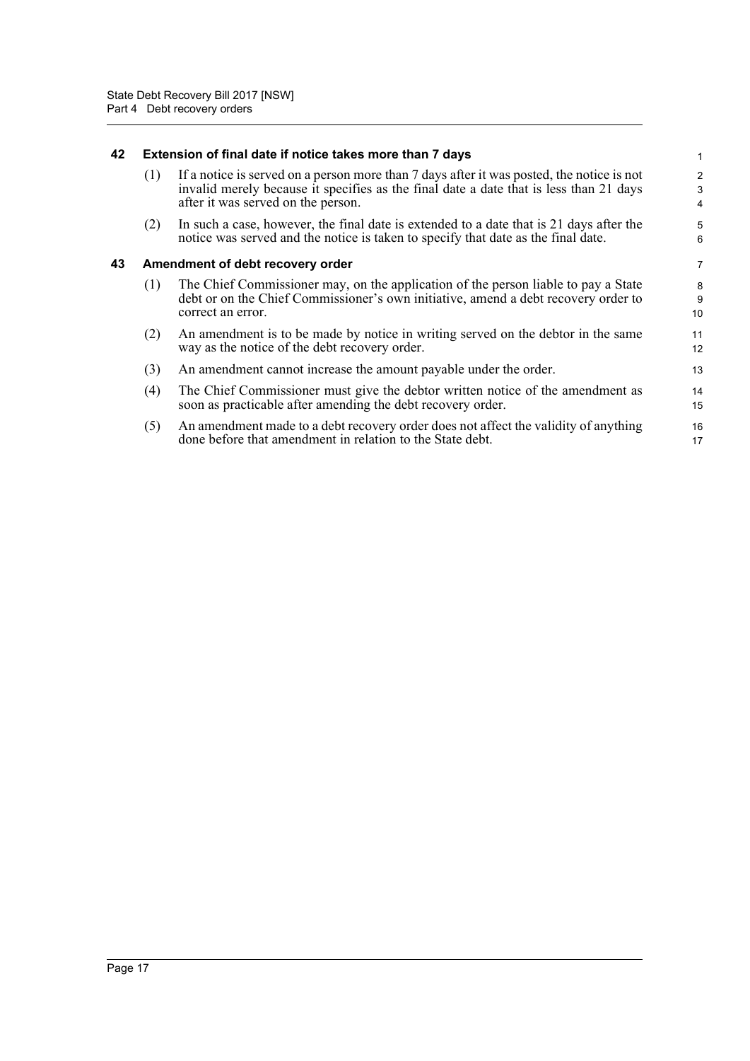## 42 Extension of final date if notice takes more than 7 days

(1) If a notice is served on a person more than 7 days after it was posted, the notice is not invalid merely because it specifies as the final date a date that is less than 21 days after it was served on the person.

(2) In such a case, however, the final date is extended to a date that is 21 days after the notice was served and the notice is taken to specify that date as the final date.

## 43 Amendment of debt recovery order

(1) The Chief Commissioner may, on the application of the person liable to pay a State debt or on the Chief Commissioner's own initiative, amend a debt recovery order to correct an error.

(2) An amendment is to be made by notice in writing served on the debtor in the same way as the notice of the debt recovery order.

(3) An amendment cannot increase the amount payable under the order.

(4) The Chief Commissioner must give the debtor written notice of the amendment as soon as practicable after amending the debt recovery order.

(5) An amendment made to a debt recovery order does not affect the validity of anything done before that amendment in relation to the State debt.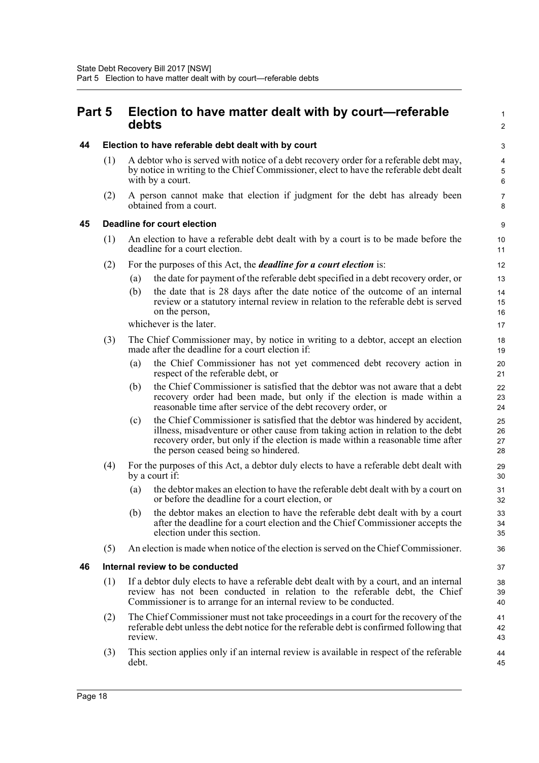# Part 5 Election to have matter dealt with by court—referable debts

### 44 Election to have referable debt dealt with by court

(1) A debtor who is served with notice of a debt recovery order for a referable debt may, by notice in writing to the Chief Commissioner, elect to have the referable debt dealt with by a court.

(2) A person cannot make that election if judgment for the debt has already been obtained from a court.

### 45 Deadline for court election

(1) An election to have a referable debt dealt with by a court is to be made before the deadline for a court election.

(2) For the purposes of this Act, the ***deadline for a court election*** is:

- (a) the date for payment of the referable debt specified in a debt recovery order, or
- (b) the date that is 28 days after the date notice of the outcome of an internal review or a statutory internal review in relation to the referable debt is served on the person,

whichever is the later.

(3) The Chief Commissioner may, by notice in writing to a debtor, accept an election made after the deadline for a court election if:

- (a) the Chief Commissioner has not yet commenced debt recovery action in respect of the referable debt, or
- (b) the Chief Commissioner is satisfied that the debtor was not aware that a debt recovery order had been made, but only if the election is made within a reasonable time after service of the debt recovery order, or
- (c) the Chief Commissioner is satisfied that the debtor was hindered by accident, illness, misadventure or other cause from taking action in relation to the debt recovery order, but only if the election is made within a reasonable time after the person ceased being so hindered.

(4) For the purposes of this Act, a debtor duly elects to have a referable debt dealt with by a court if:

- (a) the debtor makes an election to have the referable debt dealt with by a court on or before the deadline for a court election, or
- (b) the debtor makes an election to have the referable debt dealt with by a court after the deadline for a court election and the Chief Commissioner accepts the election under this section.

(5) An election is made when notice of the election is served on the Chief Commissioner.

### 46 Internal review to be conducted

(1) If a debtor duly elects to have a referable debt dealt with by a court, and an internal review has not been conducted in relation to the referable debt, the Chief Commissioner is to arrange for an internal review to be conducted.

(2) The Chief Commissioner must not take proceedings in a court for the recovery of the referable debt unless the debt notice for the referable debt is confirmed following that review.

(3) This section applies only if an internal review is available in respect of the referable debt.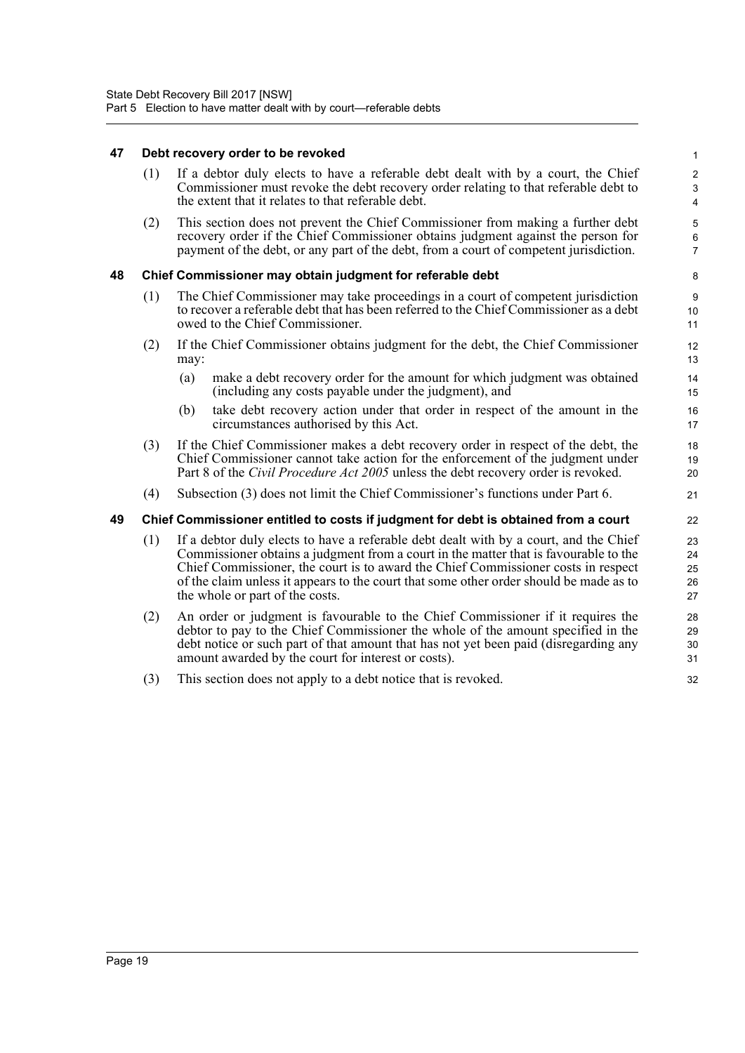### 47 Debt recovery order to be revoked

(1) If a debtor duly elects to have a referable debt dealt with by a court, the Chief Commissioner must revoke the debt recovery order relating to that referable debt to the extent that it relates to that referable debt.

(2) This section does not prevent the Chief Commissioner from making a further debt recovery order if the Chief Commissioner obtains judgment against the person for payment of the debt, or any part of the debt, from a court of competent jurisdiction.

### 48 Chief Commissioner may obtain judgment for referable debt

(1) The Chief Commissioner may take proceedings in a court of competent jurisdiction to recover a referable debt that has been referred to the Chief Commissioner as a debt owed to the Chief Commissioner.

(2) If the Chief Commissioner obtains judgment for the debt, the Chief Commissioner may:

- (a) make a debt recovery order for the amount for which judgment was obtained (including any costs payable under the judgment), and
- (b) take debt recovery action under that order in respect of the amount in the circumstances authorised by this Act.

(3) If the Chief Commissioner makes a debt recovery order in respect of the debt, the Chief Commissioner cannot take action for the enforcement of the judgment under Part 8 of the *Civil Procedure Act 2005* unless the debt recovery order is revoked.

(4) Subsection (3) does not limit the Chief Commissioner's functions under Part 6.

### 49 Chief Commissioner entitled to costs if judgment for debt is obtained from a court

(1) If a debtor duly elects to have a referable debt dealt with by a court, and the Chief Commissioner obtains a judgment from a court in the matter that is favourable to the Chief Commissioner, the court is to award the Chief Commissioner costs in respect of the claim unless it appears to the court that some other order should be made as to the whole or part of the costs.

(2) An order or judgment is favourable to the Chief Commissioner if it requires the debtor to pay to the Chief Commissioner the whole of the amount specified in the debt notice or such part of that amount that has not yet been paid (disregarding any amount awarded by the court for interest or costs).

(3) This section does not apply to a debt notice that is revoked.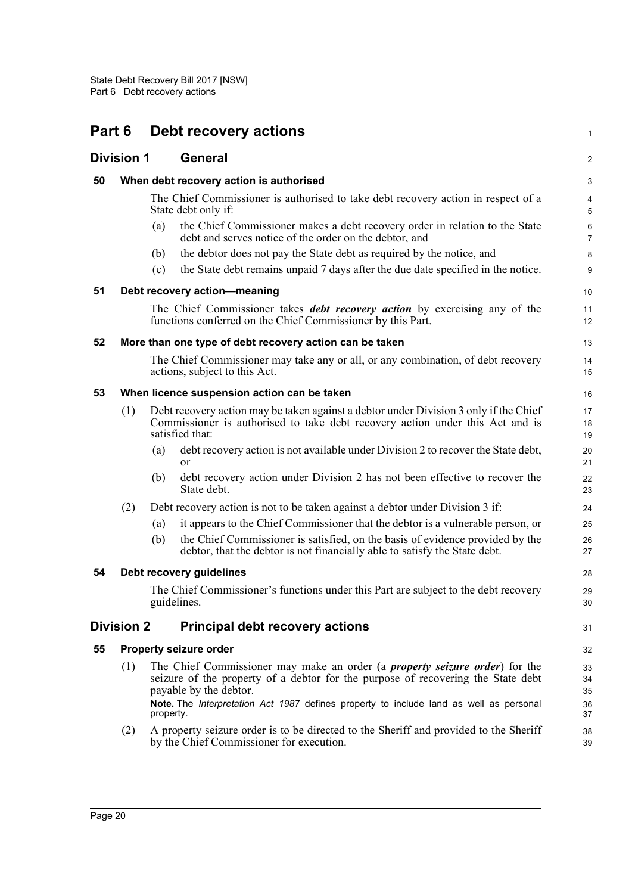# Part 6 Debt recovery actions

## Division 1 General

### 50 When debt recovery action is authorised

The Chief Commissioner is authorised to take debt recovery action in respect of a State debt only if:

(a) the Chief Commissioner makes a debt recovery order in relation to the State debt and serves notice of the order on the debtor, and

(b) the debtor does not pay the State debt as required by the notice, and

(c) the State debt remains unpaid 7 days after the due date specified in the notice.

### 51 Debt recovery action—meaning

The Chief Commissioner takes ***debt recovery action*** by exercising any of the functions conferred on the Chief Commissioner by this Part.

### 52 More than one type of debt recovery action can be taken

The Chief Commissioner may take any or all, or any combination, of debt recovery actions, subject to this Act.

### 53 When licence suspension action can be taken

(1) Debt recovery action may be taken against a debtor under Division 3 only if the Chief Commissioner is authorised to take debt recovery action under this Act and is satisfied that:

(a) debt recovery action is not available under Division 2 to recover the State debt, or

(b) debt recovery action under Division 2 has not been effective to recover the State debt.

(2) Debt recovery action is not to be taken against a debtor under Division 3 if:

(a) it appears to the Chief Commissioner that the debtor is a vulnerable person, or

(b) the Chief Commissioner is satisfied, on the basis of evidence provided by the debtor, that the debtor is not financially able to satisfy the State debt.

### 54 Debt recovery guidelines

The Chief Commissioner's functions under this Part are subject to the debt recovery guidelines.

## Division 2 Principal debt recovery actions

### 55 Property seizure order

(1) The Chief Commissioner may make an order (a ***property seizure order***) for the seizure of the property of a debtor for the purpose of recovering the State debt payable by the debtor.

**Note.** The *Interpretation Act 1987* defines property to include land as well as personal property.

(2) A property seizure order is to be directed to the Sheriff and provided to the Sheriff by the Chief Commissioner for execution.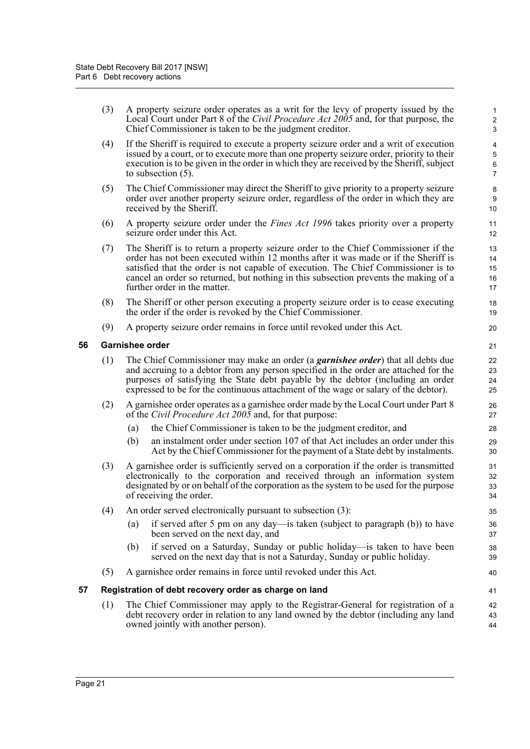(3) A property seizure order operates as a writ for the levy of property issued by the Local Court under Part 8 of the *Civil Procedure Act 2005* and, for that purpose, the Chief Commissioner is taken to be the judgment creditor.

(4) If the Sheriff is required to execute a property seizure order and a writ of execution issued by a court, or to execute more than one property seizure order, priority to their execution is to be given in the order in which they are received by the Sheriff, subject to subsection (5).

(5) The Chief Commissioner may direct the Sheriff to give priority to a property seizure order over another property seizure order, regardless of the order in which they are received by the Sheriff.

(6) A property seizure order under the *Fines Act 1996* takes priority over a property seizure order under this Act.

(7) The Sheriff is to return a property seizure order to the Chief Commissioner if the order has not been executed within 12 months after it was made or if the Sheriff is satisfied that the order is not capable of execution. The Chief Commissioner is to cancel an order so returned, but nothing in this subsection prevents the making of a further order in the matter.

(8) The Sheriff or other person executing a property seizure order is to cease executing the order if the order is revoked by the Chief Commissioner.

(9) A property seizure order remains in force until revoked under this Act.

### 56 Garnishee order

(1) The Chief Commissioner may make an order (a ***garnishee order***) that all debts due and accruing to a debtor from any person specified in the order are attached for the purposes of satisfying the State debt payable by the debtor (including an order expressed to be for the continuous attachment of the wage or salary of the debtor).

(2) A garnishee order operates as a garnishee order made by the Local Court under Part 8 of the *Civil Procedure Act 2005* and, for that purpose:

- (a) the Chief Commissioner is taken to be the judgment creditor, and
- (b) an instalment order under section 107 of that Act includes an order under this Act by the Chief Commissioner for the payment of a State debt by instalments.

(3) A garnishee order is sufficiently served on a corporation if the order is transmitted electronically to the corporation and received through an information system designated by or on behalf of the corporation as the system to be used for the purpose of receiving the order.

(4) An order served electronically pursuant to subsection (3):

- (a) if served after 5 pm on any day—is taken (subject to paragraph (b)) to have been served on the next day, and
- (b) if served on a Saturday, Sunday or public holiday—is taken to have been served on the next day that is not a Saturday, Sunday or public holiday.

(5) A garnishee order remains in force until revoked under this Act.

### 57 Registration of debt recovery order as charge on land

(1) The Chief Commissioner may apply to the Registrar-General for registration of a debt recovery order in relation to any land owned by the debtor (including any land owned jointly with another person).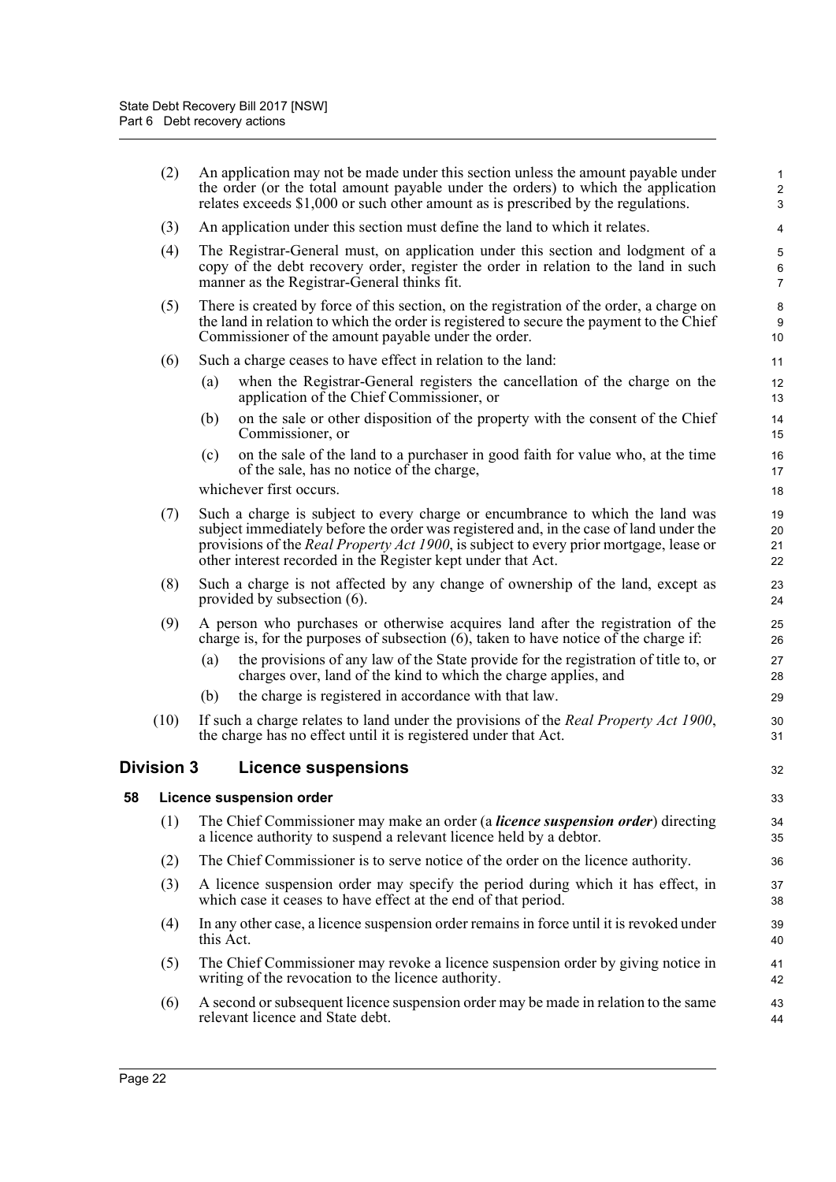(2) An application may not be made under this section unless the amount payable under the order (or the total amount payable under the orders) to which the application relates exceeds $1,000 or such other amount as is prescribed by the regulations.

(3) An application under this section must define the land to which it relates.

(4) The Registrar-General must, on application under this section and lodgment of a copy of the debt recovery order, register the order in relation to the land in such manner as the Registrar-General thinks fit.

(5) There is created by force of this section, on the registration of the order, a charge on the land in relation to which the order is registered to secure the payment to the Chief Commissioner of the amount payable under the order.

(6) Such a charge ceases to have effect in relation to the land:

- (a) when the Registrar-General registers the cancellation of the charge on the application of the Chief Commissioner, or
- (b) on the sale or other disposition of the property with the consent of the Chief Commissioner, or
- (c) on the sale of the land to a purchaser in good faith for value who, at the time of the sale, has no notice of the charge,

whichever first occurs.

(7) Such a charge is subject to every charge or encumbrance to which the land was subject immediately before the order was registered and, in the case of land under the provisions of the *Real Property Act 1900*, is subject to every prior mortgage, lease or other interest recorded in the Register kept under that Act.

(8) Such a charge is not affected by any change of ownership of the land, except as provided by subsection (6).

(9) A person who purchases or otherwise acquires land after the registration of the charge is, for the purposes of subsection (6), taken to have notice of the charge if:

- (a) the provisions of any law of the State provide for the registration of title to, or charges over, land of the kind to which the charge applies, and
- (b) the charge is registered in accordance with that law.

(10) If such a charge relates to land under the provisions of the *Real Property Act 1900*, the charge has no effect until it is registered under that Act.

## Division 3 Licence suspensions

### 58 Licence suspension order

(1) The Chief Commissioner may make an order (a ***licence suspension order***) directing a licence authority to suspend a relevant licence held by a debtor.

(2) The Chief Commissioner is to serve notice of the order on the licence authority.

(3) A licence suspension order may specify the period during which it has effect, in which case it ceases to have effect at the end of that period.

(4) In any other case, a licence suspension order remains in force until it is revoked under this Act.

(5) The Chief Commissioner may revoke a licence suspension order by giving notice in writing of the revocation to the licence authority.

(6) A second or subsequent licence suspension order may be made in relation to the same relevant licence and State debt.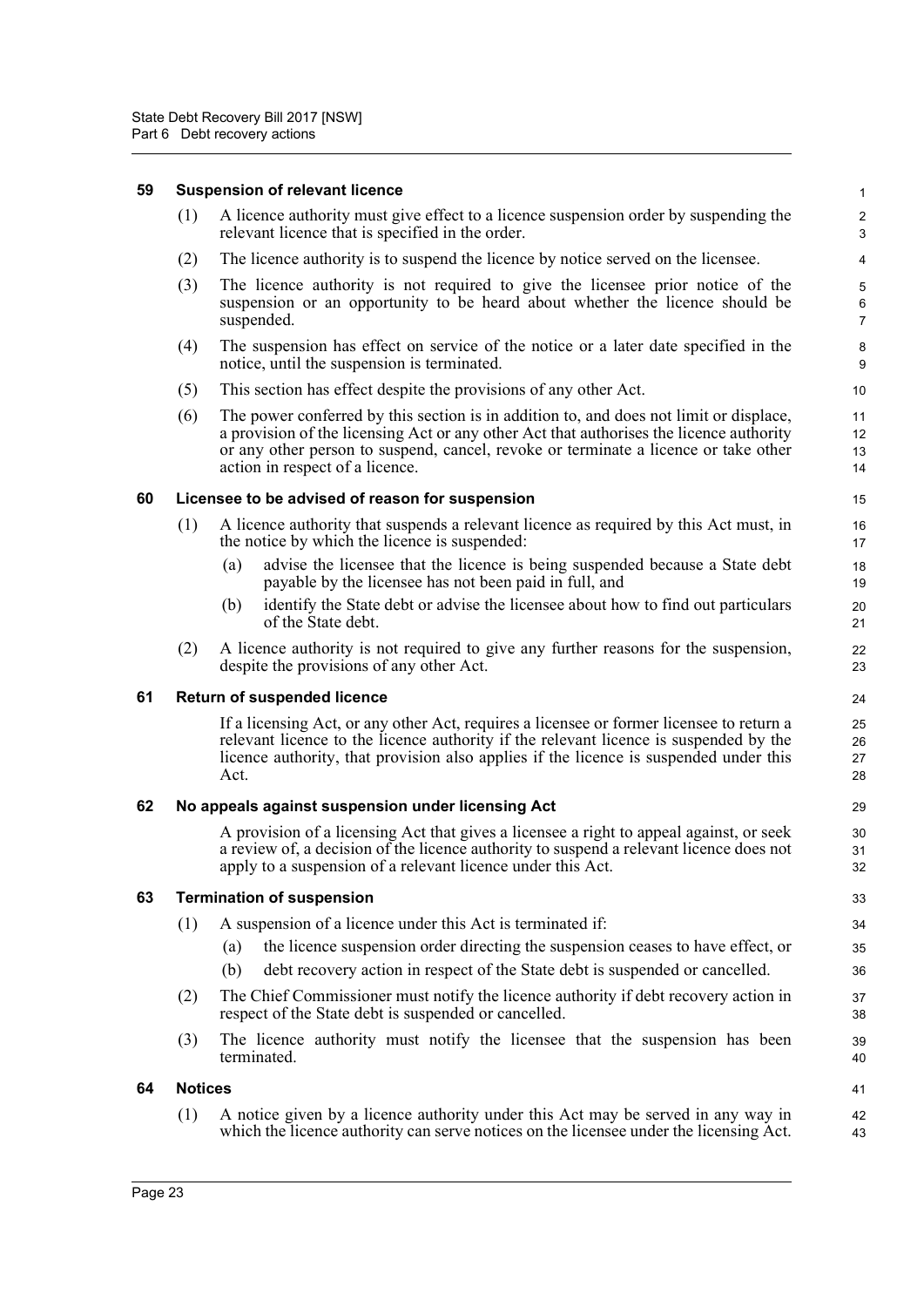### 59 Suspension of relevant licence

(1) A licence authority must give effect to a licence suspension order by suspending the relevant licence that is specified in the order.

(2) The licence authority is to suspend the licence by notice served on the licensee.

(3) The licence authority is not required to give the licensee prior notice of the suspension or an opportunity to be heard about whether the licence should be suspended.

(4) The suspension has effect on service of the notice or a later date specified in the notice, until the suspension is terminated.

(5) This section has effect despite the provisions of any other Act.

(6) The power conferred by this section is in addition to, and does not limit or displace, a provision of the licensing Act or any other Act that authorises the licence authority or any other person to suspend, cancel, revoke or terminate a licence or take other action in respect of a licence.

### 60 Licensee to be advised of reason for suspension

(1) A licence authority that suspends a relevant licence as required by this Act must, in the notice by which the licence is suspended:

- (a) advise the licensee that the licence is being suspended because a State debt payable by the licensee has not been paid in full, and
- (b) identify the State debt or advise the licensee about how to find out particulars of the State debt.

(2) A licence authority is not required to give any further reasons for the suspension, despite the provisions of any other Act.

### 61 Return of suspended licence

If a licensing Act, or any other Act, requires a licensee or former licensee to return a relevant licence to the licence authority if the relevant licence is suspended by the licence authority, that provision also applies if the licence is suspended under this Act.

### 62 No appeals against suspension under licensing Act

A provision of a licensing Act that gives a licensee a right to appeal against, or seek a review of, a decision of the licence authority to suspend a relevant licence does not apply to a suspension of a relevant licence under this Act.

### 63 Termination of suspension

(1) A suspension of a licence under this Act is terminated if:

- (a) the licence suspension order directing the suspension ceases to have effect, or
- (b) debt recovery action in respect of the State debt is suspended or cancelled.

(2) The Chief Commissioner must notify the licence authority if debt recovery action in respect of the State debt is suspended or cancelled.

(3) The licence authority must notify the licensee that the suspension has been terminated.

### 64 Notices

(1) A notice given by a licence authority under this Act may be served in any way in which the licence authority can serve notices on the licensee under the licensing Act.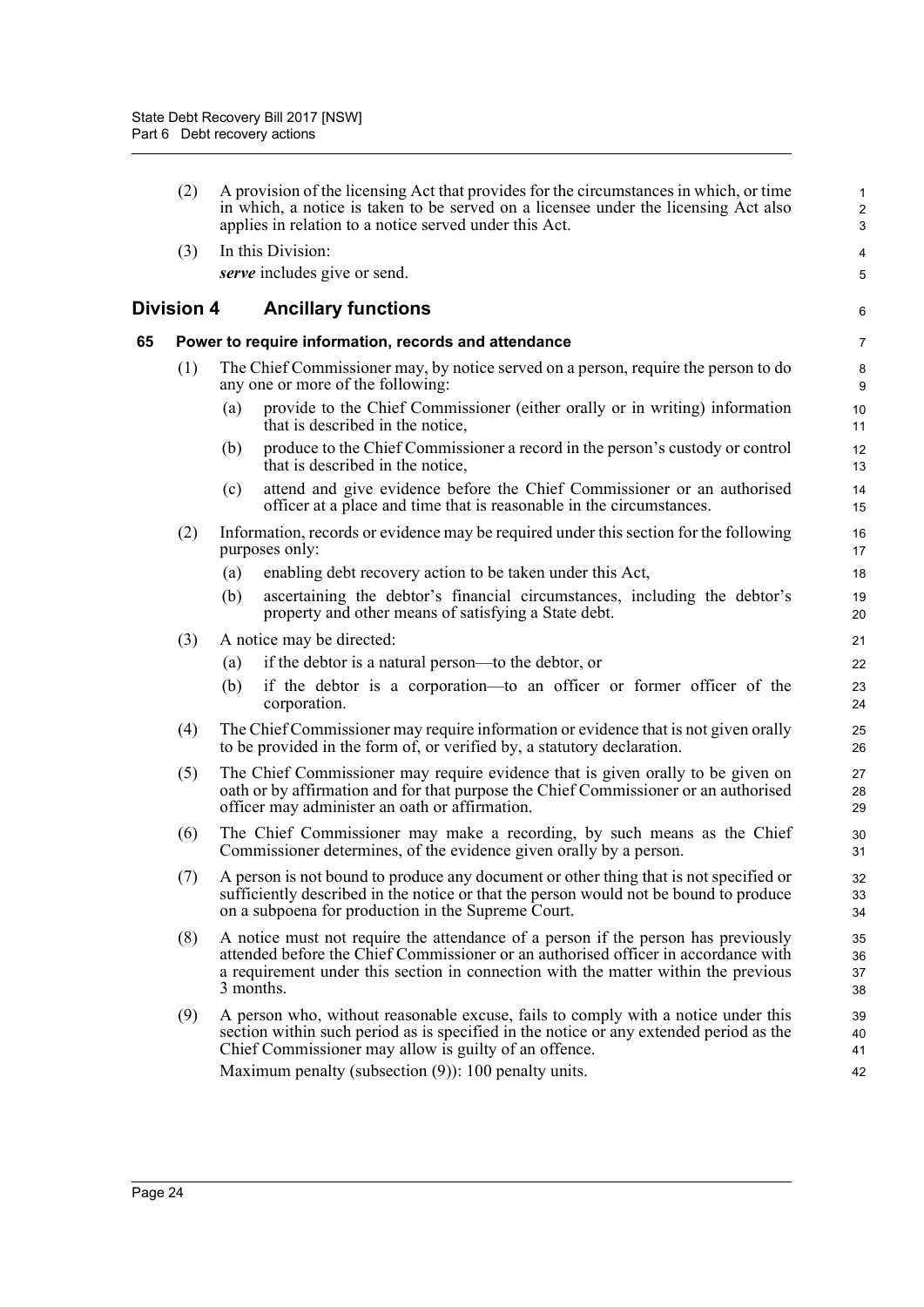(2) A provision of the licensing Act that provides for the circumstances in which, or time in which, a notice is taken to be served on a licensee under the licensing Act also applies in relation to a notice served under this Act.

(3) In this Division:

***serve*** includes give or send.

## Division 4 Ancillary functions

### 65 Power to require information, records and attendance

(1) The Chief Commissioner may, by notice served on a person, require the person to do any one or more of the following:

- (a) provide to the Chief Commissioner (either orally or in writing) information that is described in the notice,
- (b) produce to the Chief Commissioner a record in the person's custody or control that is described in the notice,
- (c) attend and give evidence before the Chief Commissioner or an authorised officer at a place and time that is reasonable in the circumstances.

(2) Information, records or evidence may be required under this section for the following purposes only:

- (a) enabling debt recovery action to be taken under this Act,
- (b) ascertaining the debtor's financial circumstances, including the debtor's property and other means of satisfying a State debt.

(3) A notice may be directed:

- (a) if the debtor is a natural person—to the debtor, or
- (b) if the debtor is a corporation—to an officer or former officer of the corporation.

(4) The Chief Commissioner may require information or evidence that is not given orally to be provided in the form of, or verified by, a statutory declaration.

(5) The Chief Commissioner may require evidence that is given orally to be given on oath or by affirmation and for that purpose the Chief Commissioner or an authorised officer may administer an oath or affirmation.

(6) The Chief Commissioner may make a recording, by such means as the Chief Commissioner determines, of the evidence given orally by a person.

(7) A person is not bound to produce any document or other thing that is not specified or sufficiently described in the notice or that the person would not be bound to produce on a subpoena for production in the Supreme Court.

(8) A notice must not require the attendance of a person if the person has previously attended before the Chief Commissioner or an authorised officer in accordance with a requirement under this section in connection with the matter within the previous 3 months.

(9) A person who, without reasonable excuse, fails to comply with a notice under this section within such period as is specified in the notice or any extended period as the Chief Commissioner may allow is guilty of an offence.

Maximum penalty (subsection (9)): 100 penalty units.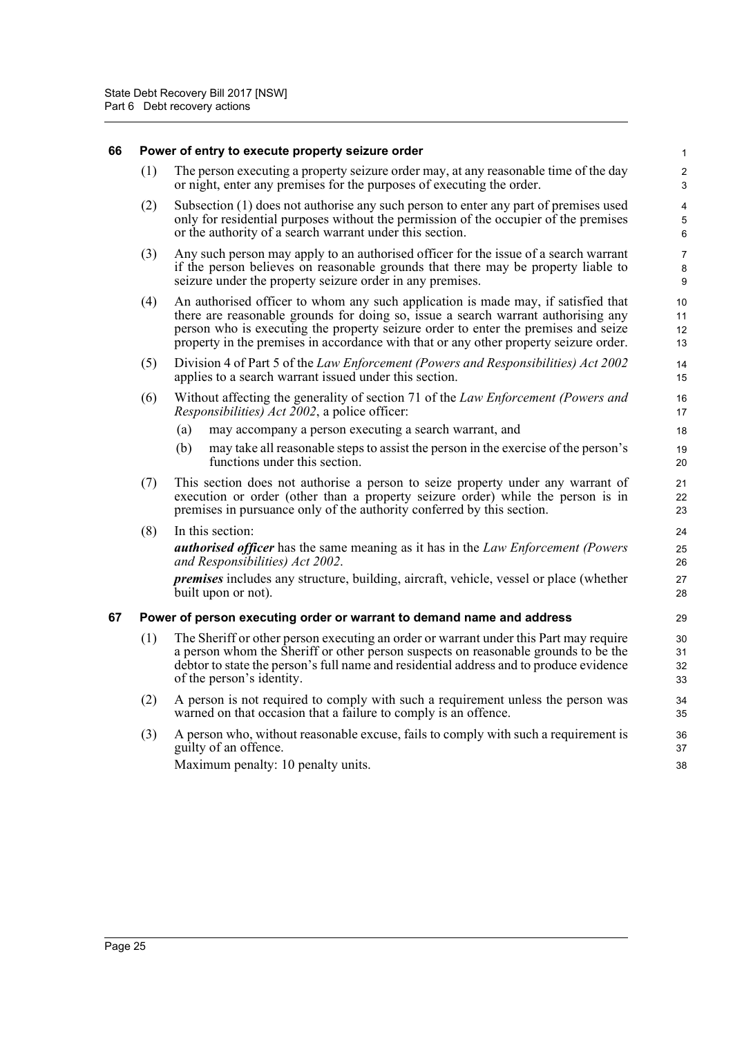## 66 Power of entry to execute property seizure order

(1) The person executing a property seizure order may, at any reasonable time of the day or night, enter any premises for the purposes of executing the order.

(2) Subsection (1) does not authorise any such person to enter any part of premises used only for residential purposes without the permission of the occupier of the premises or the authority of a search warrant under this section.

(3) Any such person may apply to an authorised officer for the issue of a search warrant if the person believes on reasonable grounds that there may be property liable to seizure under the property seizure order in any premises.

(4) An authorised officer to whom any such application is made may, if satisfied that there are reasonable grounds for doing so, issue a search warrant authorising any person who is executing the property seizure order to enter the premises and seize property in the premises in accordance with that or any other property seizure order.

(5) Division 4 of Part 5 of the *Law Enforcement (Powers and Responsibilities) Act 2002* applies to a search warrant issued under this section.

(6) Without affecting the generality of section 71 of the *Law Enforcement (Powers and Responsibilities) Act 2002*, a police officer:

- (a) may accompany a person executing a search warrant, and
- (b) may take all reasonable steps to assist the person in the exercise of the person's functions under this section.

(7) This section does not authorise a person to seize property under any warrant of execution or order (other than a property seizure order) while the person is in premises in pursuance only of the authority conferred by this section.

(8) In this section:

***authorised officer*** has the same meaning as it has in the *Law Enforcement (Powers and Responsibilities) Act 2002*.

***premises*** includes any structure, building, aircraft, vehicle, vessel or place (whether built upon or not).

## 67 Power of person executing order or warrant to demand name and address

(1) The Sheriff or other person executing an order or warrant under this Part may require a person whom the Sheriff or other person suspects on reasonable grounds to be the debtor to state the person's full name and residential address and to produce evidence of the person's identity.

(2) A person is not required to comply with such a requirement unless the person was warned on that occasion that a failure to comply is an offence.

(3) A person who, without reasonable excuse, fails to comply with such a requirement is guilty of an offence.

Maximum penalty: 10 penalty units.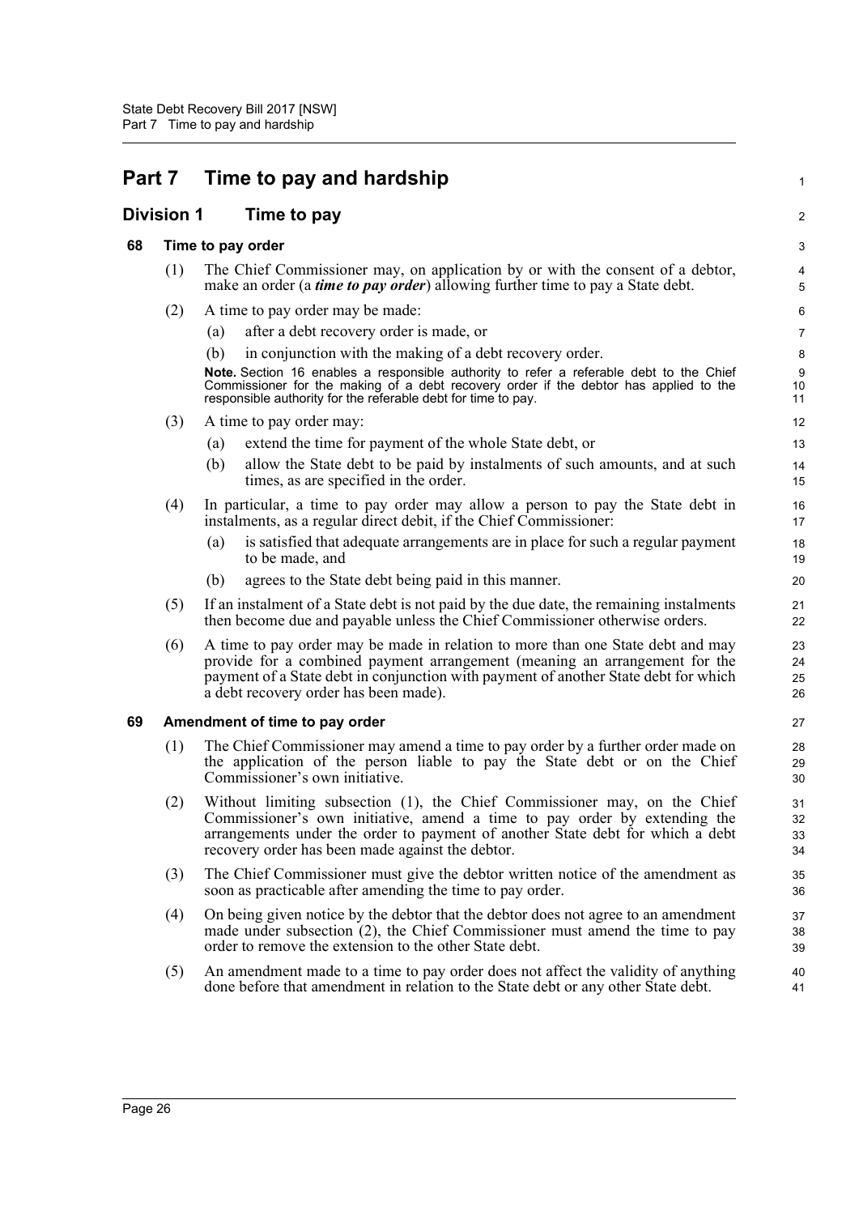# Part 7 Time to pay and hardship

## Division 1 Time to pay

### 68 Time to pay order

(1) The Chief Commissioner may, on application by or with the consent of a debtor, make an order (a ***time to pay order***) allowing further time to pay a State debt.

(2) A time to pay order may be made:

- (a) after a debt recovery order is made, or
- (b) in conjunction with the making of a debt recovery order.

**Note.** Section 16 enables a responsible authority to refer a referable debt to the Chief Commissioner for the making of a debt recovery order if the debtor has applied to the responsible authority for the referable debt for time to pay.

(3) A time to pay order may:

- (a) extend the time for payment of the whole State debt, or
- (b) allow the State debt to be paid by instalments of such amounts, and at such times, as are specified in the order.

(4) In particular, a time to pay order may allow a person to pay the State debt in instalments, as a regular direct debit, if the Chief Commissioner:

- (a) is satisfied that adequate arrangements are in place for such a regular payment to be made, and
- (b) agrees to the State debt being paid in this manner.

(5) If an instalment of a State debt is not paid by the due date, the remaining instalments then become due and payable unless the Chief Commissioner otherwise orders.

(6) A time to pay order may be made in relation to more than one State debt and may provide for a combined payment arrangement (meaning an arrangement for the payment of a State debt in conjunction with payment of another State debt for which a debt recovery order has been made).

### 69 Amendment of time to pay order

(1) The Chief Commissioner may amend a time to pay order by a further order made on the application of the person liable to pay the State debt or on the Chief Commissioner's own initiative.

(2) Without limiting subsection (1), the Chief Commissioner may, on the Chief Commissioner's own initiative, amend a time to pay order by extending the arrangements under the order to payment of another State debt for which a debt recovery order has been made against the debtor.

(3) The Chief Commissioner must give the debtor written notice of the amendment as soon as practicable after amending the time to pay order.

(4) On being given notice by the debtor that the debtor does not agree to an amendment made under subsection (2), the Chief Commissioner must amend the time to pay order to remove the extension to the other State debt.

(5) An amendment made to a time to pay order does not affect the validity of anything done before that amendment in relation to the State debt or any other State debt.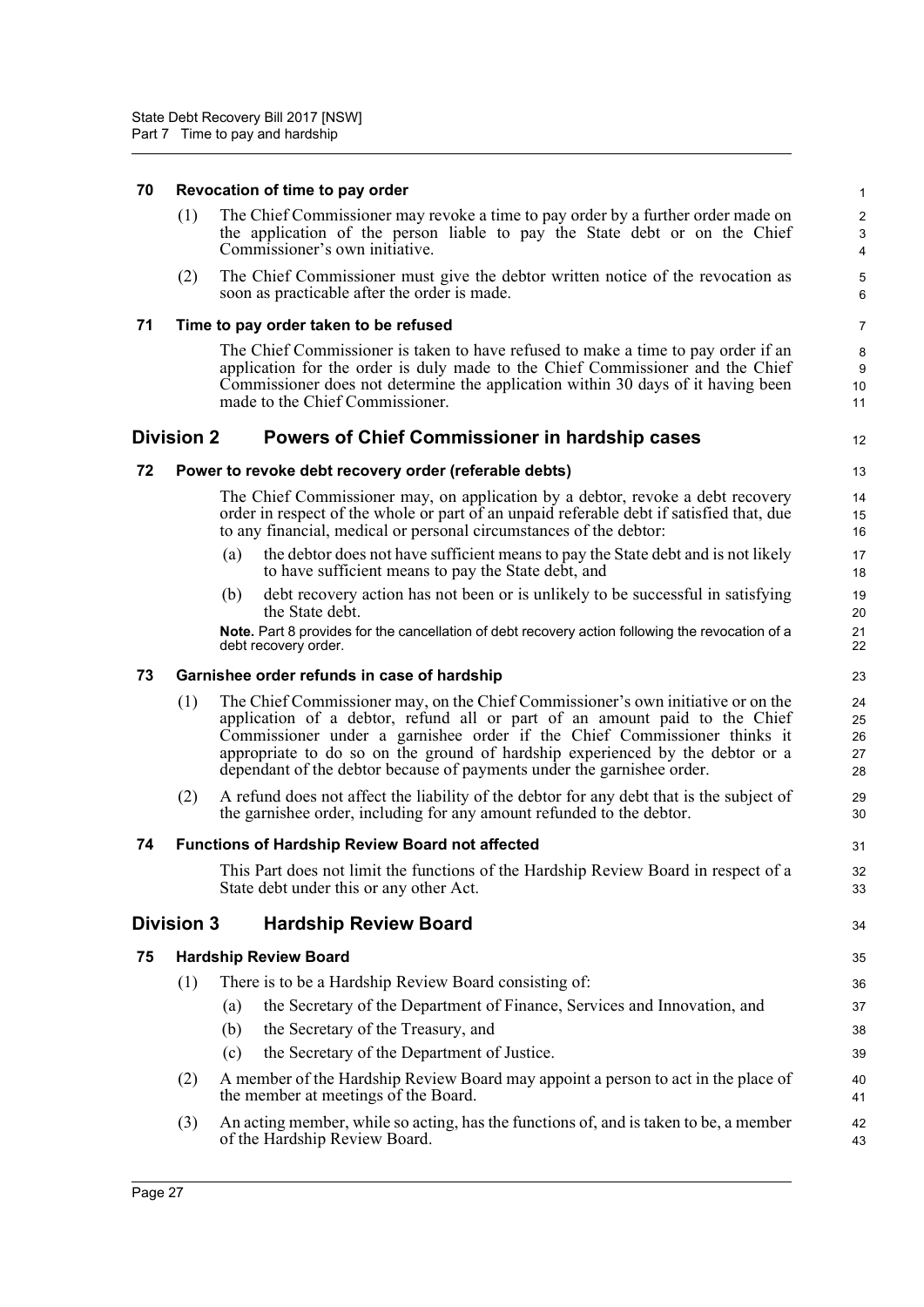### 70 Revocation of time to pay order

(1) The Chief Commissioner may revoke a time to pay order by a further order made on the application of the person liable to pay the State debt or on the Chief Commissioner's own initiative.

(2) The Chief Commissioner must give the debtor written notice of the revocation as soon as practicable after the order is made.

### 71 Time to pay order taken to be refused

The Chief Commissioner is taken to have refused to make a time to pay order if an application for the order is duly made to the Chief Commissioner and the Chief Commissioner does not determine the application within 30 days of it having been made to the Chief Commissioner.

## Division 2 Powers of Chief Commissioner in hardship cases

### 72 Power to revoke debt recovery order (referable debts)

The Chief Commissioner may, on application by a debtor, revoke a debt recovery order in respect of the whole or part of an unpaid referable debt if satisfied that, due to any financial, medical or personal circumstances of the debtor:

(a) the debtor does not have sufficient means to pay the State debt and is not likely to have sufficient means to pay the State debt, and

(b) debt recovery action has not been or is unlikely to be successful in satisfying the State debt.

**Note.** Part 8 provides for the cancellation of debt recovery action following the revocation of a debt recovery order.

### 73 Garnishee order refunds in case of hardship

(1) The Chief Commissioner may, on the Chief Commissioner's own initiative or on the application of a debtor, refund all or part of an amount paid to the Chief Commissioner under a garnishee order if the Chief Commissioner thinks it appropriate to do so on the ground of hardship experienced by the debtor or a dependant of the debtor because of payments under the garnishee order.

(2) A refund does not affect the liability of the debtor for any debt that is the subject of the garnishee order, including for any amount refunded to the debtor.

### 74 Functions of Hardship Review Board not affected

This Part does not limit the functions of the Hardship Review Board in respect of a State debt under this or any other Act.

## Division 3 Hardship Review Board

### 75 Hardship Review Board

(1) There is to be a Hardship Review Board consisting of:

(a) the Secretary of the Department of Finance, Services and Innovation, and

(b) the Secretary of the Treasury, and

(c) the Secretary of the Department of Justice.

(2) A member of the Hardship Review Board may appoint a person to act in the place of the member at meetings of the Board.

(3) An acting member, while so acting, has the functions of, and is taken to be, a member of the Hardship Review Board.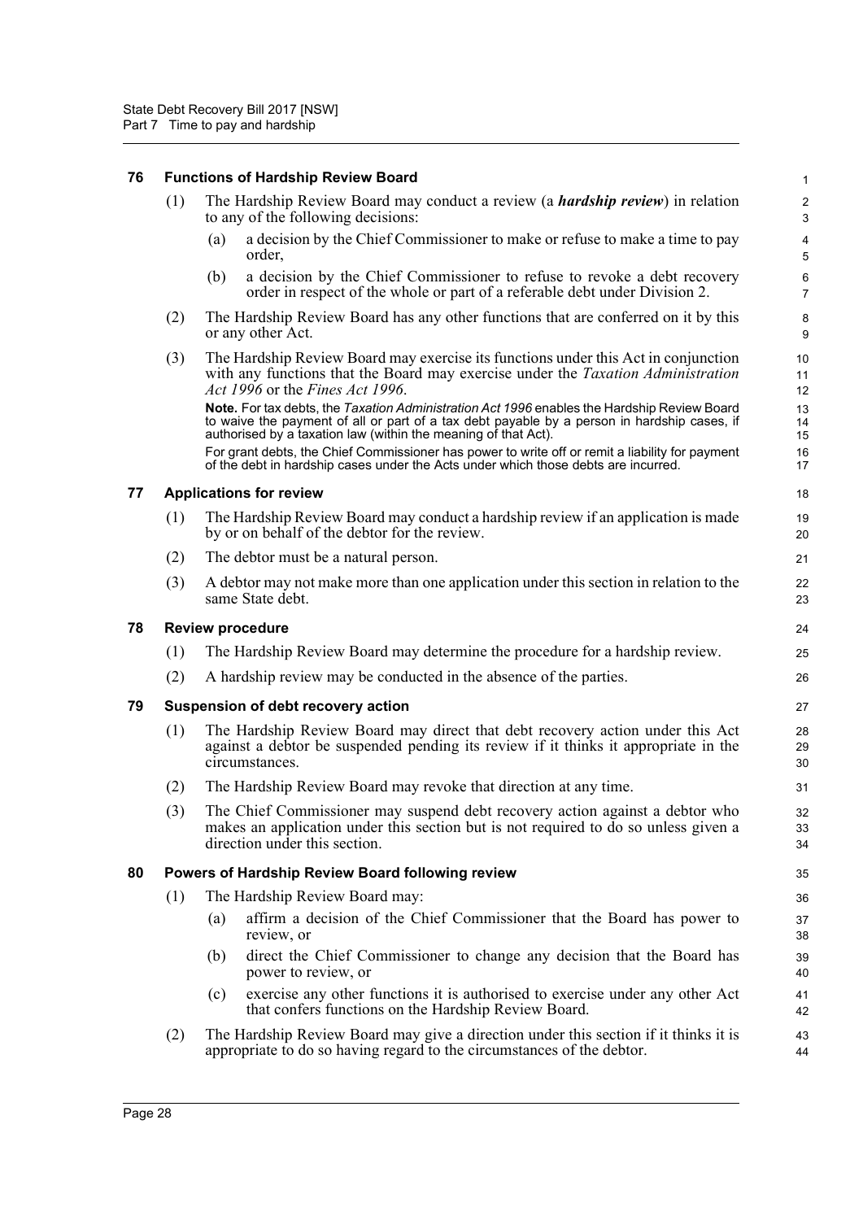## 76 Functions of Hardship Review Board

(1) The Hardship Review Board may conduct a review (a ***hardship review***) in relation to any of the following decisions:

(a) a decision by the Chief Commissioner to make or refuse to make a time to pay order,

(b) a decision by the Chief Commissioner to refuse to revoke a debt recovery order in respect of the whole or part of a referable debt under Division 2.

(2) The Hardship Review Board has any other functions that are conferred on it by this or any other Act.

(3) The Hardship Review Board may exercise its functions under this Act in conjunction with any functions that the Board may exercise under the *Taxation Administration Act 1996* or the *Fines Act 1996*.

**Note.** For tax debts, the *Taxation Administration Act 1996* enables the Hardship Review Board to waive the payment of all or part of a tax debt payable by a person in hardship cases, if authorised by a taxation law (within the meaning of that Act).

For grant debts, the Chief Commissioner has power to write off or remit a liability for payment of the debt in hardship cases under the Acts under which those debts are incurred.

## 77 Applications for review

(1) The Hardship Review Board may conduct a hardship review if an application is made by or on behalf of the debtor for the review.

(2) The debtor must be a natural person.

(3) A debtor may not make more than one application under this section in relation to the same State debt.

## 78 Review procedure

(1) The Hardship Review Board may determine the procedure for a hardship review.

(2) A hardship review may be conducted in the absence of the parties.

## 79 Suspension of debt recovery action

(1) The Hardship Review Board may direct that debt recovery action under this Act against a debtor be suspended pending its review if it thinks it appropriate in the circumstances.

(2) The Hardship Review Board may revoke that direction at any time.

(3) The Chief Commissioner may suspend debt recovery action against a debtor who makes an application under this section but is not required to do so unless given a direction under this section.

## 80 Powers of Hardship Review Board following review

(1) The Hardship Review Board may:

(a) affirm a decision of the Chief Commissioner that the Board has power to review, or

(b) direct the Chief Commissioner to change any decision that the Board has power to review, or

(c) exercise any other functions it is authorised to exercise under any other Act that confers functions on the Hardship Review Board.

(2) The Hardship Review Board may give a direction under this section if it thinks it is appropriate to do so having regard to the circumstances of the debtor.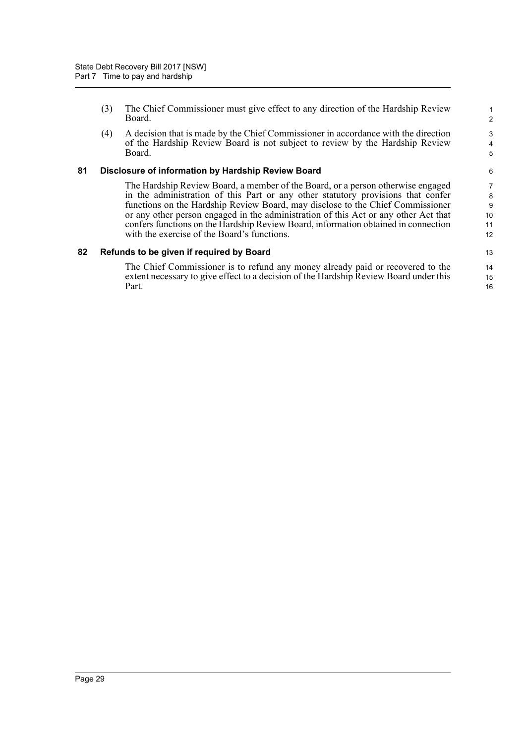(3) The Chief Commissioner must give effect to any direction of the Hardship Review Board.

(4) A decision that is made by the Chief Commissioner in accordance with the direction of the Hardship Review Board is not subject to review by the Hardship Review Board.

### 81 Disclosure of information by Hardship Review Board

The Hardship Review Board, a member of the Board, or a person otherwise engaged in the administration of this Part or any other statutory provisions that confer functions on the Hardship Review Board, may disclose to the Chief Commissioner or any other person engaged in the administration of this Act or any other Act that confers functions on the Hardship Review Board, information obtained in connection with the exercise of the Board's functions.

### 82 Refunds to be given if required by Board

The Chief Commissioner is to refund any money already paid or recovered to the extent necessary to give effect to a decision of the Hardship Review Board under this Part.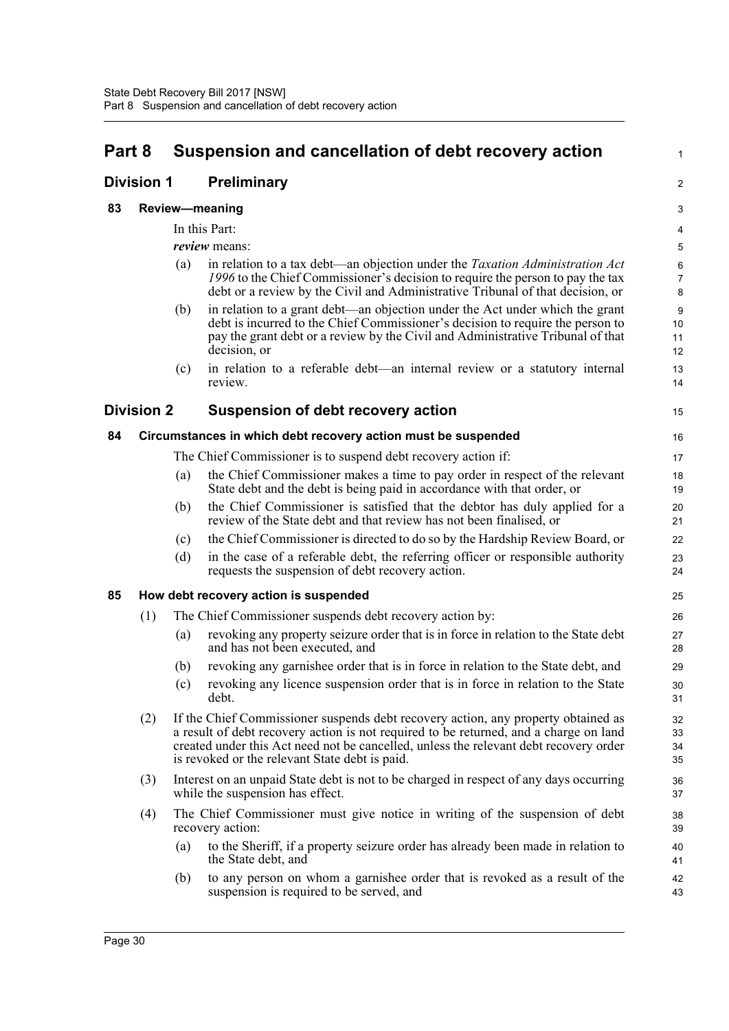# Part 8 Suspension and cancellation of debt recovery action

## Division 1 Preliminary

### 83 Review—meaning

In this Part:

***review*** means:

(a) in relation to a tax debt—an objection under the *Taxation Administration Act 1996* to the Chief Commissioner's decision to require the person to pay the tax debt or a review by the Civil and Administrative Tribunal of that decision, or

(b) in relation to a grant debt—an objection under the Act under which the grant debt is incurred to the Chief Commissioner's decision to require the person to pay the grant debt or a review by the Civil and Administrative Tribunal of that decision, or

(c) in relation to a referable debt—an internal review or a statutory internal review.

## Division 2 Suspension of debt recovery action

### 84 Circumstances in which debt recovery action must be suspended

The Chief Commissioner is to suspend debt recovery action if:

(a) the Chief Commissioner makes a time to pay order in respect of the relevant State debt and the debt is being paid in accordance with that order, or

(b) the Chief Commissioner is satisfied that the debtor has duly applied for a review of the State debt and that review has not been finalised, or

(c) the Chief Commissioner is directed to do so by the Hardship Review Board, or

(d) in the case of a referable debt, the referring officer or responsible authority requests the suspension of debt recovery action.

### 85 How debt recovery action is suspended

(1) The Chief Commissioner suspends debt recovery action by:

(a) revoking any property seizure order that is in force in relation to the State debt and has not been executed, and

(b) revoking any garnishee order that is in force in relation to the State debt, and

(c) revoking any licence suspension order that is in force in relation to the State debt.

(2) If the Chief Commissioner suspends debt recovery action, any property obtained as a result of debt recovery action is not required to be returned, and a charge on land created under this Act need not be cancelled, unless the relevant debt recovery order is revoked or the relevant State debt is paid.

(3) Interest on an unpaid State debt is not to be charged in respect of any days occurring while the suspension has effect.

(4) The Chief Commissioner must give notice in writing of the suspension of debt recovery action:

(a) to the Sheriff, if a property seizure order has already been made in relation to the State debt, and

(b) to any person on whom a garnishee order that is revoked as a result of the suspension is required to be served, and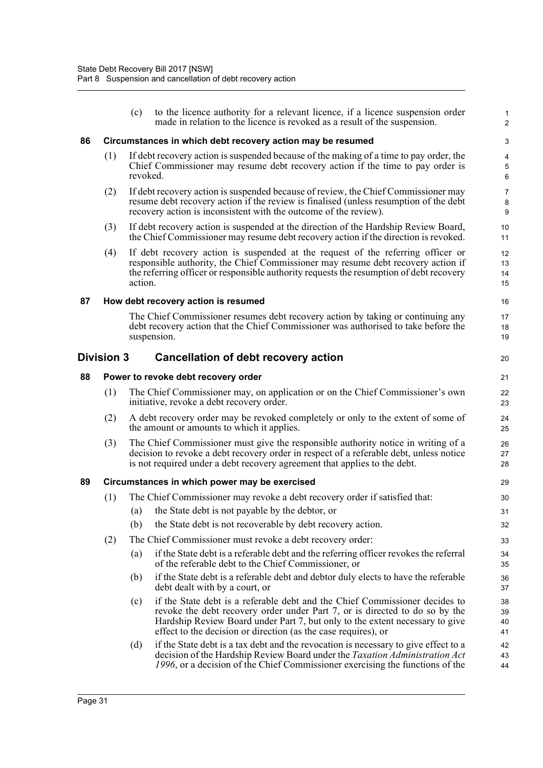(c) to the licence authority for a relevant licence, if a licence suspension order made in relation to the licence is revoked as a result of the suspension.

### 86 Circumstances in which debt recovery action may be resumed

(1) If debt recovery action is suspended because of the making of a time to pay order, the Chief Commissioner may resume debt recovery action if the time to pay order is revoked.

(2) If debt recovery action is suspended because of review, the Chief Commissioner may resume debt recovery action if the review is finalised (unless resumption of the debt recovery action is inconsistent with the outcome of the review).

(3) If debt recovery action is suspended at the direction of the Hardship Review Board, the Chief Commissioner may resume debt recovery action if the direction is revoked.

(4) If debt recovery action is suspended at the request of the referring officer or responsible authority, the Chief Commissioner may resume debt recovery action if the referring officer or responsible authority requests the resumption of debt recovery action.

### 87 How debt recovery action is resumed

The Chief Commissioner resumes debt recovery action by taking or continuing any debt recovery action that the Chief Commissioner was authorised to take before the suspension.

## Division 3 Cancellation of debt recovery action

### 88 Power to revoke debt recovery order

(1) The Chief Commissioner may, on application or on the Chief Commissioner's own initiative, revoke a debt recovery order.

(2) A debt recovery order may be revoked completely or only to the extent of some of the amount or amounts to which it applies.

(3) The Chief Commissioner must give the responsible authority notice in writing of a decision to revoke a debt recovery order in respect of a referable debt, unless notice is not required under a debt recovery agreement that applies to the debt.

### 89 Circumstances in which power may be exercised

(1) The Chief Commissioner may revoke a debt recovery order if satisfied that:

(a) the State debt is not payable by the debtor, or

(b) the State debt is not recoverable by debt recovery action.

(2) The Chief Commissioner must revoke a debt recovery order:

(a) if the State debt is a referable debt and the referring officer revokes the referral of the referable debt to the Chief Commissioner, or

(b) if the State debt is a referable debt and debtor duly elects to have the referable debt dealt with by a court, or

(c) if the State debt is a referable debt and the Chief Commissioner decides to revoke the debt recovery order under Part 7, or is directed to do so by the Hardship Review Board under Part 7, but only to the extent necessary to give effect to the decision or direction (as the case requires), or

(d) if the State debt is a tax debt and the revocation is necessary to give effect to a decision of the Hardship Review Board under the *Taxation Administration Act 1996*, or a decision of the Chief Commissioner exercising the functions of the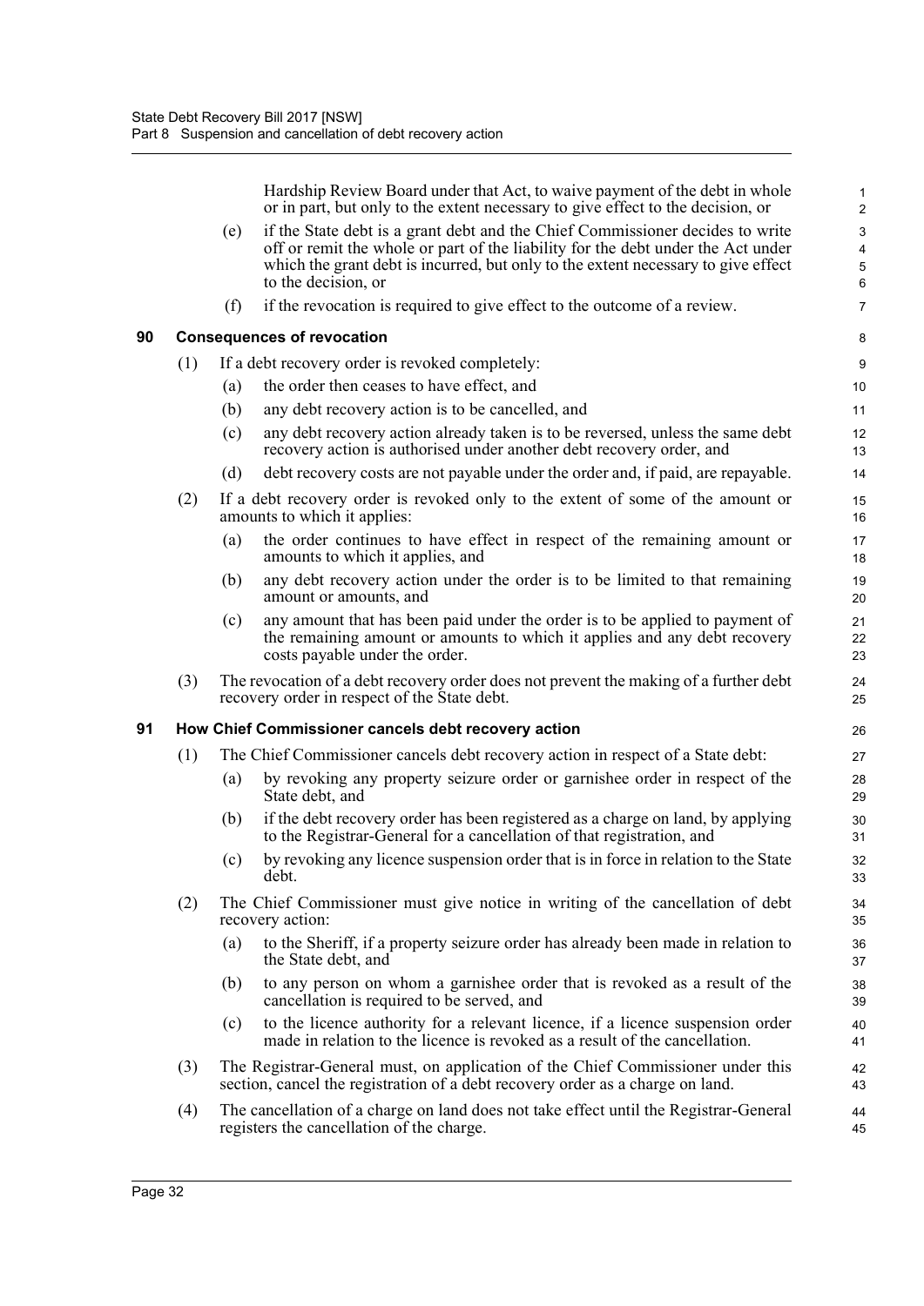Hardship Review Board under that Act, to waive payment of the debt in whole or in part, but only to the extent necessary to give effect to the decision, or

(e) if the State debt is a grant debt and the Chief Commissioner decides to write off or remit the whole or part of the liability for the debt under the Act under which the grant debt is incurred, but only to the extent necessary to give effect to the decision, or

(f) if the revocation is required to give effect to the outcome of a review.

### 90 Consequences of revocation

(1) If a debt recovery order is revoked completely:

(a) the order then ceases to have effect, and

(b) any debt recovery action is to be cancelled, and

(c) any debt recovery action already taken is to be reversed, unless the same debt recovery action is authorised under another debt recovery order, and

(d) debt recovery costs are not payable under the order and, if paid, are repayable.

(2) If a debt recovery order is revoked only to the extent of some of the amount or amounts to which it applies:

(a) the order continues to have effect in respect of the remaining amount or amounts to which it applies, and

(b) any debt recovery action under the order is to be limited to that remaining amount or amounts, and

(c) any amount that has been paid under the order is to be applied to payment of the remaining amount or amounts to which it applies and any debt recovery costs payable under the order.

(3) The revocation of a debt recovery order does not prevent the making of a further debt recovery order in respect of the State debt.

### 91 How Chief Commissioner cancels debt recovery action

(1) The Chief Commissioner cancels debt recovery action in respect of a State debt:

(a) by revoking any property seizure order or garnishee order in respect of the State debt, and

(b) if the debt recovery order has been registered as a charge on land, by applying to the Registrar-General for a cancellation of that registration, and

(c) by revoking any licence suspension order that is in force in relation to the State debt.

(2) The Chief Commissioner must give notice in writing of the cancellation of debt recovery action:

(a) to the Sheriff, if a property seizure order has already been made in relation to the State debt, and

(b) to any person on whom a garnishee order that is revoked as a result of the cancellation is required to be served, and

(c) to the licence authority for a relevant licence, if a licence suspension order made in relation to the licence is revoked as a result of the cancellation.

(3) The Registrar-General must, on application of the Chief Commissioner under this section, cancel the registration of a debt recovery order as a charge on land.

(4) The cancellation of a charge on land does not take effect until the Registrar-General registers the cancellation of the charge.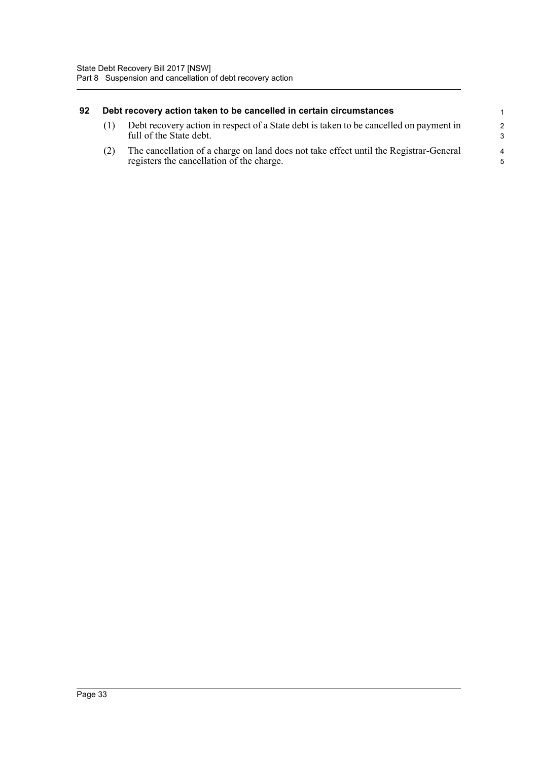## 92 Debt recovery action taken to be cancelled in certain circumstances

(1) Debt recovery action in respect of a State debt is taken to be cancelled on payment in full of the State debt.

(2) The cancellation of a charge on land does not take effect until the Registrar-General registers the cancellation of the charge.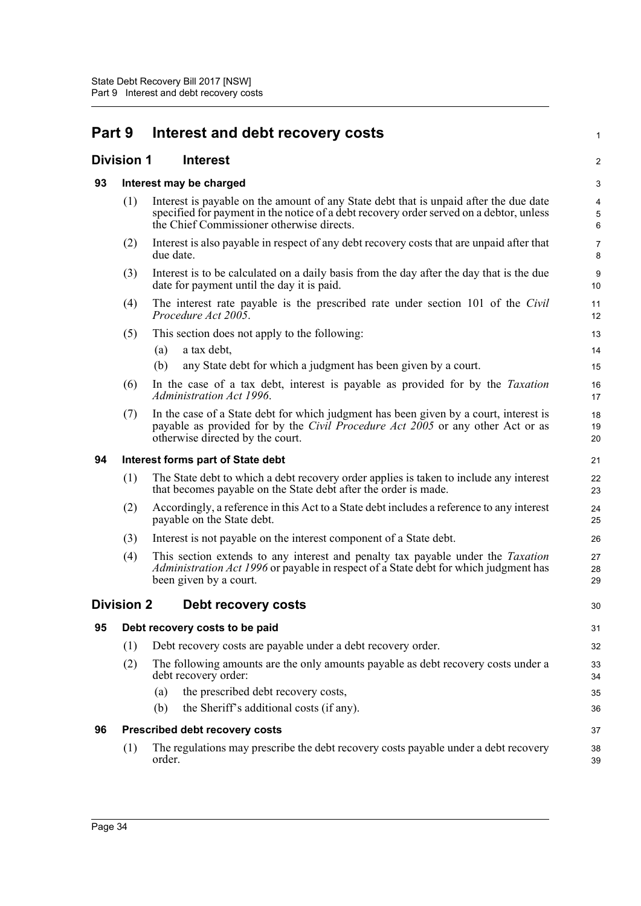# Part 9 Interest and debt recovery costs

## Division 1 Interest

### 93 Interest may be charged

(1) Interest is payable on the amount of any State debt that is unpaid after the due date specified for payment in the notice of a debt recovery order served on a debtor, unless the Chief Commissioner otherwise directs.

(2) Interest is also payable in respect of any debt recovery costs that are unpaid after that due date.

(3) Interest is to be calculated on a daily basis from the day after the day that is the due date for payment until the day it is paid.

(4) The interest rate payable is the prescribed rate under section 101 of the *Civil Procedure Act 2005*.

(5) This section does not apply to the following:

- (a) a tax debt,
- (b) any State debt for which a judgment has been given by a court.

(6) In the case of a tax debt, interest is payable as provided for by the *Taxation Administration Act 1996*.

(7) In the case of a State debt for which judgment has been given by a court, interest is payable as provided for by the *Civil Procedure Act 2005* or any other Act or as otherwise directed by the court.

### 94 Interest forms part of State debt

(1) The State debt to which a debt recovery order applies is taken to include any interest that becomes payable on the State debt after the order is made.

(2) Accordingly, a reference in this Act to a State debt includes a reference to any interest payable on the State debt.

(3) Interest is not payable on the interest component of a State debt.

(4) This section extends to any interest and penalty tax payable under the *Taxation Administration Act 1996* or payable in respect of a State debt for which judgment has been given by a court.

## Division 2 Debt recovery costs

### 95 Debt recovery costs to be paid

(1) Debt recovery costs are payable under a debt recovery order.

(2) The following amounts are the only amounts payable as debt recovery costs under a debt recovery order:

- (a) the prescribed debt recovery costs,
- (b) the Sheriff's additional costs (if any).

### 96 Prescribed debt recovery costs

(1) The regulations may prescribe the debt recovery costs payable under a debt recovery order.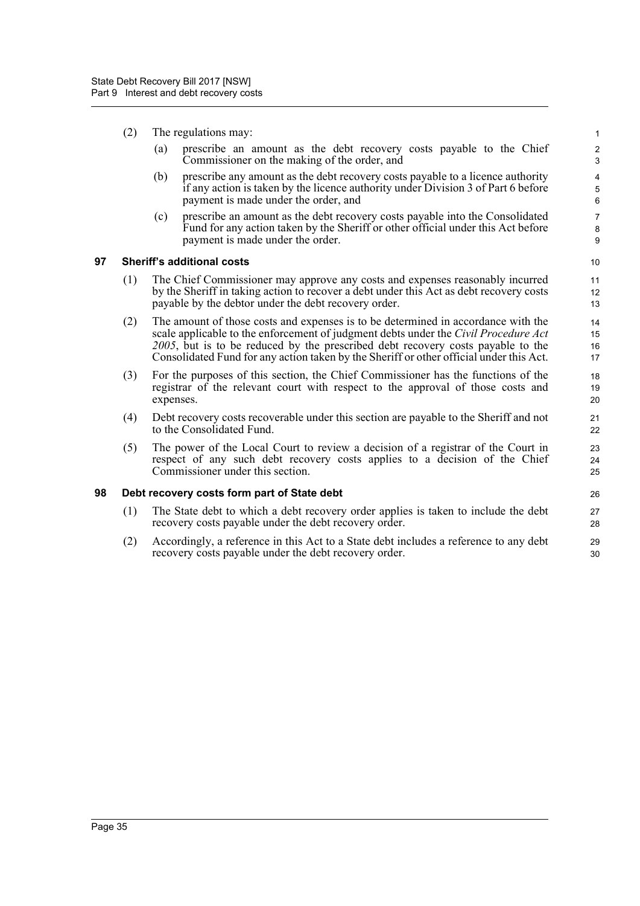(2) The regulations may:

(a) prescribe an amount as the debt recovery costs payable to the Chief Commissioner on the making of the order, and

(b) prescribe any amount as the debt recovery costs payable to a licence authority if any action is taken by the licence authority under Division 3 of Part 6 before payment is made under the order, and

(c) prescribe an amount as the debt recovery costs payable into the Consolidated Fund for any action taken by the Sheriff or other official under this Act before payment is made under the order.

### 97 Sheriff's additional costs

(1) The Chief Commissioner may approve any costs and expenses reasonably incurred by the Sheriff in taking action to recover a debt under this Act as debt recovery costs payable by the debtor under the debt recovery order.

(2) The amount of those costs and expenses is to be determined in accordance with the scale applicable to the enforcement of judgment debts under the *Civil Procedure Act 2005*, but is to be reduced by the prescribed debt recovery costs payable to the Consolidated Fund for any action taken by the Sheriff or other official under this Act.

(3) For the purposes of this section, the Chief Commissioner has the functions of the registrar of the relevant court with respect to the approval of those costs and expenses.

(4) Debt recovery costs recoverable under this section are payable to the Sheriff and not to the Consolidated Fund.

(5) The power of the Local Court to review a decision of a registrar of the Court in respect of any such debt recovery costs applies to a decision of the Chief Commissioner under this section.

### 98 Debt recovery costs form part of State debt

(1) The State debt to which a debt recovery order applies is taken to include the debt recovery costs payable under the debt recovery order.

(2) Accordingly, a reference in this Act to a State debt includes a reference to any debt recovery costs payable under the debt recovery order.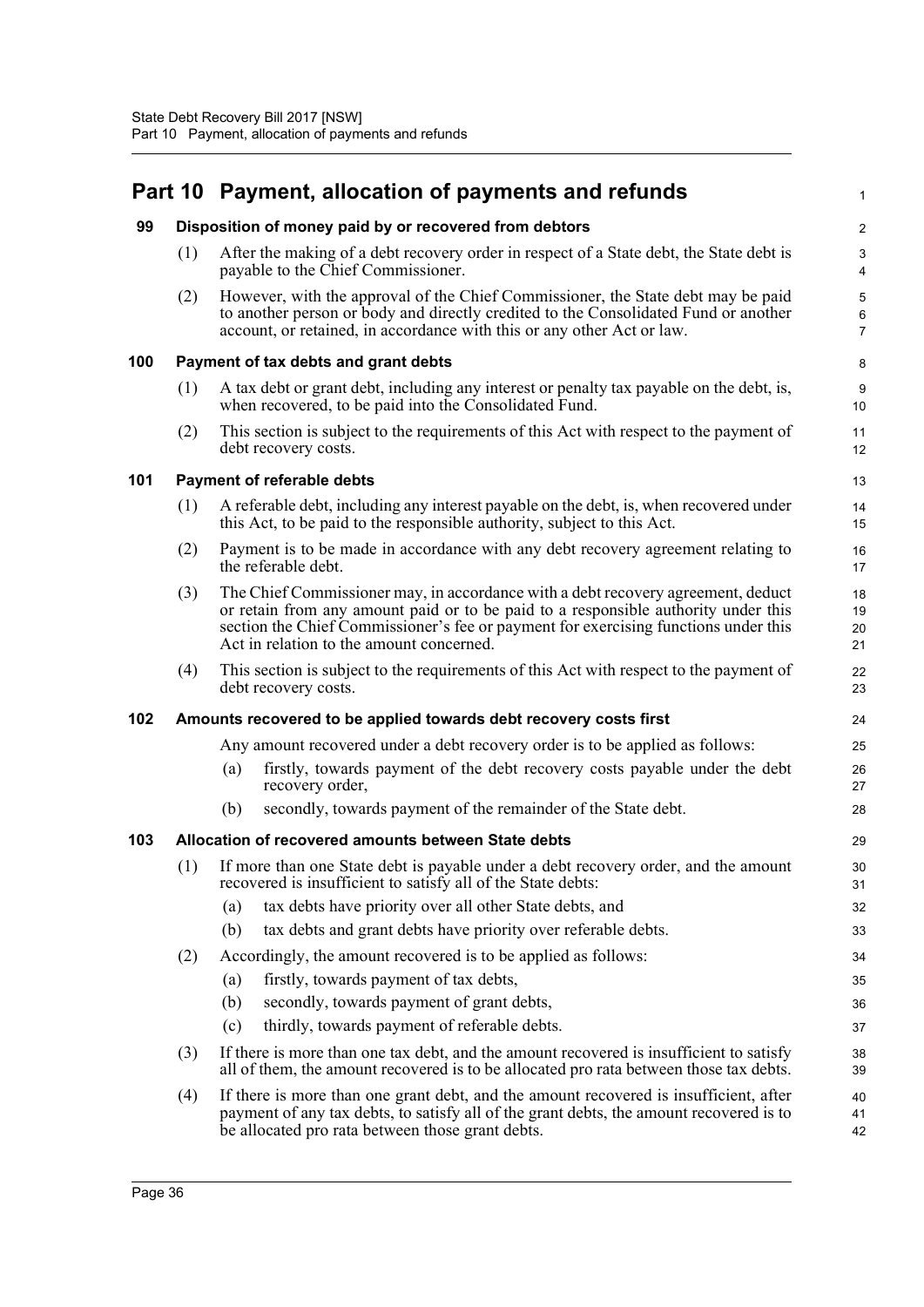# Part 10 Payment, allocation of payments and refunds

### 99 Disposition of money paid by or recovered from debtors

(1) After the making of a debt recovery order in respect of a State debt, the State debt is payable to the Chief Commissioner.

(2) However, with the approval of the Chief Commissioner, the State debt may be paid to another person or body and directly credited to the Consolidated Fund or another account, or retained, in accordance with this or any other Act or law.

### 100 Payment of tax debts and grant debts

(1) A tax debt or grant debt, including any interest or penalty tax payable on the debt, is, when recovered, to be paid into the Consolidated Fund.

(2) This section is subject to the requirements of this Act with respect to the payment of debt recovery costs.

### 101 Payment of referable debts

(1) A referable debt, including any interest payable on the debt, is, when recovered under this Act, to be paid to the responsible authority, subject to this Act.

(2) Payment is to be made in accordance with any debt recovery agreement relating to the referable debt.

(3) The Chief Commissioner may, in accordance with a debt recovery agreement, deduct or retain from any amount paid or to be paid to a responsible authority under this section the Chief Commissioner's fee or payment for exercising functions under this Act in relation to the amount concerned.

(4) This section is subject to the requirements of this Act with respect to the payment of debt recovery costs.

### 102 Amounts recovered to be applied towards debt recovery costs first

Any amount recovered under a debt recovery order is to be applied as follows:

(a) firstly, towards payment of the debt recovery costs payable under the debt recovery order,

(b) secondly, towards payment of the remainder of the State debt.

### 103 Allocation of recovered amounts between State debts

(1) If more than one State debt is payable under a debt recovery order, and the amount recovered is insufficient to satisfy all of the State debts:

(a) tax debts have priority over all other State debts, and

(b) tax debts and grant debts have priority over referable debts.

(2) Accordingly, the amount recovered is to be applied as follows:

(a) firstly, towards payment of tax debts,

(b) secondly, towards payment of grant debts,

(c) thirdly, towards payment of referable debts.

(3) If there is more than one tax debt, and the amount recovered is insufficient to satisfy all of them, the amount recovered is to be allocated pro rata between those tax debts.

(4) If there is more than one grant debt, and the amount recovered is insufficient, after payment of any tax debts, to satisfy all of the grant debts, the amount recovered is to be allocated pro rata between those grant debts.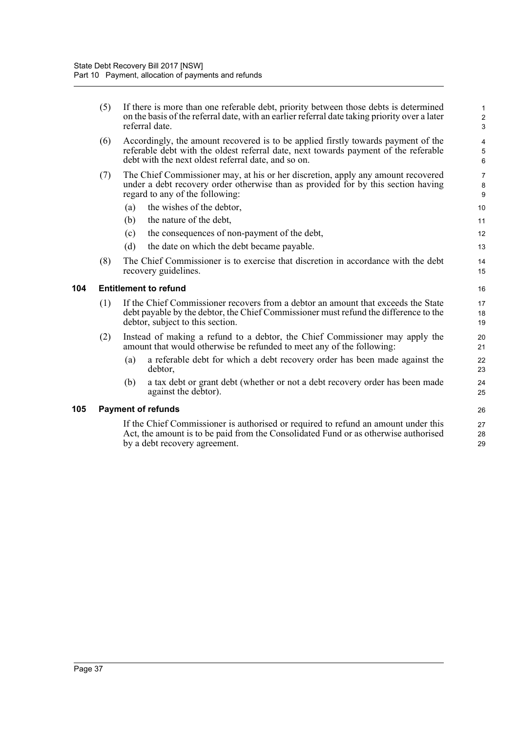(5) If there is more than one referable debt, priority between those debts is determined on the basis of the referral date, with an earlier referral date taking priority over a later referral date.

(6) Accordingly, the amount recovered is to be applied firstly towards payment of the referable debt with the oldest referral date, next towards payment of the referable debt with the next oldest referral date, and so on.

(7) The Chief Commissioner may, at his or her discretion, apply any amount recovered under a debt recovery order otherwise than as provided for by this section having regard to any of the following:

- (a) the wishes of the debtor,
- (b) the nature of the debt,
- (c) the consequences of non-payment of the debt,
- (d) the date on which the debt became payable.

(8) The Chief Commissioner is to exercise that discretion in accordance with the debt recovery guidelines.

### 104 Entitlement to refund

(1) If the Chief Commissioner recovers from a debtor an amount that exceeds the State debt payable by the debtor, the Chief Commissioner must refund the difference to the debtor, subject to this section.

(2) Instead of making a refund to a debtor, the Chief Commissioner may apply the amount that would otherwise be refunded to meet any of the following:

- (a) a referable debt for which a debt recovery order has been made against the debtor,
- (b) a tax debt or grant debt (whether or not a debt recovery order has been made against the debtor).

### 105 Payment of refunds

If the Chief Commissioner is authorised or required to refund an amount under this Act, the amount is to be paid from the Consolidated Fund or as otherwise authorised by a debt recovery agreement.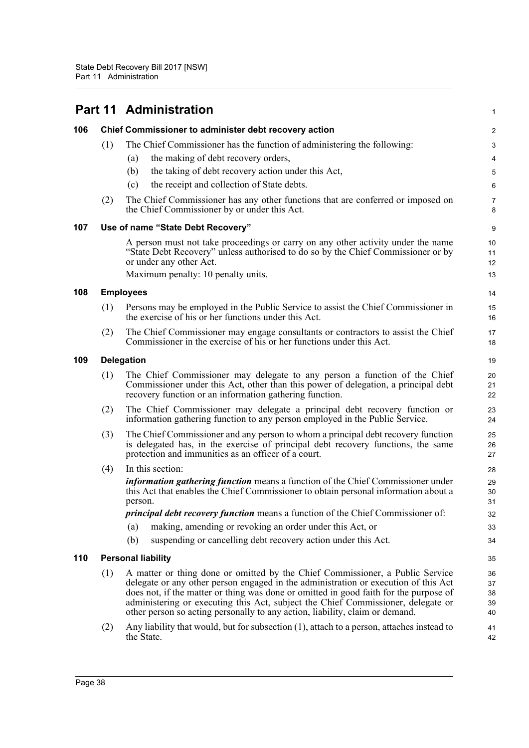# Part 11 Administration

## 106 Chief Commissioner to administer debt recovery action

(1) The Chief Commissioner has the function of administering the following:

- (a) the making of debt recovery orders,
- (b) the taking of debt recovery action under this Act,
- (c) the receipt and collection of State debts.

(2) The Chief Commissioner has any other functions that are conferred or imposed on the Chief Commissioner by or under this Act.

## 107 Use of name "State Debt Recovery"

A person must not take proceedings or carry on any other activity under the name "State Debt Recovery" unless authorised to do so by the Chief Commissioner or by or under any other Act.

Maximum penalty: 10 penalty units.

## 108 Employees

(1) Persons may be employed in the Public Service to assist the Chief Commissioner in the exercise of his or her functions under this Act.

(2) The Chief Commissioner may engage consultants or contractors to assist the Chief Commissioner in the exercise of his or her functions under this Act.

## 109 Delegation

(1) The Chief Commissioner may delegate to any person a function of the Chief Commissioner under this Act, other than this power of delegation, a principal debt recovery function or an information gathering function.

(2) The Chief Commissioner may delegate a principal debt recovery function or information gathering function to any person employed in the Public Service.

(3) The Chief Commissioner and any person to whom a principal debt recovery function is delegated has, in the exercise of principal debt recovery functions, the same protection and immunities as an officer of a court.

(4) In this section:

***information gathering function*** means a function of the Chief Commissioner under this Act that enables the Chief Commissioner to obtain personal information about a person.

***principal debt recovery function*** means a function of the Chief Commissioner of:

- (a) making, amending or revoking an order under this Act, or
- (b) suspending or cancelling debt recovery action under this Act.

## 110 Personal liability

(1) A matter or thing done or omitted by the Chief Commissioner, a Public Service delegate or any other person engaged in the administration or execution of this Act does not, if the matter or thing was done or omitted in good faith for the purpose of administering or executing this Act, subject the Chief Commissioner, delegate or other person so acting personally to any action, liability, claim or demand.

(2) Any liability that would, but for subsection (1), attach to a person, attaches instead to the State.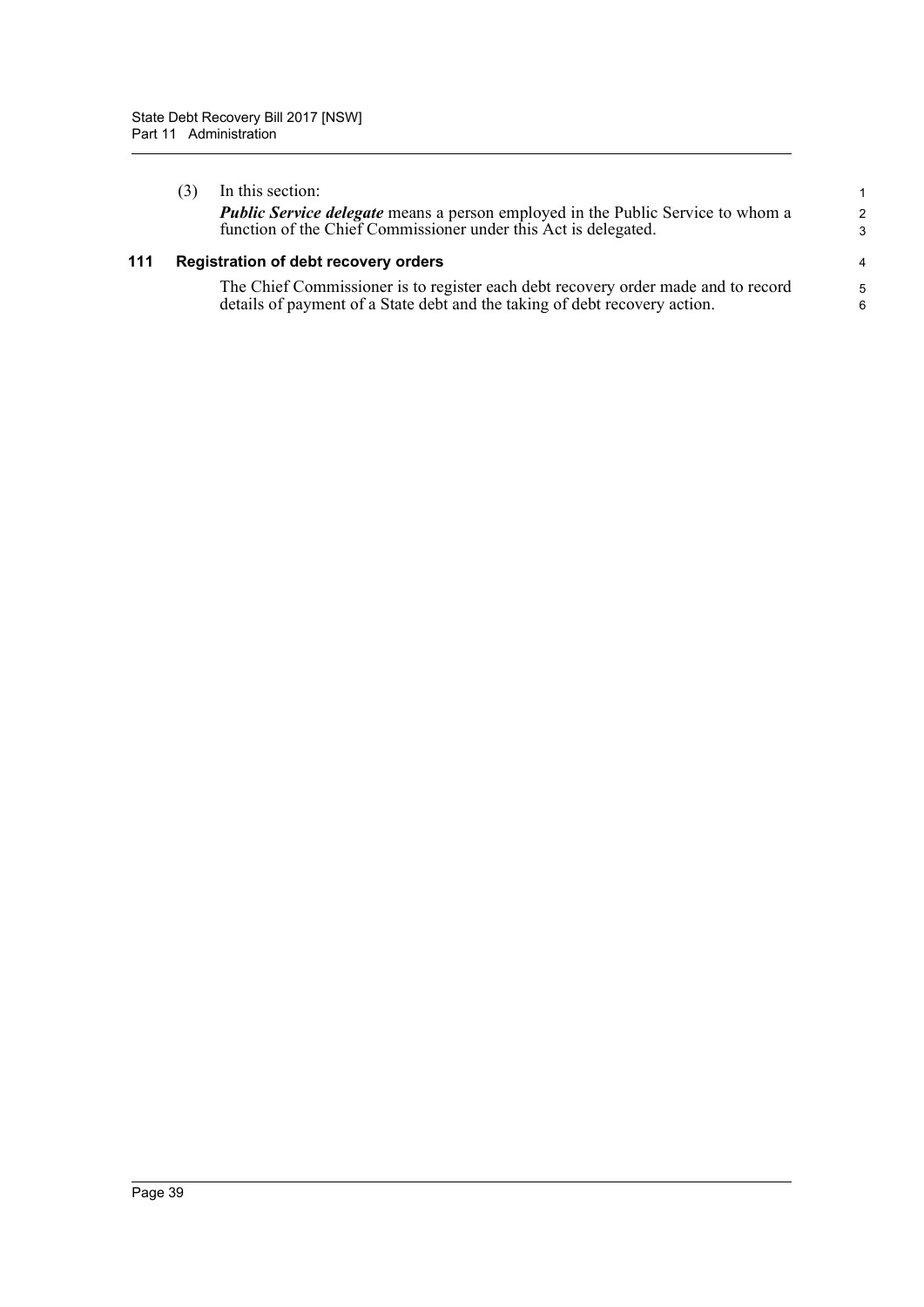(3) In this section:

***Public Service delegate*** means a person employed in the Public Service to whom a function of the Chief Commissioner under this Act is delegated.

### 111 Registration of debt recovery orders

The Chief Commissioner is to register each debt recovery order made and to record details of payment of a State debt and the taking of debt recovery action.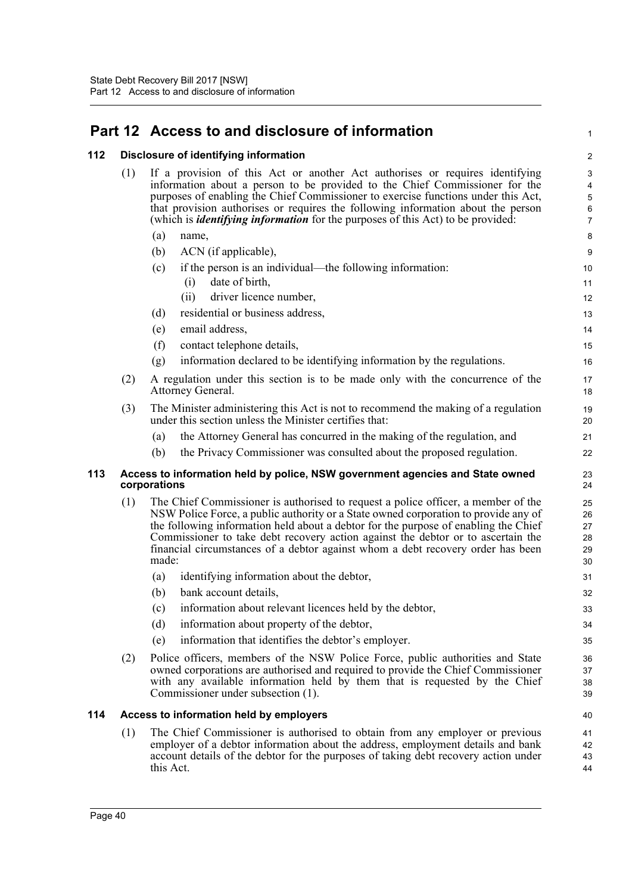# Part 12 Access to and disclosure of information

## 112 Disclosure of identifying information

(1) If a provision of this Act or another Act authorises or requires identifying information about a person to be provided to the Chief Commissioner for the purposes of enabling the Chief Commissioner to exercise functions under this Act, that provision authorises or requires the following information about the person (which is ***identifying information*** for the purposes of this Act) to be provided:

- (a) name,
- (b) ACN (if applicable),
- (c) if the person is an individual—the following information:
  - (i) date of birth,
  - (ii) driver licence number,
- (d) residential or business address,
- (e) email address,
- (f) contact telephone details,
- (g) information declared to be identifying information by the regulations.

(2) A regulation under this section is to be made only with the concurrence of the Attorney General.

(3) The Minister administering this Act is not to recommend the making of a regulation under this section unless the Minister certifies that:

- (a) the Attorney General has concurred in the making of the regulation, and
- (b) the Privacy Commissioner was consulted about the proposed regulation.

## 113 Access to information held by police, NSW government agencies and State owned corporations

(1) The Chief Commissioner is authorised to request a police officer, a member of the NSW Police Force, a public authority or a State owned corporation to provide any of the following information held about a debtor for the purpose of enabling the Chief Commissioner to take debt recovery action against the debtor or to ascertain the financial circumstances of a debtor against whom a debt recovery order has been made:

- (a) identifying information about the debtor,
- (b) bank account details,
- (c) information about relevant licences held by the debtor,
- (d) information about property of the debtor,
- (e) information that identifies the debtor's employer.

(2) Police officers, members of the NSW Police Force, public authorities and State owned corporations are authorised and required to provide the Chief Commissioner with any available information held by them that is requested by the Chief Commissioner under subsection (1).

## 114 Access to information held by employers

(1) The Chief Commissioner is authorised to obtain from any employer or previous employer of a debtor information about the address, employment details and bank account details of the debtor for the purposes of taking debt recovery action under this Act.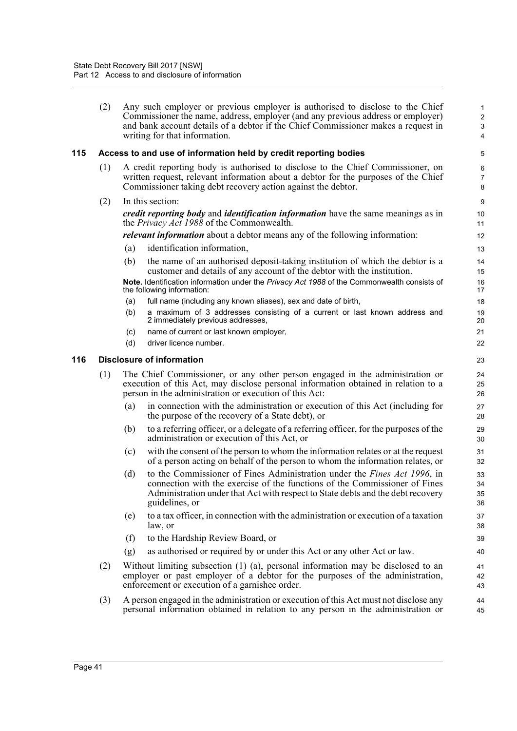(2) Any such employer or previous employer is authorised to disclose to the Chief Commissioner the name, address, employer (and any previous address or employer) and bank account details of a debtor if the Chief Commissioner makes a request in writing for that information.

### 115 Access to and use of information held by credit reporting bodies

(1) A credit reporting body is authorised to disclose to the Chief Commissioner, on written request, relevant information about a debtor for the purposes of the Chief Commissioner taking debt recovery action against the debtor.

(2) In this section:

***credit reporting body*** and ***identification information*** have the same meanings as in the *Privacy Act 1988* of the Commonwealth.

***relevant information*** about a debtor means any of the following information:

(a) identification information,

(b) the name of an authorised deposit-taking institution of which the debtor is a customer and details of any account of the debtor with the institution.

**Note.** Identification information under the *Privacy Act 1988* of the Commonwealth consists of the following information:

(a) full name (including any known aliases), sex and date of birth,

(b) a maximum of 3 addresses consisting of a current or last known address and 2 immediately previous addresses,

(c) name of current or last known employer,

(d) driver licence number.

### 116 Disclosure of information

(1) The Chief Commissioner, or any other person engaged in the administration or execution of this Act, may disclose personal information obtained in relation to a person in the administration or execution of this Act:

(a) in connection with the administration or execution of this Act (including for the purpose of the recovery of a State debt), or

(b) to a referring officer, or a delegate of a referring officer, for the purposes of the administration or execution of this Act, or

(c) with the consent of the person to whom the information relates or at the request of a person acting on behalf of the person to whom the information relates, or

(d) to the Commissioner of Fines Administration under the *Fines Act 1996*, in connection with the exercise of the functions of the Commissioner of Fines Administration under that Act with respect to State debts and the debt recovery guidelines, or

(e) to a tax officer, in connection with the administration or execution of a taxation law, or

(f) to the Hardship Review Board, or

(g) as authorised or required by or under this Act or any other Act or law.

(2) Without limiting subsection (1) (a), personal information may be disclosed to an employer or past employer of a debtor for the purposes of the administration, enforcement or execution of a garnishee order.

(3) A person engaged in the administration or execution of this Act must not disclose any personal information obtained in relation to any person in the administration or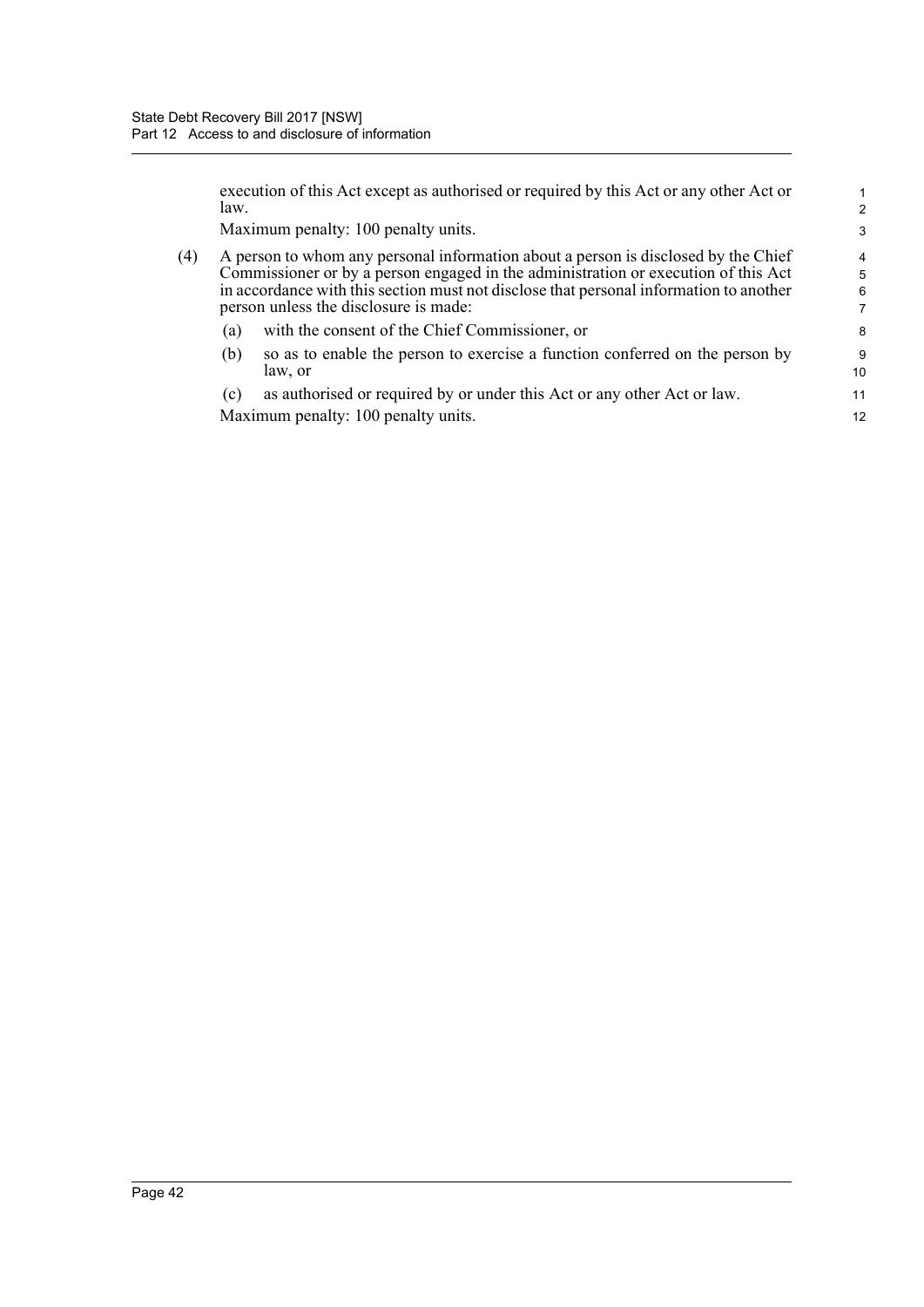execution of this Act except as authorised or required by this Act or any other Act or law.

Maximum penalty: 100 penalty units.

(4) A person to whom any personal information about a person is disclosed by the Chief Commissioner or by a person engaged in the administration or execution of this Act in accordance with this section must not disclose that personal information to another person unless the disclosure is made:

(a) with the consent of the Chief Commissioner, or

(b) so as to enable the person to exercise a function conferred on the person by law, or

(c) as authorised or required by or under this Act or any other Act or law.

Maximum penalty: 100 penalty units.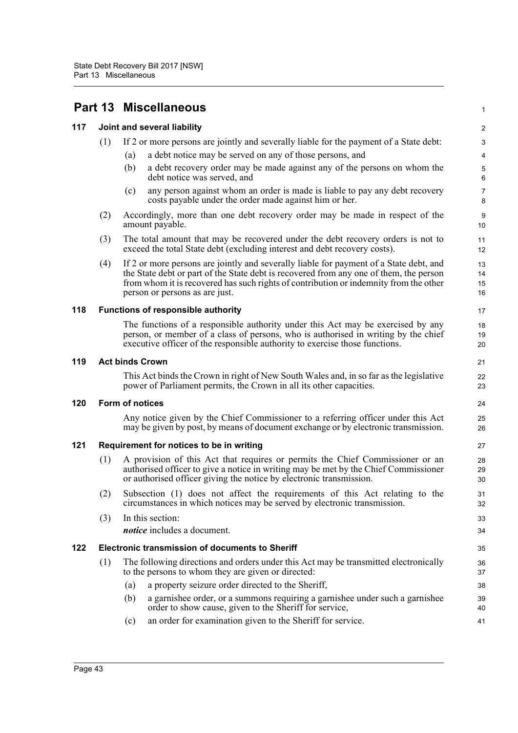# Part 13 Miscellaneous

## 117 Joint and several liability

(1) If 2 or more persons are jointly and severally liable for the payment of a State debt:

(a) a debt notice may be served on any of those persons, and

(b) a debt recovery order may be made against any of the persons on whom the debt notice was served, and

(c) any person against whom an order is made is liable to pay any debt recovery costs payable under the order made against him or her.

(2) Accordingly, more than one debt recovery order may be made in respect of the amount payable.

(3) The total amount that may be recovered under the debt recovery orders is not to exceed the total State debt (excluding interest and debt recovery costs).

(4) If 2 or more persons are jointly and severally liable for payment of a State debt, and the State debt or part of the State debt is recovered from any one of them, the person from whom it is recovered has such rights of contribution or indemnity from the other person or persons as are just.

## 118 Functions of responsible authority

The functions of a responsible authority under this Act may be exercised by any person, or member of a class of persons, who is authorised in writing by the chief executive officer of the responsible authority to exercise those functions.

## 119 Act binds Crown

This Act binds the Crown in right of New South Wales and, in so far as the legislative power of Parliament permits, the Crown in all its other capacities.

## 120 Form of notices

Any notice given by the Chief Commissioner to a referring officer under this Act may be given by post, by means of document exchange or by electronic transmission.

## 121 Requirement for notices to be in writing

(1) A provision of this Act that requires or permits the Chief Commissioner or an authorised officer to give a notice in writing may be met by the Chief Commissioner or authorised officer giving the notice by electronic transmission.

(2) Subsection (1) does not affect the requirements of this Act relating to the circumstances in which notices may be served by electronic transmission.

(3) In this section:

***notice*** includes a document.

## 122 Electronic transmission of documents to Sheriff

(1) The following directions and orders under this Act may be transmitted electronically to the persons to whom they are given or directed:

(a) a property seizure order directed to the Sheriff,

(b) a garnishee order, or a summons requiring a garnishee under such a garnishee order to show cause, given to the Sheriff for service,

(c) an order for examination given to the Sheriff for service.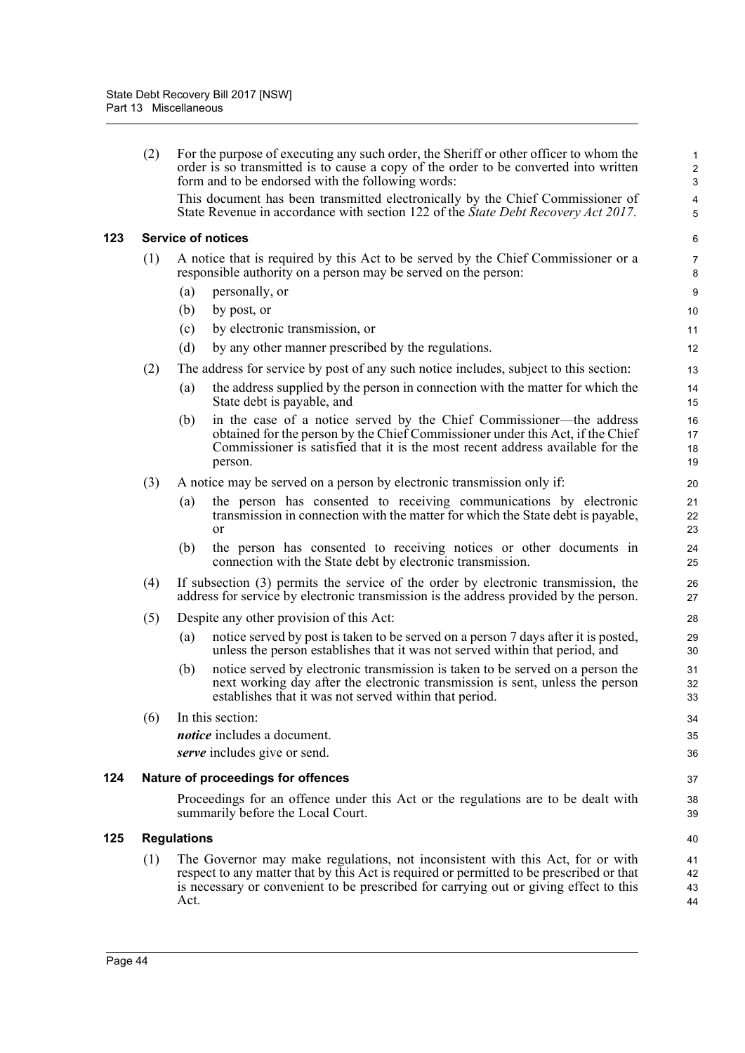(2) For the purpose of executing any such order, the Sheriff or other officer to whom the order is so transmitted is to cause a copy of the order to be converted into written form and to be endorsed with the following words:

This document has been transmitted electronically by the Chief Commissioner of State Revenue in accordance with section 122 of the *State Debt Recovery Act 2017*.

### 123 Service of notices

(1) A notice that is required by this Act to be served by the Chief Commissioner or a responsible authority on a person may be served on the person:

- (a) personally, or
- (b) by post, or
- (c) by electronic transmission, or
- (d) by any other manner prescribed by the regulations.

(2) The address for service by post of any such notice includes, subject to this section:

- (a) the address supplied by the person in connection with the matter for which the State debt is payable, and
- (b) in the case of a notice served by the Chief Commissioner—the address obtained for the person by the Chief Commissioner under this Act, if the Chief Commissioner is satisfied that it is the most recent address available for the person.

(3) A notice may be served on a person by electronic transmission only if:

- (a) the person has consented to receiving communications by electronic transmission in connection with the matter for which the State debt is payable, or
- (b) the person has consented to receiving notices or other documents in connection with the State debt by electronic transmission.

(4) If subsection (3) permits the service of the order by electronic transmission, the address for service by electronic transmission is the address provided by the person.

(5) Despite any other provision of this Act:

- (a) notice served by post is taken to be served on a person 7 days after it is posted, unless the person establishes that it was not served within that period, and
- (b) notice served by electronic transmission is taken to be served on a person the next working day after the electronic transmission is sent, unless the person establishes that it was not served within that period.

(6) In this section:

***notice*** includes a document.

***serve*** includes give or send.

### 124 Nature of proceedings for offences

Proceedings for an offence under this Act or the regulations are to be dealt with summarily before the Local Court.

### 125 Regulations

(1) The Governor may make regulations, not inconsistent with this Act, for or with respect to any matter that by this Act is required or permitted to be prescribed or that is necessary or convenient to be prescribed for carrying out or giving effect to this Act.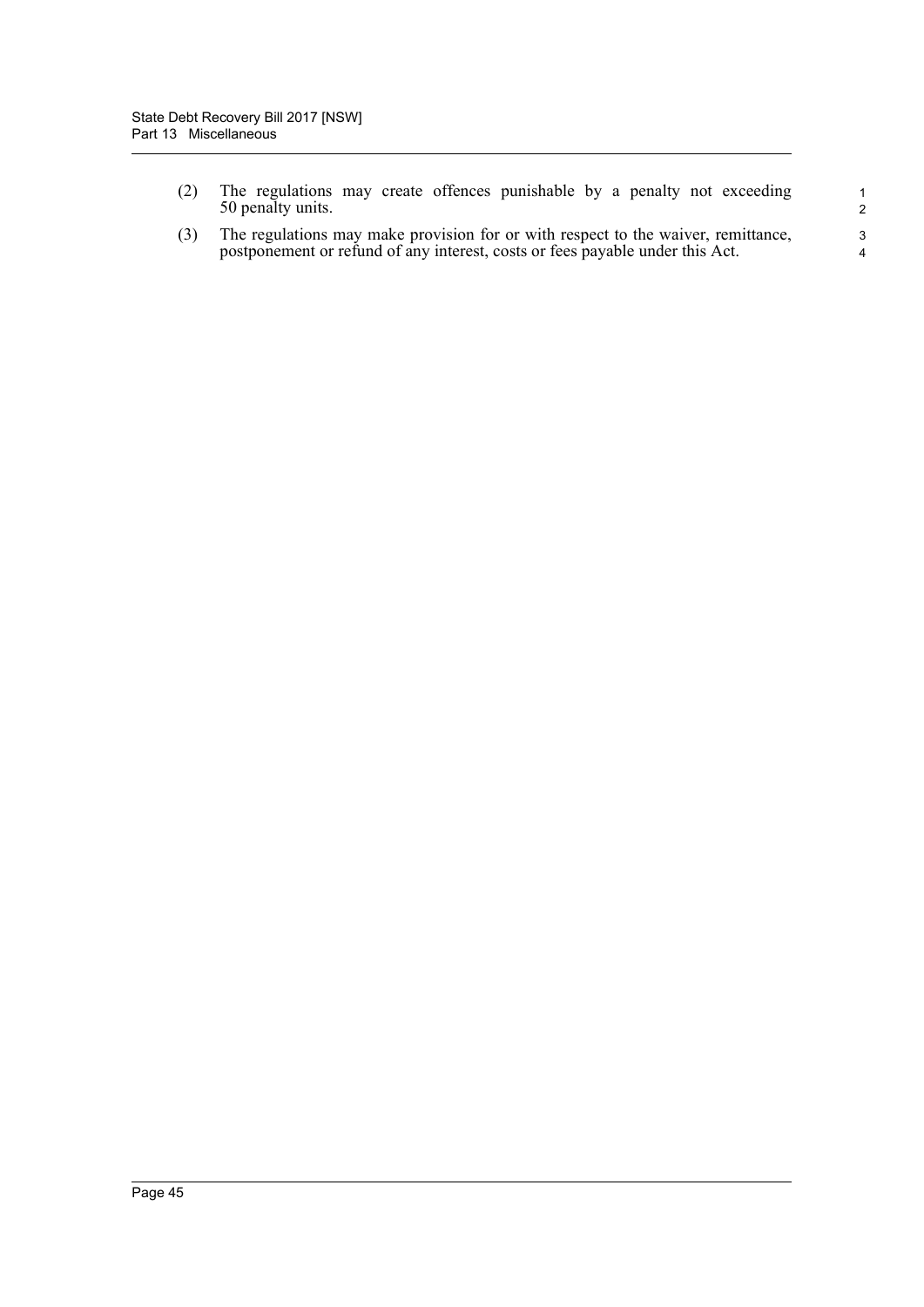(2) The regulations may create offences punishable by a penalty not exceeding 50 penalty units.

(3) The regulations may make provision for or with respect to the waiver, remittance, postponement or refund of any interest, costs or fees payable under this Act.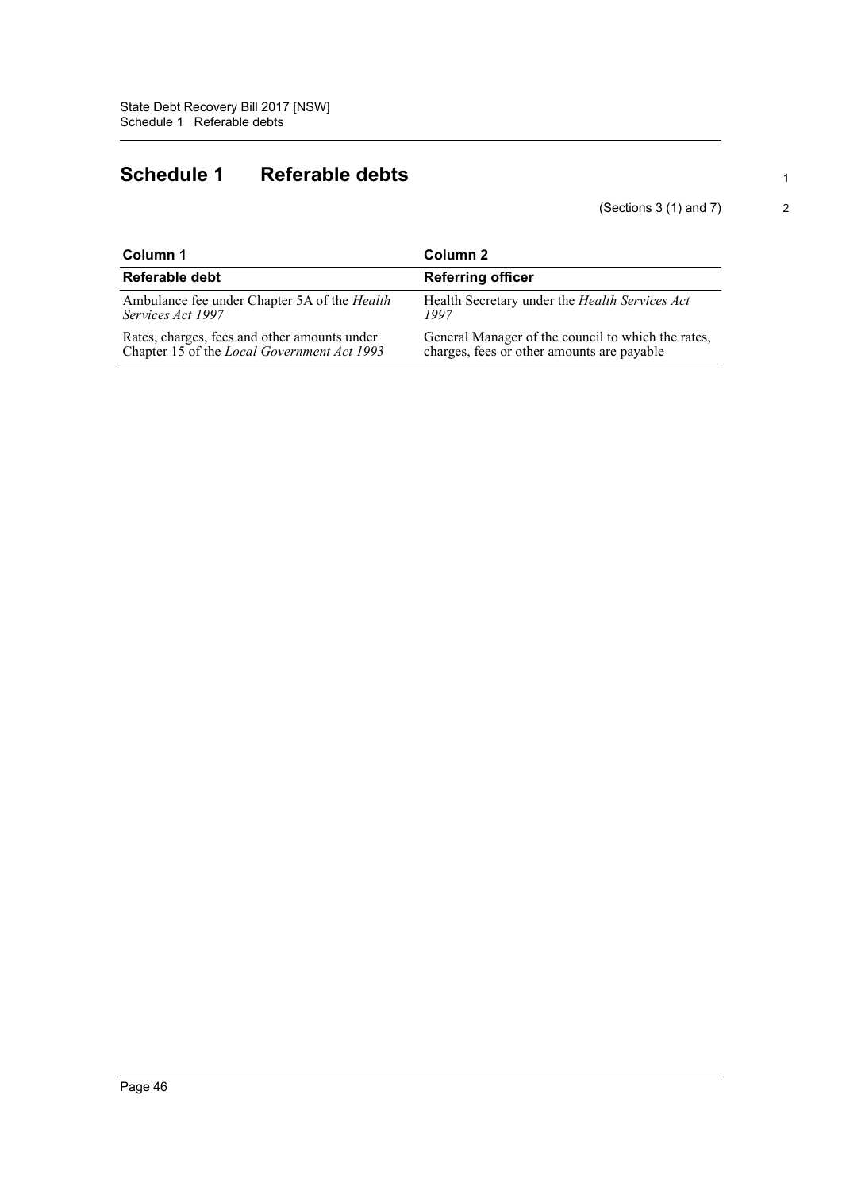# Schedule 1 Referable debts

(Sections 3 (1) and 7)

| Column 1 | Column 2 |
|---|---|
| **Referable debt** | **Referring officer** |
| Ambulance fee under Chapter 5A of the *Health Services Act 1997* | Health Secretary under the *Health Services Act 1997* |
| Rates, charges, fees and other amounts under Chapter 15 of the *Local Government Act 1993* | General Manager of the council to which the rates, charges, fees or other amounts are payable |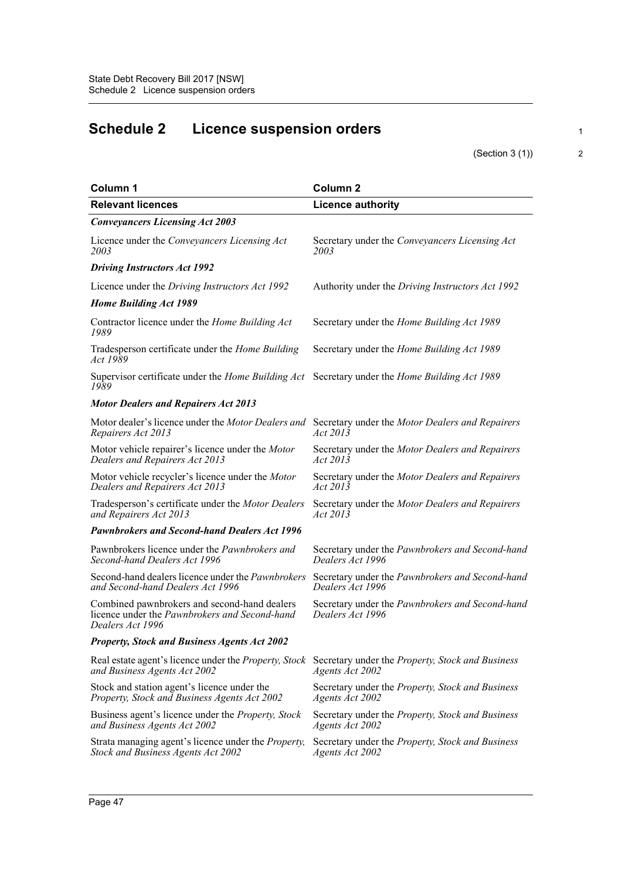## Schedule 2 Licence suspension orders

(Section 3 (1))

| Column 1 | Column 2 |
|---|---|
| **Relevant licences** | **Licence authority** |
| ***Conveyancers Licensing Act 2003*** | |
| Licence under the *Conveyancers Licensing Act 2003* | Secretary under the *Conveyancers Licensing Act 2003* |
| ***Driving Instructors Act 1992*** | |
| Licence under the *Driving Instructors Act 1992* | Authority under the *Driving Instructors Act 1992* |
| ***Home Building Act 1989*** | |
| Contractor licence under the *Home Building Act 1989* | Secretary under the *Home Building Act 1989* |
| Tradesperson certificate under the *Home Building Act 1989* | Secretary under the *Home Building Act 1989* |
| Supervisor certificate under the *Home Building Act 1989* | Secretary under the *Home Building Act 1989* |
| ***Motor Dealers and Repairers Act 2013*** | |
| Motor dealer's licence under the *Motor Dealers and Repairers Act 2013* | Secretary under the *Motor Dealers and Repairers Act 2013* |
| Motor vehicle repairer's licence under the *Motor Dealers and Repairers Act 2013* | Secretary under the *Motor Dealers and Repairers Act 2013* |
| Motor vehicle recycler's licence under the *Motor Dealers and Repairers Act 2013* | Secretary under the *Motor Dealers and Repairers Act 2013* |
| Tradesperson's certificate under the *Motor Dealers and Repairers Act 2013* | Secretary under the *Motor Dealers and Repairers Act 2013* |
| ***Pawnbrokers and Second-hand Dealers Act 1996*** | |
| Pawnbrokers licence under the *Pawnbrokers and Second-hand Dealers Act 1996* | Secretary under the *Pawnbrokers and Second-hand Dealers Act 1996* |
| Second-hand dealers licence under the *Pawnbrokers and Second-hand Dealers Act 1996* | Secretary under the *Pawnbrokers and Second-hand Dealers Act 1996* |
| Combined pawnbrokers and second-hand dealers licence under the *Pawnbrokers and Second-hand Dealers Act 1996* | Secretary under the *Pawnbrokers and Second-hand Dealers Act 1996* |
| ***Property, Stock and Business Agents Act 2002*** | |
| Real estate agent's licence under the *Property, Stock and Business Agents Act 2002* | Secretary under the *Property, Stock and Business Agents Act 2002* |
| Stock and station agent's licence under the *Property, Stock and Business Agents Act 2002* | Secretary under the *Property, Stock and Business Agents Act 2002* |
| Business agent's licence under the *Property, Stock and Business Agents Act 2002* | Secretary under the *Property, Stock and Business Agents Act 2002* |
| Strata managing agent's licence under the *Property, Stock and Business Agents Act 2002* | Secretary under the *Property, Stock and Business Agents Act 2002* |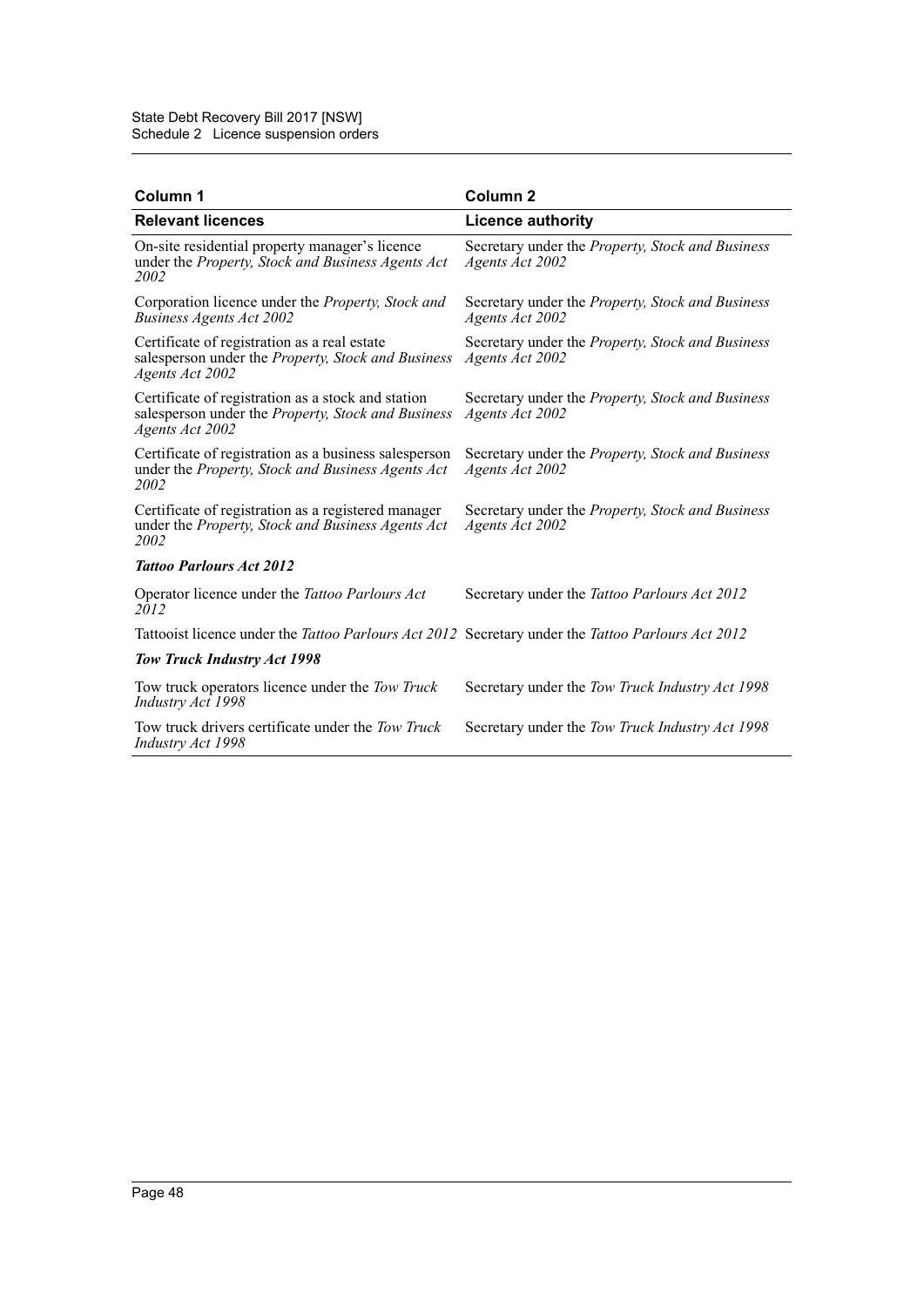| Column 1 | Column 2 |
|---|---|
| **Relevant licences** | **Licence authority** |
| On-site residential property manager's licence under the *Property, Stock and Business Agents Act 2002* | Secretary under the *Property, Stock and Business Agents Act 2002* |
| Corporation licence under the *Property, Stock and Business Agents Act 2002* | Secretary under the *Property, Stock and Business Agents Act 2002* |
| Certificate of registration as a real estate salesperson under the *Property, Stock and Business Agents Act 2002* | Secretary under the *Property, Stock and Business Agents Act 2002* |
| Certificate of registration as a stock and station salesperson under the *Property, Stock and Business Agents Act 2002* | Secretary under the *Property, Stock and Business Agents Act 2002* |
| Certificate of registration as a business salesperson under the *Property, Stock and Business Agents Act 2002* | Secretary under the *Property, Stock and Business Agents Act 2002* |
| Certificate of registration as a registered manager under the *Property, Stock and Business Agents Act 2002* | Secretary under the *Property, Stock and Business Agents Act 2002* |
| ***Tattoo Parlours Act 2012*** | |
| Operator licence under the *Tattoo Parlours Act 2012* | Secretary under the *Tattoo Parlours Act 2012* |
| Tattooist licence under the *Tattoo Parlours Act 2012* | Secretary under the *Tattoo Parlours Act 2012* |
| ***Tow Truck Industry Act 1998*** | |
| Tow truck operators licence under the *Tow Truck Industry Act 1998* | Secretary under the *Tow Truck Industry Act 1998* |
| Tow truck drivers certificate under the *Tow Truck Industry Act 1998* | Secretary under the *Tow Truck Industry Act 1998* |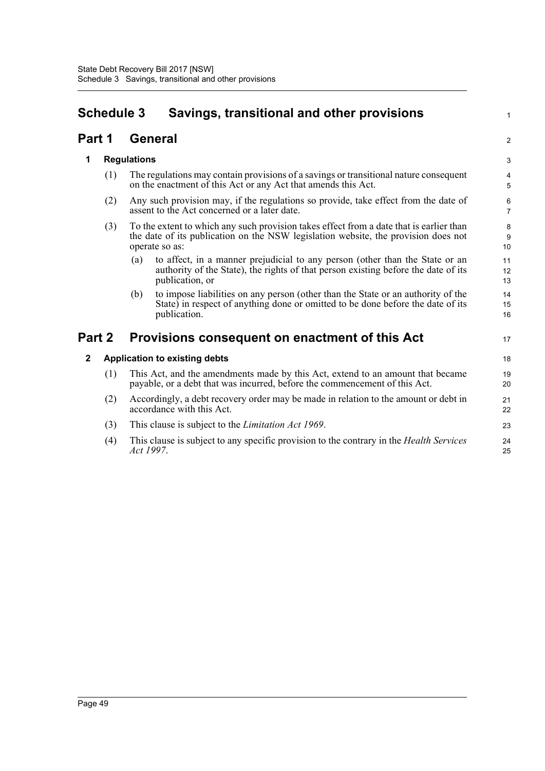# Schedule 3 Savings, transitional and other provisions

## Part 1 General

### 1 Regulations

(1) The regulations may contain provisions of a savings or transitional nature consequent on the enactment of this Act or any Act that amends this Act.

(2) Any such provision may, if the regulations so provide, take effect from the date of assent to the Act concerned or a later date.

(3) To the extent to which any such provision takes effect from a date that is earlier than the date of its publication on the NSW legislation website, the provision does not operate so as:

- (a) to affect, in a manner prejudicial to any person (other than the State or an authority of the State), the rights of that person existing before the date of its publication, or
- (b) to impose liabilities on any person (other than the State or an authority of the State) in respect of anything done or omitted to be done before the date of its publication.

## Part 2 Provisions consequent on enactment of this Act

### 2 Application to existing debts

(1) This Act, and the amendments made by this Act, extend to an amount that became payable, or a debt that was incurred, before the commencement of this Act.

(2) Accordingly, a debt recovery order may be made in relation to the amount or debt in accordance with this Act.

(3) This clause is subject to the *Limitation Act 1969*.

(4) This clause is subject to any specific provision to the contrary in the *Health Services Act 1997*.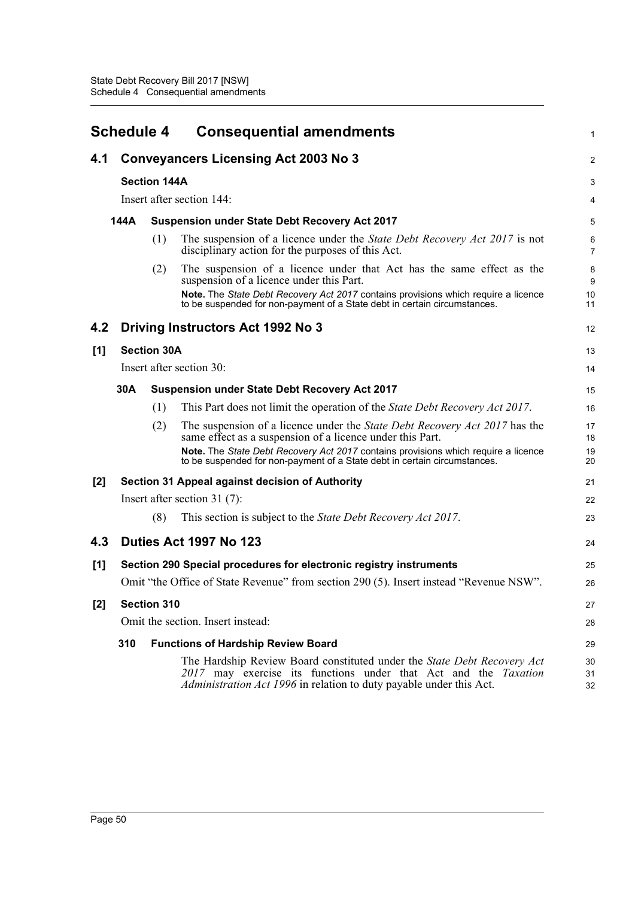# Schedule 4 Consequential amendments

## 4.1 Conveyancers Licensing Act 2003 No 3

### Section 144A

Insert after section 144:

#### 144A Suspension under State Debt Recovery Act 2017

(1) The suspension of a licence under the *State Debt Recovery Act 2017* is not disciplinary action for the purposes of this Act.

(2) The suspension of a licence under that Act has the same effect as the suspension of a licence under this Part.

**Note.** The *State Debt Recovery Act 2017* contains provisions which require a licence to be suspended for non-payment of a State debt in certain circumstances.

## 4.2 Driving Instructors Act 1992 No 3

### [1] Section 30A

Insert after section 30:

#### 30A Suspension under State Debt Recovery Act 2017

(1) This Part does not limit the operation of the *State Debt Recovery Act 2017*.

(2) The suspension of a licence under the *State Debt Recovery Act 2017* has the same effect as a suspension of a licence under this Part.

**Note.** The *State Debt Recovery Act 2017* contains provisions which require a licence to be suspended for non-payment of a State debt in certain circumstances.

### [2] Section 31 Appeal against decision of Authority

Insert after section 31 (7):

(8) This section is subject to the *State Debt Recovery Act 2017*.

## 4.3 Duties Act 1997 No 123

### [1] Section 290 Special procedures for electronic registry instruments

Omit "the Office of State Revenue" from section 290 (5). Insert instead "Revenue NSW".

### [2] Section 310

Omit the section. Insert instead:

#### 310 Functions of Hardship Review Board

The Hardship Review Board constituted under the *State Debt Recovery Act 2017* may exercise its functions under that Act and the *Taxation Administration Act 1996* in relation to duty payable under this Act.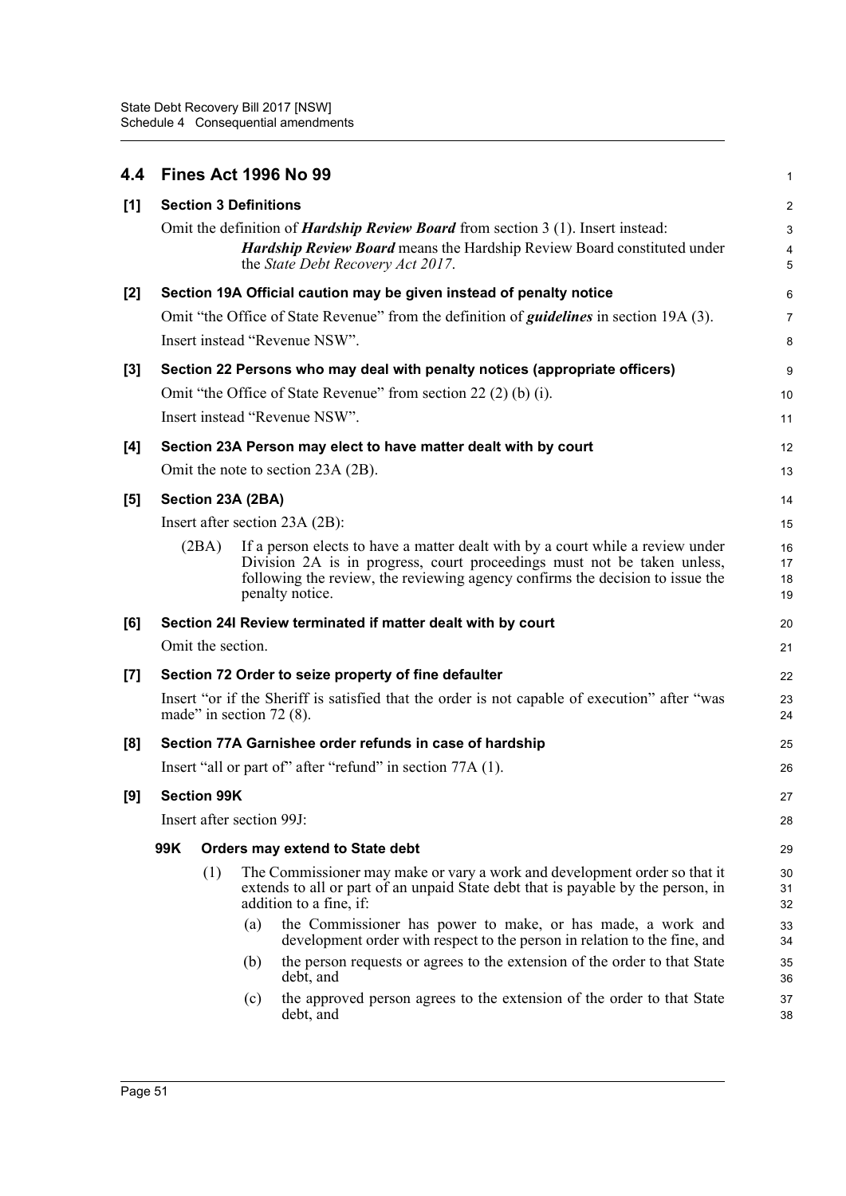## 4.4 Fines Act 1996 No 99

### [1] Section 3 Definitions

Omit the definition of ***Hardship Review Board*** from section 3 (1). Insert instead:

> ***Hardship Review Board*** means the Hardship Review Board constituted under the *State Debt Recovery Act 2017*.

### [2] Section 19A Official caution may be given instead of penalty notice

Omit "the Office of State Revenue" from the definition of ***guidelines*** in section 19A (3).

Insert instead "Revenue NSW".

### [3] Section 22 Persons who may deal with penalty notices (appropriate officers)

Omit "the Office of State Revenue" from section 22 (2) (b) (i).

Insert instead "Revenue NSW".

### [4] Section 23A Person may elect to have matter dealt with by court

Omit the note to section 23A (2B).

### [5] Section 23A (2BA)

Insert after section 23A (2B):

> (2BA) If a person elects to have a matter dealt with by a court while a review under Division 2A is in progress, court proceedings must not be taken unless, following the review, the reviewing agency confirms the decision to issue the penalty notice.

### [6] Section 24I Review terminated if matter dealt with by court

Omit the section.

### [7] Section 72 Order to seize property of fine defaulter

Insert "or if the Sheriff is satisfied that the order is not capable of execution" after "was made" in section 72 (8).

### [8] Section 77A Garnishee order refunds in case of hardship

Insert "all or part of" after "refund" in section 77A (1).

### [9] Section 99K

Insert after section 99J:

> **99K Orders may extend to State debt**
>
> (1) The Commissioner may make or vary a work and development order so that it extends to all or part of an unpaid State debt that is payable by the person, in addition to a fine, if:
>
> (a) the Commissioner has power to make, or has made, a work and development order with respect to the person in relation to the fine, and
>
> (b) the person requests or agrees to the extension of the order to that State debt, and
>
> (c) the approved person agrees to the extension of the order to that State debt, and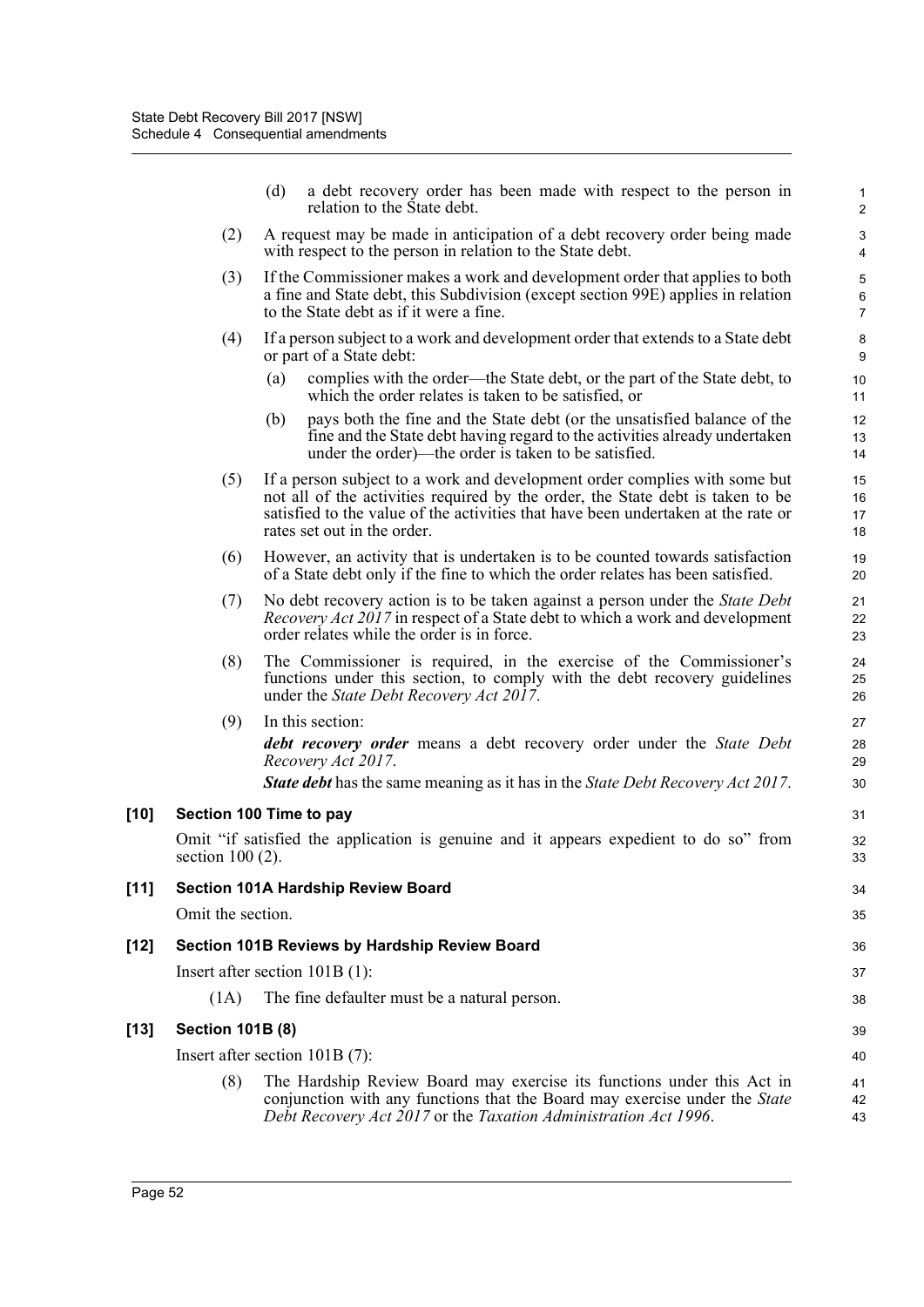(d) a debt recovery order has been made with respect to the person in relation to the State debt.

(2) A request may be made in anticipation of a debt recovery order being made with respect to the person in relation to the State debt.

(3) If the Commissioner makes a work and development order that applies to both a fine and State debt, this Subdivision (except section 99E) applies in relation to the State debt as if it were a fine.

(4) If a person subject to a work and development order that extends to a State debt or part of a State debt:

(a) complies with the order—the State debt, or the part of the State debt, to which the order relates is taken to be satisfied, or

(b) pays both the fine and the State debt (or the unsatisfied balance of the fine and the State debt having regard to the activities already undertaken under the order)—the order is taken to be satisfied.

(5) If a person subject to a work and development order complies with some but not all of the activities required by the order, the State debt is taken to be satisfied to the value of the activities that have been undertaken at the rate or rates set out in the order.

(6) However, an activity that is undertaken is to be counted towards satisfaction of a State debt only if the fine to which the order relates has been satisfied.

(7) No debt recovery action is to be taken against a person under the *State Debt Recovery Act 2017* in respect of a State debt to which a work and development order relates while the order is in force.

(8) The Commissioner is required, in the exercise of the Commissioner's functions under this section, to comply with the debt recovery guidelines under the *State Debt Recovery Act 2017*.

(9) In this section:

***debt recovery order*** means a debt recovery order under the *State Debt Recovery Act 2017*.

***State debt*** has the same meaning as it has in the *State Debt Recovery Act 2017*.

**[10] Section 100 Time to pay**

Omit "if satisfied the application is genuine and it appears expedient to do so" from section 100 (2).

**[11] Section 101A Hardship Review Board**

Omit the section.

**[12] Section 101B Reviews by Hardship Review Board**

Insert after section 101B (1):

(1A) The fine defaulter must be a natural person.

**[13] Section 101B (8)**

Insert after section 101B (7):

(8) The Hardship Review Board may exercise its functions under this Act in conjunction with any functions that the Board may exercise under the *State Debt Recovery Act 2017* or the *Taxation Administration Act 1996*.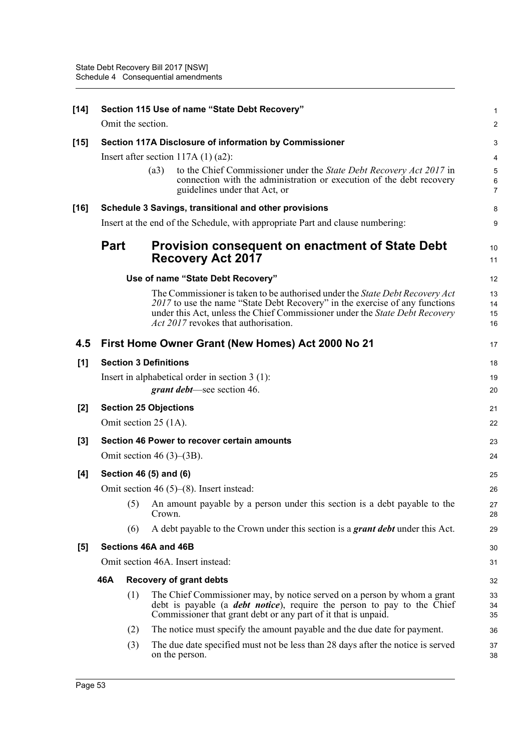**[14] Section 115 Use of name "State Debt Recovery"**

Omit the section.

**[15] Section 117A Disclosure of information by Commissioner**

Insert after section 117A (1) (a2):

> (a3) to the Chief Commissioner under the *State Debt Recovery Act 2017* in connection with the administration or execution of the debt recovery guidelines under that Act, or

**[16] Schedule 3 Savings, transitional and other provisions**

Insert at the end of the Schedule, with appropriate Part and clause numbering:

## Part Provision consequent on enactment of State Debt Recovery Act 2017

### Use of name "State Debt Recovery"

The Commissioner is taken to be authorised under the *State Debt Recovery Act 2017* to use the name "State Debt Recovery" in the exercise of any functions under this Act, unless the Chief Commissioner under the *State Debt Recovery Act 2017* revokes that authorisation.

## 4.5 First Home Owner Grant (New Homes) Act 2000 No 21

**[1] Section 3 Definitions**

Insert in alphabetical order in section 3 (1):

> ***grant debt***—see section 46.

**[2] Section 25 Objections**

Omit section 25 (1A).

**[3] Section 46 Power to recover certain amounts**

Omit section 46 (3)–(3B).

**[4] Section 46 (5) and (6)**

Omit section 46 (5)–(8). Insert instead:

> (5) An amount payable by a person under this section is a debt payable to the Crown.
>
> (6) A debt payable to the Crown under this section is a ***grant debt*** under this Act.

**[5] Sections 46A and 46B**

Omit section 46A. Insert instead:

### 46A Recovery of grant debts

> (1) The Chief Commissioner may, by notice served on a person by whom a grant debt is payable (a ***debt notice***), require the person to pay to the Chief Commissioner that grant debt or any part of it that is unpaid.
>
> (2) The notice must specify the amount payable and the due date for payment.
>
> (3) The due date specified must not be less than 28 days after the notice is served on the person.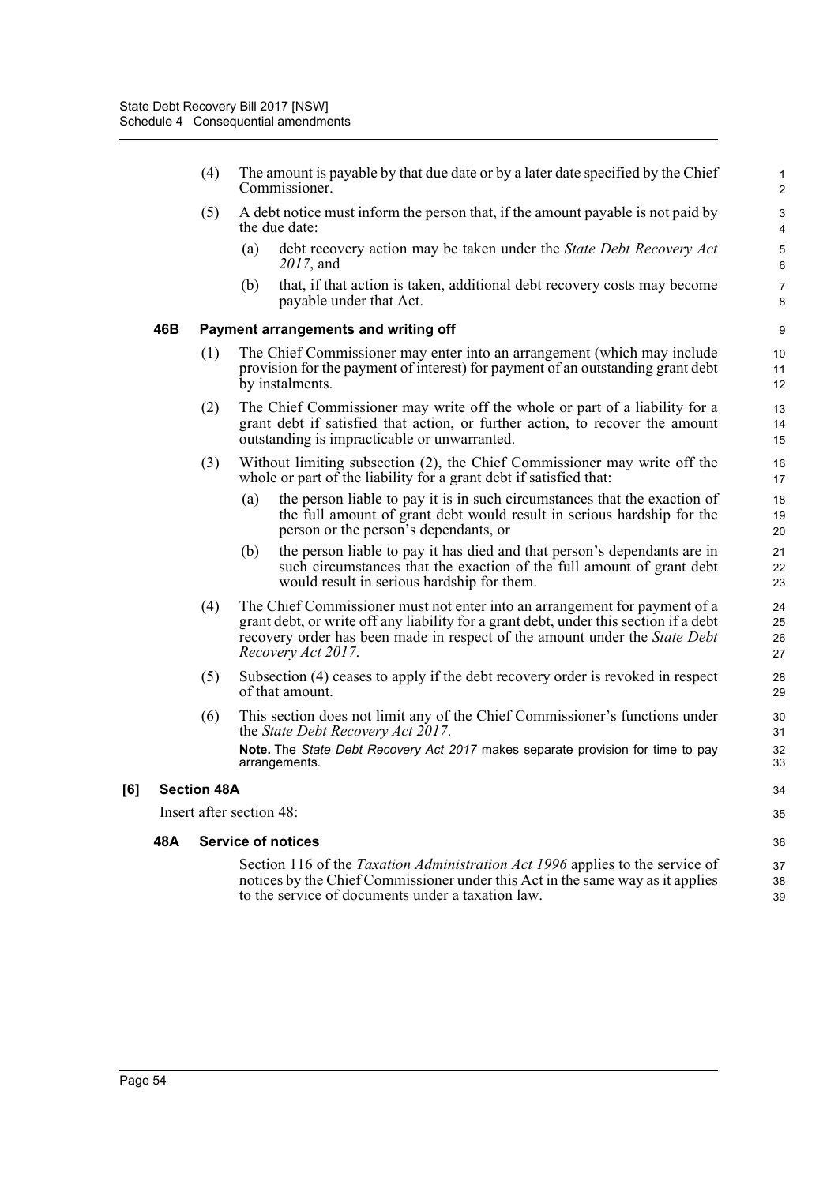(4) The amount is payable by that due date or by a later date specified by the Chief Commissioner.

(5) A debt notice must inform the person that, if the amount payable is not paid by the due date:

(a) debt recovery action may be taken under the *State Debt Recovery Act 2017*, and

(b) that, if that action is taken, additional debt recovery costs may become payable under that Act.

#### 46B Payment arrangements and writing off

(1) The Chief Commissioner may enter into an arrangement (which may include provision for the payment of interest) for payment of an outstanding grant debt by instalments.

(2) The Chief Commissioner may write off the whole or part of a liability for a grant debt if satisfied that action, or further action, to recover the amount outstanding is impracticable or unwarranted.

(3) Without limiting subsection (2), the Chief Commissioner may write off the whole or part of the liability for a grant debt if satisfied that:

(a) the person liable to pay it is in such circumstances that the exaction of the full amount of grant debt would result in serious hardship for the person or the person's dependants, or

(b) the person liable to pay it has died and that person's dependants are in such circumstances that the exaction of the full amount of grant debt would result in serious hardship for them.

(4) The Chief Commissioner must not enter into an arrangement for payment of a grant debt, or write off any liability for a grant debt, under this section if a debt recovery order has been made in respect of the amount under the *State Debt Recovery Act 2017*.

(5) Subsection (4) ceases to apply if the debt recovery order is revoked in respect of that amount.

(6) This section does not limit any of the Chief Commissioner's functions under the *State Debt Recovery Act 2017*.

**Note.** The *State Debt Recovery Act 2017* makes separate provision for time to pay arrangements.

### [6] Section 48A

Insert after section 48:

#### 48A Service of notices

Section 116 of the *Taxation Administration Act 1996* applies to the service of notices by the Chief Commissioner under this Act in the same way as it applies to the service of documents under a taxation law.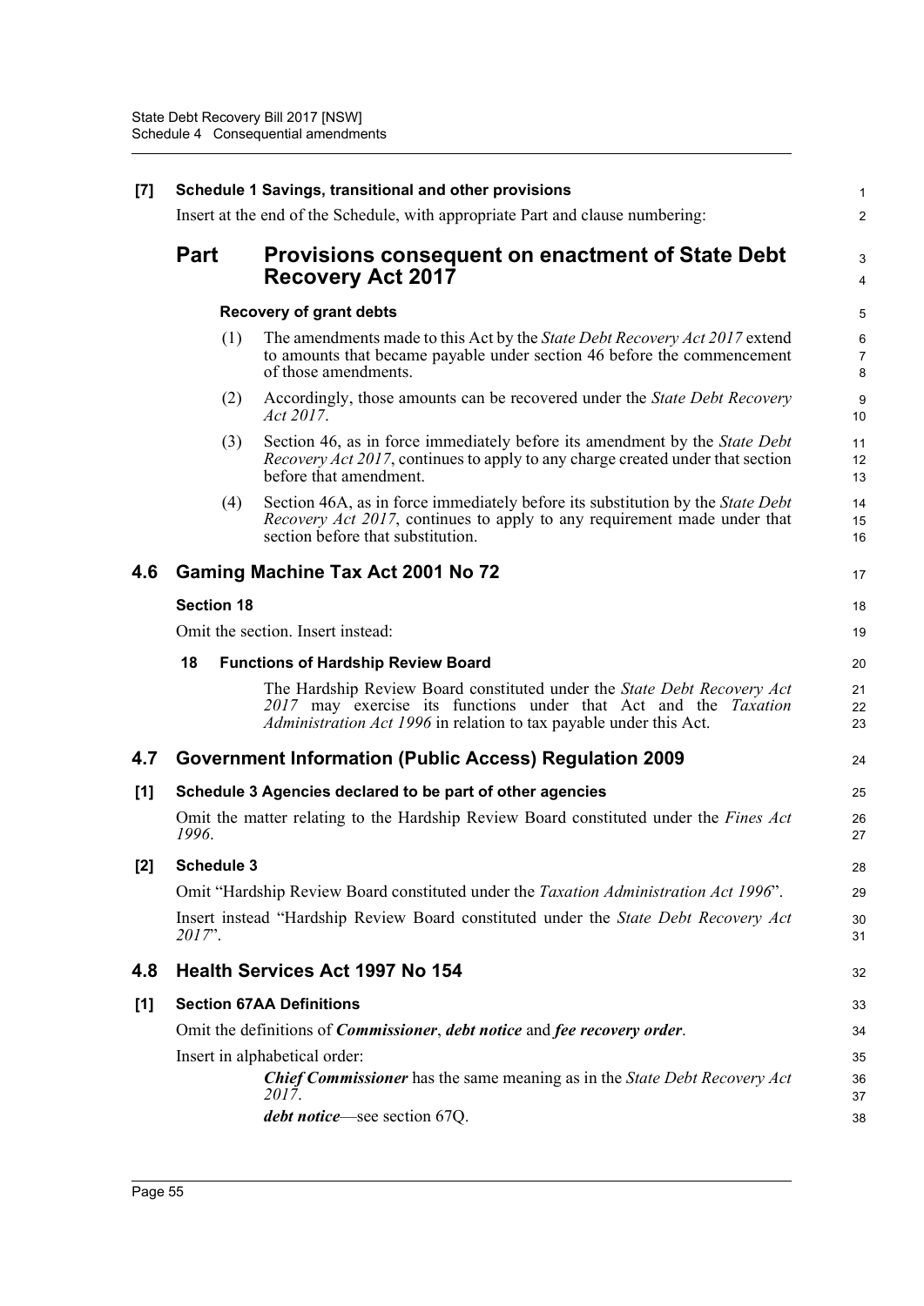**[7] Schedule 1 Savings, transitional and other provisions**

Insert at the end of the Schedule, with appropriate Part and clause numbering:

## Part Provisions consequent on enactment of State Debt Recovery Act 2017

**Recovery of grant debts**

(1) The amendments made to this Act by the *State Debt Recovery Act 2017* extend to amounts that became payable under section 46 before the commencement of those amendments.

(2) Accordingly, those amounts can be recovered under the *State Debt Recovery Act 2017*.

(3) Section 46, as in force immediately before its amendment by the *State Debt Recovery Act 2017*, continues to apply to any charge created under that section before that amendment.

(4) Section 46A, as in force immediately before its substitution by the *State Debt Recovery Act 2017*, continues to apply to any requirement made under that section before that substitution.

## 4.6 Gaming Machine Tax Act 2001 No 72

**Section 18**

Omit the section. Insert instead:

**18 Functions of Hardship Review Board**

The Hardship Review Board constituted under the *State Debt Recovery Act 2017* may exercise its functions under that Act and the *Taxation Administration Act 1996* in relation to tax payable under this Act.

## 4.7 Government Information (Public Access) Regulation 2009

**[1] Schedule 3 Agencies declared to be part of other agencies**

Omit the matter relating to the Hardship Review Board constituted under the *Fines Act 1996*.

**[2] Schedule 3**

Omit "Hardship Review Board constituted under the *Taxation Administration Act 1996*".

Insert instead "Hardship Review Board constituted under the *State Debt Recovery Act 2017*".

## 4.8 Health Services Act 1997 No 154

**[1] Section 67AA Definitions**

Omit the definitions of ***Commissioner***, ***debt notice*** and ***fee recovery order***.

Insert in alphabetical order:

***Chief Commissioner*** has the same meaning as in the *State Debt Recovery Act 2017*.

***debt notice***—see section 67Q.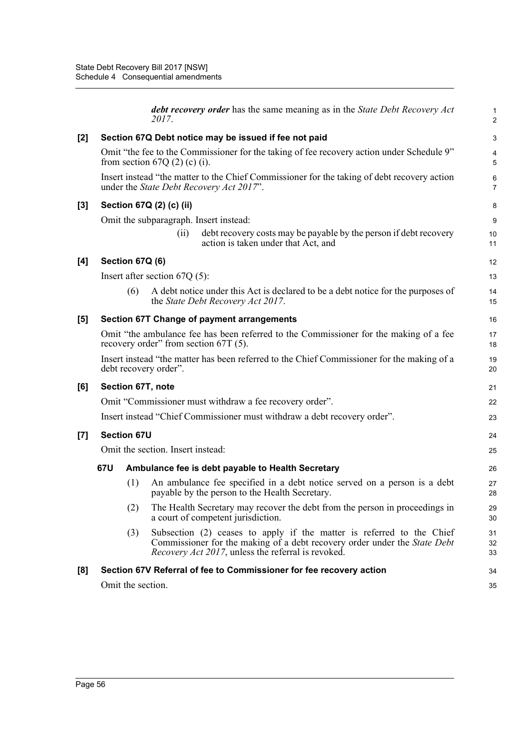***debt recovery order*** has the same meaning as in the *State Debt Recovery Act 2017*.

**[2] Section 67Q Debt notice may be issued if fee not paid**

Omit "the fee to the Commissioner for the taking of fee recovery action under Schedule 9" from section 67Q (2) (c) (i).

Insert instead "the matter to the Chief Commissioner for the taking of debt recovery action under the *State Debt Recovery Act 2017*".

**[3] Section 67Q (2) (c) (ii)**

Omit the subparagraph. Insert instead:

(ii) debt recovery costs may be payable by the person if debt recovery action is taken under that Act, and

**[4] Section 67Q (6)**

Insert after section 67Q (5):

(6) A debt notice under this Act is declared to be a debt notice for the purposes of the *State Debt Recovery Act 2017*.

**[5] Section 67T Change of payment arrangements**

Omit "the ambulance fee has been referred to the Commissioner for the making of a fee recovery order" from section 67T (5).

Insert instead "the matter has been referred to the Chief Commissioner for the making of a debt recovery order".

**[6] Section 67T, note**

Omit "Commissioner must withdraw a fee recovery order".

Insert instead "Chief Commissioner must withdraw a debt recovery order".

**[7] Section 67U**

Omit the section. Insert instead:

**67U Ambulance fee is debt payable to Health Secretary**

(1) An ambulance fee specified in a debt notice served on a person is a debt payable by the person to the Health Secretary.

(2) The Health Secretary may recover the debt from the person in proceedings in a court of competent jurisdiction.

(3) Subsection (2) ceases to apply if the matter is referred to the Chief Commissioner for the making of a debt recovery order under the *State Debt Recovery Act 2017*, unless the referral is revoked.

**[8] Section 67V Referral of fee to Commissioner for fee recovery action**

Omit the section.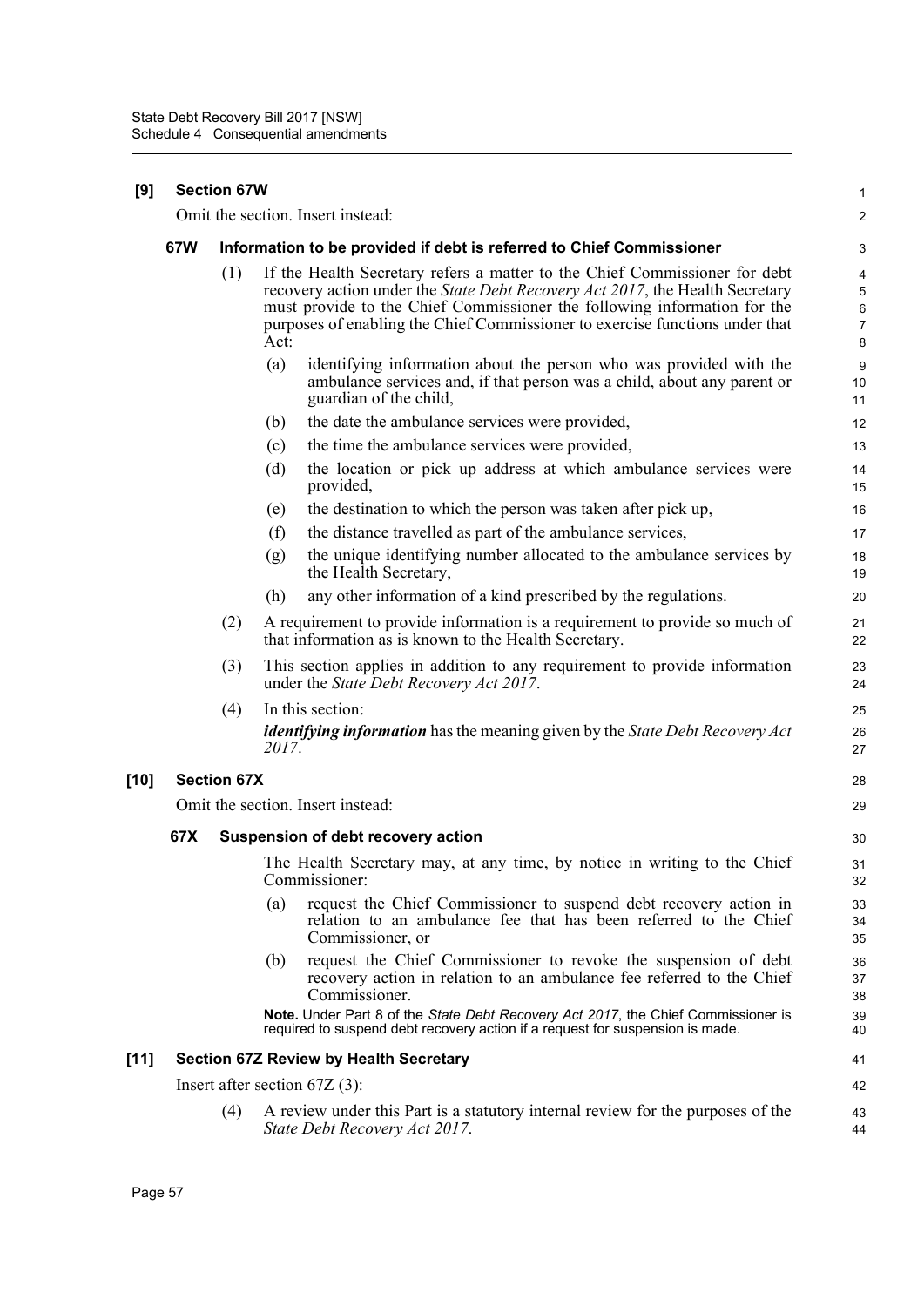**[9] Section 67W**

Omit the section. Insert instead:

**67W Information to be provided if debt is referred to Chief Commissioner**

(1) If the Health Secretary refers a matter to the Chief Commissioner for debt recovery action under the *State Debt Recovery Act 2017*, the Health Secretary must provide to the Chief Commissioner the following information for the purposes of enabling the Chief Commissioner to exercise functions under that Act:

(a) identifying information about the person who was provided with the ambulance services and, if that person was a child, about any parent or guardian of the child,

(b) the date the ambulance services were provided,

(c) the time the ambulance services were provided,

(d) the location or pick up address at which ambulance services were provided,

(e) the destination to which the person was taken after pick up,

(f) the distance travelled as part of the ambulance services,

(g) the unique identifying number allocated to the ambulance services by the Health Secretary,

(h) any other information of a kind prescribed by the regulations.

(2) A requirement to provide information is a requirement to provide so much of that information as is known to the Health Secretary.

(3) This section applies in addition to any requirement to provide information under the *State Debt Recovery Act 2017*.

(4) In this section:

***identifying information*** has the meaning given by the *State Debt Recovery Act 2017*.

**[10] Section 67X**

Omit the section. Insert instead:

**67X Suspension of debt recovery action**

The Health Secretary may, at any time, by notice in writing to the Chief Commissioner:

(a) request the Chief Commissioner to suspend debt recovery action in relation to an ambulance fee that has been referred to the Chief Commissioner, or

(b) request the Chief Commissioner to revoke the suspension of debt recovery action in relation to an ambulance fee referred to the Chief Commissioner.

**Note.** Under Part 8 of the *State Debt Recovery Act 2017*, the Chief Commissioner is required to suspend debt recovery action if a request for suspension is made.

**[11] Section 67Z Review by Health Secretary**

Insert after section 67Z (3):

(4) A review under this Part is a statutory internal review for the purposes of the *State Debt Recovery Act 2017*.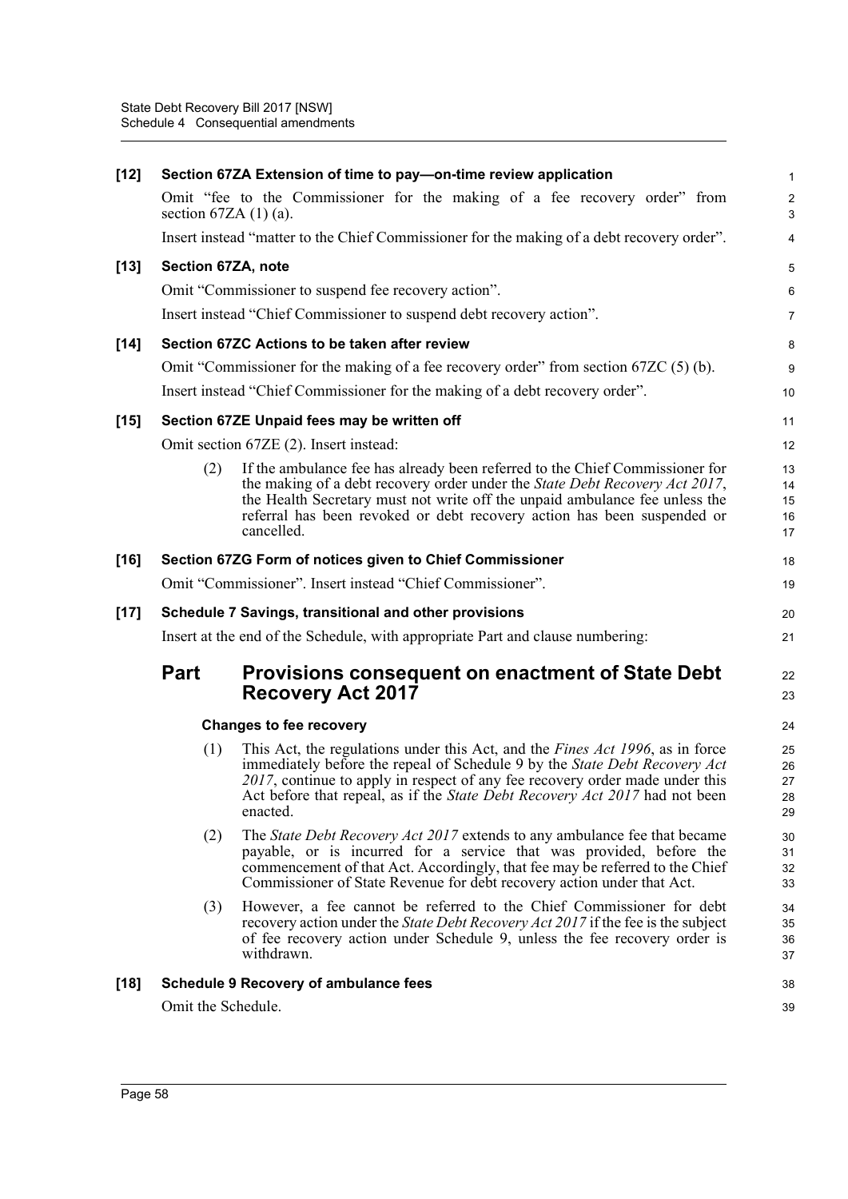**[12] Section 67ZA Extension of time to pay—on-time review application**

Omit "fee to the Commissioner for the making of a fee recovery order" from section 67ZA (1) (a).

Insert instead "matter to the Chief Commissioner for the making of a debt recovery order".

**[13] Section 67ZA, note**

Omit "Commissioner to suspend fee recovery action".

Insert instead "Chief Commissioner to suspend debt recovery action".

**[14] Section 67ZC Actions to be taken after review**

Omit "Commissioner for the making of a fee recovery order" from section 67ZC (5) (b).

Insert instead "Chief Commissioner for the making of a debt recovery order".

**[15] Section 67ZE Unpaid fees may be written off**

Omit section 67ZE (2). Insert instead:

(2) If the ambulance fee has already been referred to the Chief Commissioner for the making of a debt recovery order under the *State Debt Recovery Act 2017*, the Health Secretary must not write off the unpaid ambulance fee unless the referral has been revoked or debt recovery action has been suspended or cancelled.

**[16] Section 67ZG Form of notices given to Chief Commissioner**

Omit "Commissioner". Insert instead "Chief Commissioner".

**[17] Schedule 7 Savings, transitional and other provisions**

Insert at the end of the Schedule, with appropriate Part and clause numbering:

## Part Provisions consequent on enactment of State Debt Recovery Act 2017

**Changes to fee recovery**

(1) This Act, the regulations under this Act, and the *Fines Act 1996*, as in force immediately before the repeal of Schedule 9 by the *State Debt Recovery Act 2017*, continue to apply in respect of any fee recovery order made under this Act before that repeal, as if the *State Debt Recovery Act 2017* had not been enacted.

(2) The *State Debt Recovery Act 2017* extends to any ambulance fee that became payable, or is incurred for a service that was provided, before the commencement of that Act. Accordingly, that fee may be referred to the Chief Commissioner of State Revenue for debt recovery action under that Act.

(3) However, a fee cannot be referred to the Chief Commissioner for debt recovery action under the *State Debt Recovery Act 2017* if the fee is the subject of fee recovery action under Schedule 9, unless the fee recovery order is withdrawn.

**[18] Schedule 9 Recovery of ambulance fees**

Omit the Schedule.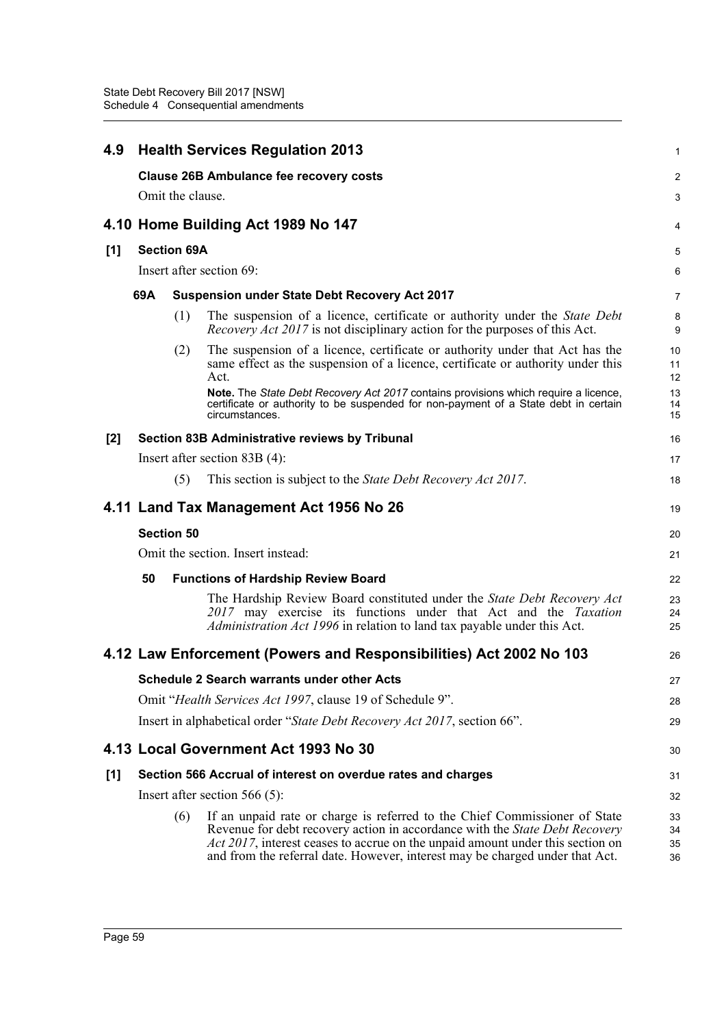## 4.9 Health Services Regulation 2013

### Clause 26B Ambulance fee recovery costs

Omit the clause.

## 4.10 Home Building Act 1989 No 147

### [1] Section 69A

Insert after section 69:

#### 69A Suspension under State Debt Recovery Act 2017

(1) The suspension of a licence, certificate or authority under the *State Debt Recovery Act 2017* is not disciplinary action for the purposes of this Act.

(2) The suspension of a licence, certificate or authority under that Act has the same effect as the suspension of a licence, certificate or authority under this Act.

**Note.** The *State Debt Recovery Act 2017* contains provisions which require a licence, certificate or authority to be suspended for non-payment of a State debt in certain circumstances.

### [2] Section 83B Administrative reviews by Tribunal

Insert after section 83B (4):

(5) This section is subject to the *State Debt Recovery Act 2017*.

## 4.11 Land Tax Management Act 1956 No 26

### Section 50

Omit the section. Insert instead:

#### 50 Functions of Hardship Review Board

The Hardship Review Board constituted under the *State Debt Recovery Act 2017* may exercise its functions under that Act and the *Taxation Administration Act 1996* in relation to land tax payable under this Act.

## 4.12 Law Enforcement (Powers and Responsibilities) Act 2002 No 103

### Schedule 2 Search warrants under other Acts

Omit "*Health Services Act 1997*, clause 19 of Schedule 9".

Insert in alphabetical order "*State Debt Recovery Act 2017*, section 66".

## 4.13 Local Government Act 1993 No 30

### [1] Section 566 Accrual of interest on overdue rates and charges

Insert after section 566 (5):

(6) If an unpaid rate or charge is referred to the Chief Commissioner of State Revenue for debt recovery action in accordance with the *State Debt Recovery Act 2017*, interest ceases to accrue on the unpaid amount under this section on and from the referral date. However, interest may be charged under that Act.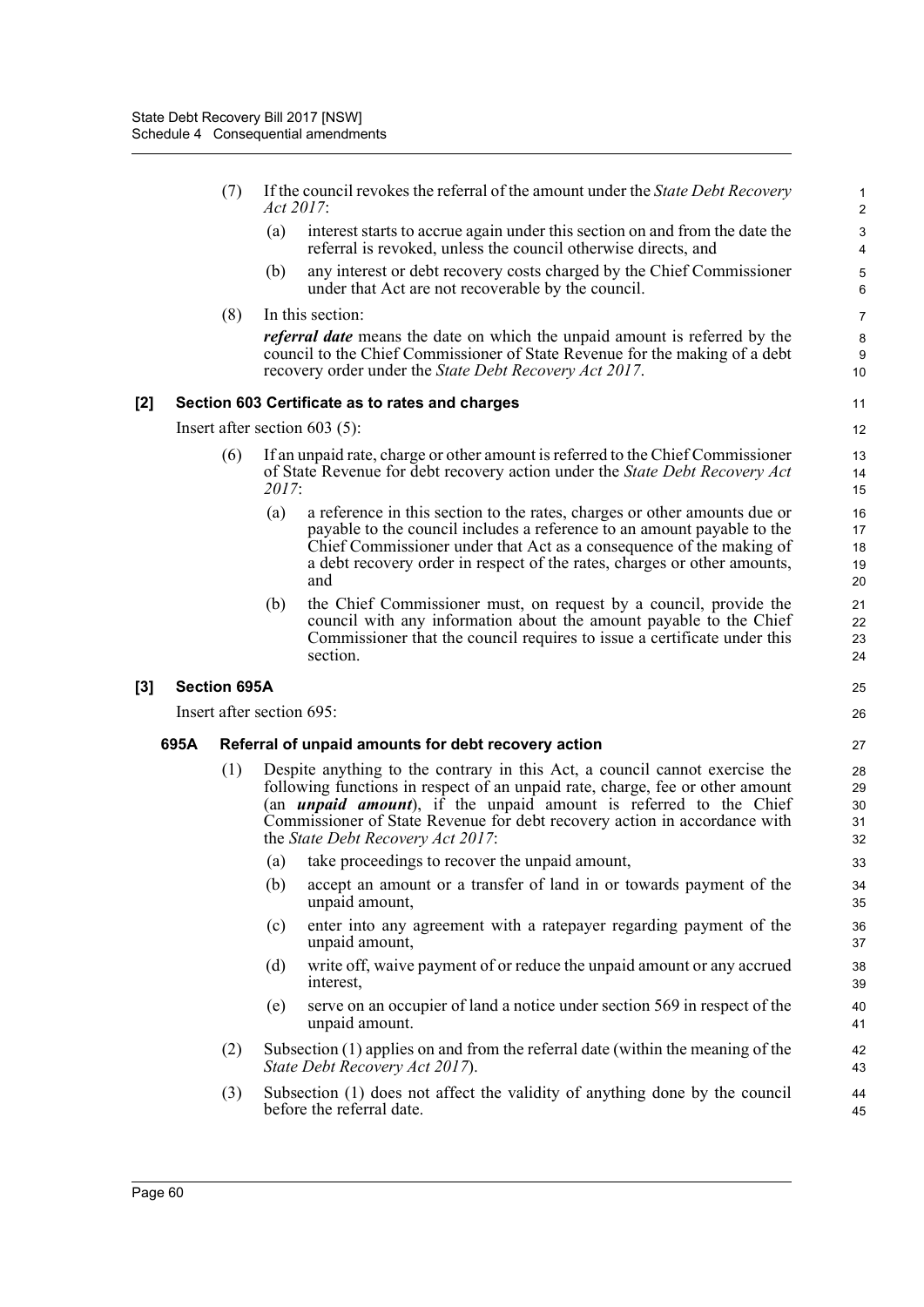(7) If the council revokes the referral of the amount under the *State Debt Recovery Act 2017*:

(a) interest starts to accrue again under this section on and from the date the referral is revoked, unless the council otherwise directs, and

(b) any interest or debt recovery costs charged by the Chief Commissioner under that Act are not recoverable by the council.

(8) In this section:

***referral date*** means the date on which the unpaid amount is referred by the council to the Chief Commissioner of State Revenue for the making of a debt recovery order under the *State Debt Recovery Act 2017*.

### [2] Section 603 Certificate as to rates and charges

Insert after section 603 (5):

(6) If an unpaid rate, charge or other amount is referred to the Chief Commissioner of State Revenue for debt recovery action under the *State Debt Recovery Act 2017*:

(a) a reference in this section to the rates, charges or other amounts due or payable to the council includes a reference to an amount payable to the Chief Commissioner under that Act as a consequence of the making of a debt recovery order in respect of the rates, charges or other amounts, and

(b) the Chief Commissioner must, on request by a council, provide the council with any information about the amount payable to the Chief Commissioner that the council requires to issue a certificate under this section.

### [3] Section 695A

Insert after section 695:

#### 695A Referral of unpaid amounts for debt recovery action

(1) Despite anything to the contrary in this Act, a council cannot exercise the following functions in respect of an unpaid rate, charge, fee or other amount (an ***unpaid amount***), if the unpaid amount is referred to the Chief Commissioner of State Revenue for debt recovery action in accordance with the *State Debt Recovery Act 2017*:

(a) take proceedings to recover the unpaid amount,

(b) accept an amount or a transfer of land in or towards payment of the unpaid amount,

(c) enter into any agreement with a ratepayer regarding payment of the unpaid amount,

(d) write off, waive payment of or reduce the unpaid amount or any accrued interest,

(e) serve on an occupier of land a notice under section 569 in respect of the unpaid amount.

(2) Subsection (1) applies on and from the referral date (within the meaning of the *State Debt Recovery Act 2017*).

(3) Subsection (1) does not affect the validity of anything done by the council before the referral date.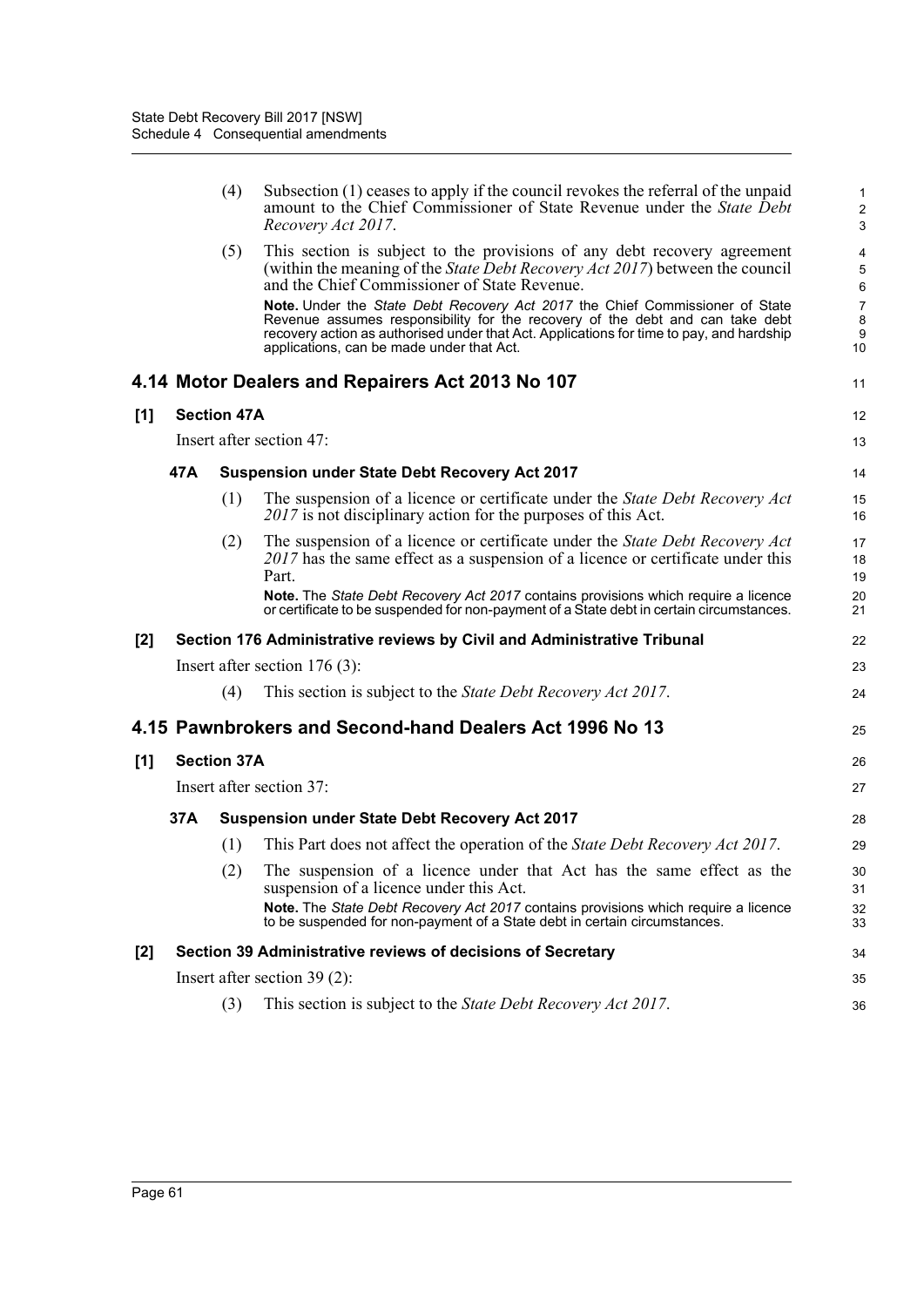(4) Subsection (1) ceases to apply if the council revokes the referral of the unpaid amount to the Chief Commissioner of State Revenue under the *State Debt Recovery Act 2017*.

(5) This section is subject to the provisions of any debt recovery agreement (within the meaning of the *State Debt Recovery Act 2017*) between the council and the Chief Commissioner of State Revenue.

**Note.** Under the *State Debt Recovery Act 2017* the Chief Commissioner of State Revenue assumes responsibility for the recovery of the debt and can take debt recovery action as authorised under that Act. Applications for time to pay, and hardship applications, can be made under that Act.

## 4.14 Motor Dealers and Repairers Act 2013 No 107

### [1] Section 47A

Insert after section 47:

#### 47A Suspension under State Debt Recovery Act 2017

(1) The suspension of a licence or certificate under the *State Debt Recovery Act 2017* is not disciplinary action for the purposes of this Act.

(2) The suspension of a licence or certificate under the *State Debt Recovery Act 2017* has the same effect as a suspension of a licence or certificate under this Part.

**Note.** The *State Debt Recovery Act 2017* contains provisions which require a licence or certificate to be suspended for non-payment of a State debt in certain circumstances.

### [2] Section 176 Administrative reviews by Civil and Administrative Tribunal

Insert after section 176 (3):

(4) This section is subject to the *State Debt Recovery Act 2017*.

## 4.15 Pawnbrokers and Second-hand Dealers Act 1996 No 13

### [1] Section 37A

Insert after section 37:

#### 37A Suspension under State Debt Recovery Act 2017

(1) This Part does not affect the operation of the *State Debt Recovery Act 2017*.

(2) The suspension of a licence under that Act has the same effect as the suspension of a licence under this Act.

**Note.** The *State Debt Recovery Act 2017* contains provisions which require a licence to be suspended for non-payment of a State debt in certain circumstances.

### [2] Section 39 Administrative reviews of decisions of Secretary

Insert after section 39 (2):

(3) This section is subject to the *State Debt Recovery Act 2017*.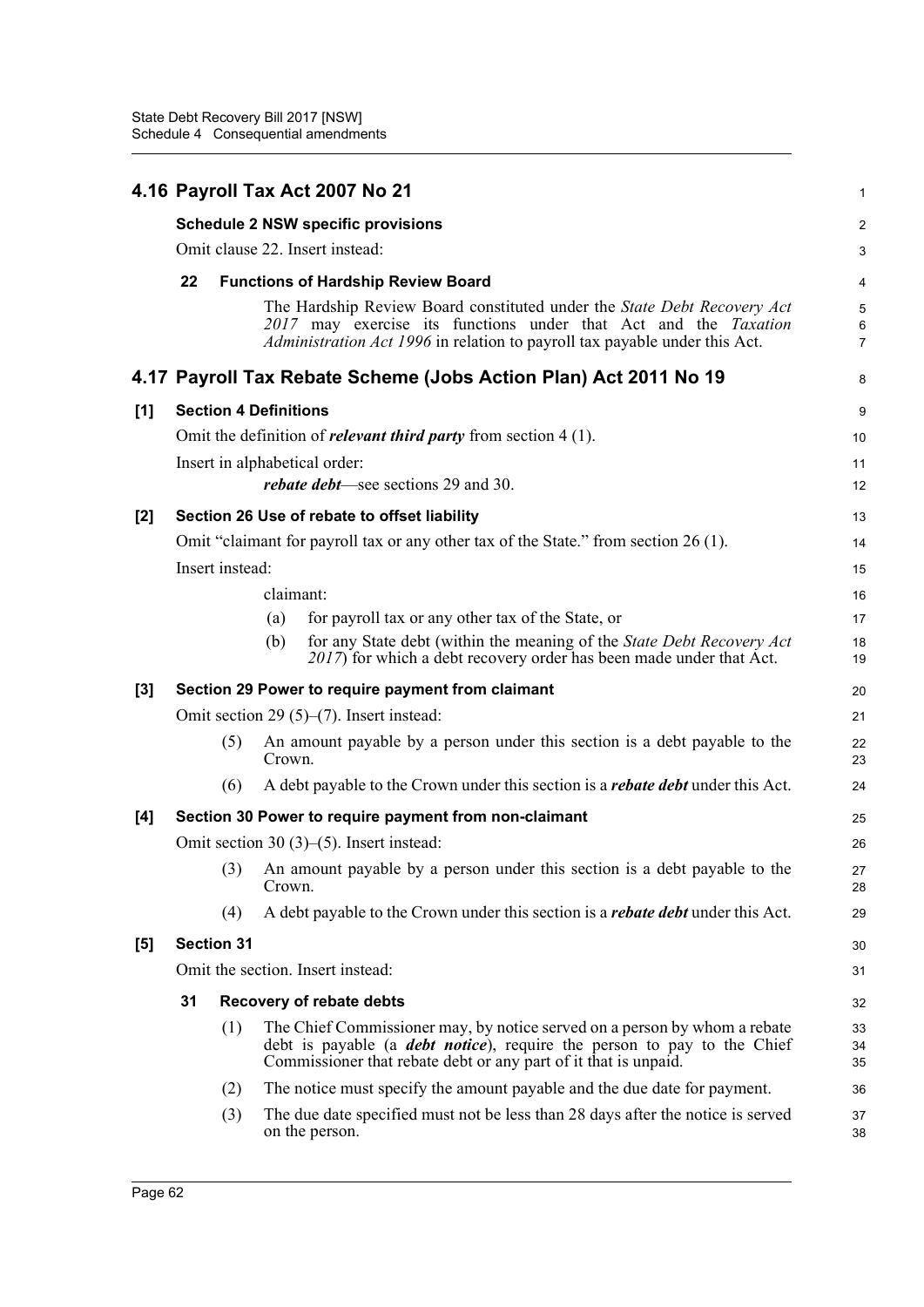## 4.16 Payroll Tax Act 2007 No 21

### Schedule 2 NSW specific provisions

Omit clause 22. Insert instead:

**22 Functions of Hardship Review Board**

The Hardship Review Board constituted under the *State Debt Recovery Act 2017* may exercise its functions under that Act and the *Taxation Administration Act 1996* in relation to payroll tax payable under this Act.

## 4.17 Payroll Tax Rebate Scheme (Jobs Action Plan) Act 2011 No 19

### [1] Section 4 Definitions

Omit the definition of ***relevant third party*** from section 4 (1).

Insert in alphabetical order:

***rebate debt***—see sections 29 and 30.

### [2] Section 26 Use of rebate to offset liability

Omit "claimant for payroll tax or any other tax of the State." from section 26 (1).

Insert instead:

claimant:

(a) for payroll tax or any other tax of the State, or

(b) for any State debt (within the meaning of the *State Debt Recovery Act 2017*) for which a debt recovery order has been made under that Act.

### [3] Section 29 Power to require payment from claimant

Omit section 29 (5)–(7). Insert instead:

(5) An amount payable by a person under this section is a debt payable to the Crown.

(6) A debt payable to the Crown under this section is a ***rebate debt*** under this Act.

### [4] Section 30 Power to require payment from non-claimant

Omit section 30 (3)–(5). Insert instead:

(3) An amount payable by a person under this section is a debt payable to the Crown.

(4) A debt payable to the Crown under this section is a ***rebate debt*** under this Act.

### [5] Section 31

Omit the section. Insert instead:

**31 Recovery of rebate debts**

(1) The Chief Commissioner may, by notice served on a person by whom a rebate debt is payable (a ***debt notice***), require the person to pay to the Chief Commissioner that rebate debt or any part of it that is unpaid.

(2) The notice must specify the amount payable and the due date for payment.

(3) The due date specified must not be less than 28 days after the notice is served on the person.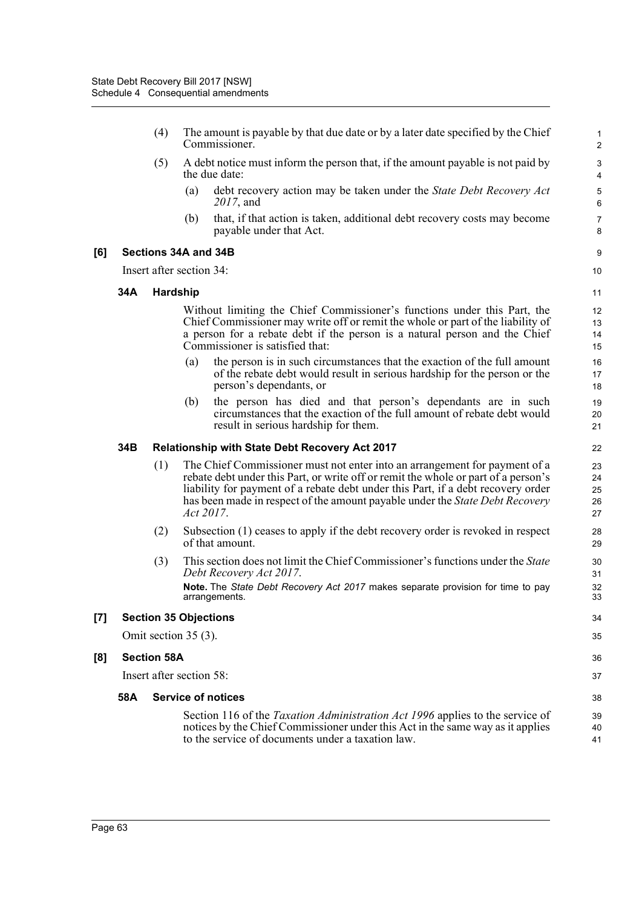(4) The amount is payable by that due date or by a later date specified by the Chief Commissioner.

(5) A debt notice must inform the person that, if the amount payable is not paid by the due date:

(a) debt recovery action may be taken under the *State Debt Recovery Act 2017*, and

(b) that, if that action is taken, additional debt recovery costs may become payable under that Act.

**[6] Sections 34A and 34B**

Insert after section 34:

**34A Hardship**

Without limiting the Chief Commissioner's functions under this Part, the Chief Commissioner may write off or remit the whole or part of the liability of a person for a rebate debt if the person is a natural person and the Chief Commissioner is satisfied that:

(a) the person is in such circumstances that the exaction of the full amount of the rebate debt would result in serious hardship for the person or the person's dependants, or

(b) the person has died and that person's dependants are in such circumstances that the exaction of the full amount of rebate debt would result in serious hardship for them.

**34B Relationship with State Debt Recovery Act 2017**

(1) The Chief Commissioner must not enter into an arrangement for payment of a rebate debt under this Part, or write off or remit the whole or part of a person's liability for payment of a rebate debt under this Part, if a debt recovery order has been made in respect of the amount payable under the *State Debt Recovery Act 2017*.

(2) Subsection (1) ceases to apply if the debt recovery order is revoked in respect of that amount.

(3) This section does not limit the Chief Commissioner's functions under the *State Debt Recovery Act 2017*.

**Note.** The *State Debt Recovery Act 2017* makes separate provision for time to pay arrangements.

**[7] Section 35 Objections**

Omit section 35 (3).

**[8] Section 58A**

Insert after section 58:

**58A Service of notices**

Section 116 of the *Taxation Administration Act 1996* applies to the service of notices by the Chief Commissioner under this Act in the same way as it applies to the service of documents under a taxation law.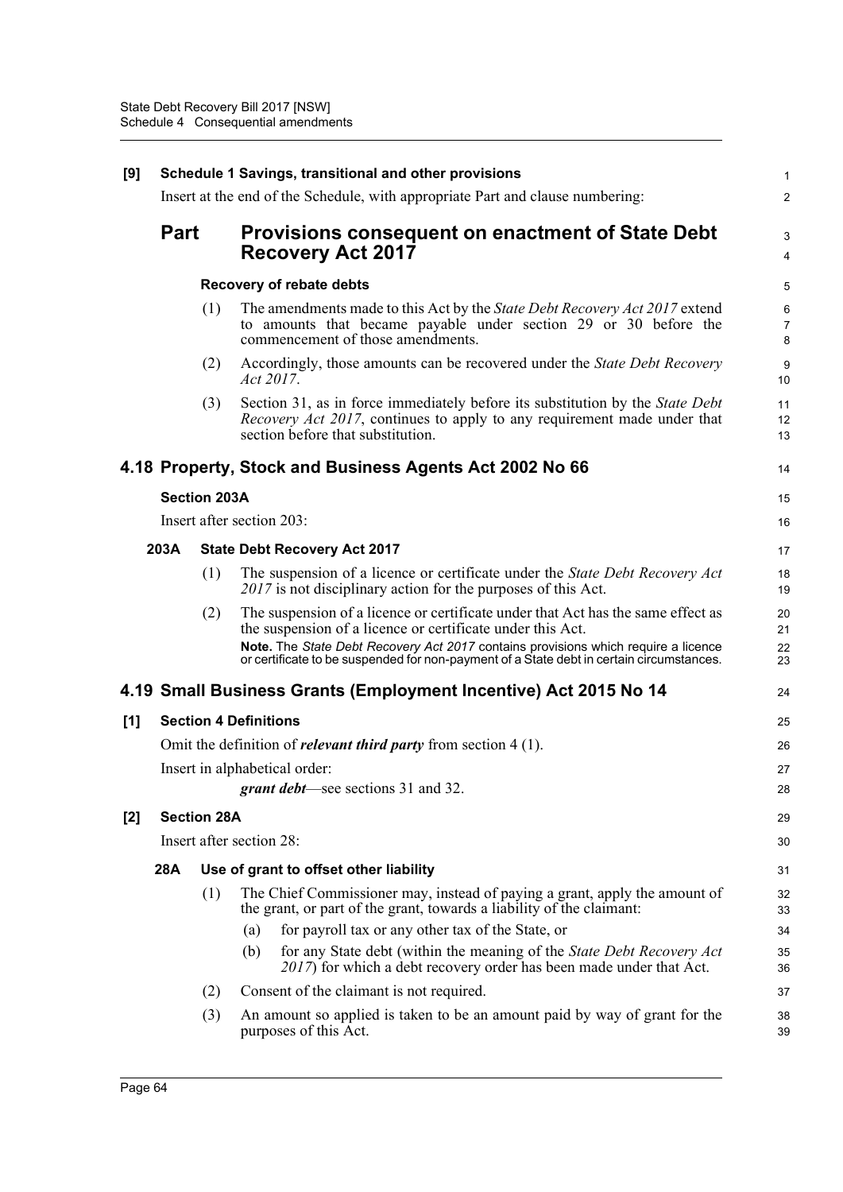**[9] Schedule 1 Savings, transitional and other provisions**

Insert at the end of the Schedule, with appropriate Part and clause numbering:

## Part Provisions consequent on enactment of State Debt Recovery Act 2017

**Recovery of rebate debts**

(1) The amendments made to this Act by the *State Debt Recovery Act 2017* extend to amounts that became payable under section 29 or 30 before the commencement of those amendments.

(2) Accordingly, those amounts can be recovered under the *State Debt Recovery Act 2017*.

(3) Section 31, as in force immediately before its substitution by the *State Debt Recovery Act 2017*, continues to apply to any requirement made under that section before that substitution.

## 4.18 Property, Stock and Business Agents Act 2002 No 66

**Section 203A**

Insert after section 203:

**203A State Debt Recovery Act 2017**

(1) The suspension of a licence or certificate under the *State Debt Recovery Act 2017* is not disciplinary action for the purposes of this Act.

(2) The suspension of a licence or certificate under that Act has the same effect as the suspension of a licence or certificate under this Act.

**Note.** The *State Debt Recovery Act 2017* contains provisions which require a licence or certificate to be suspended for non-payment of a State debt in certain circumstances.

## 4.19 Small Business Grants (Employment Incentive) Act 2015 No 14

**[1] Section 4 Definitions**

Omit the definition of ***relevant third party*** from section 4 (1).

Insert in alphabetical order:

***grant debt***—see sections 31 and 32.

**[2] Section 28A**

Insert after section 28:

**28A Use of grant to offset other liability**

(1) The Chief Commissioner may, instead of paying a grant, apply the amount of the grant, or part of the grant, towards a liability of the claimant:

(a) for payroll tax or any other tax of the State, or

(b) for any State debt (within the meaning of the *State Debt Recovery Act 2017*) for which a debt recovery order has been made under that Act.

(2) Consent of the claimant is not required.

(3) An amount so applied is taken to be an amount paid by way of grant for the purposes of this Act.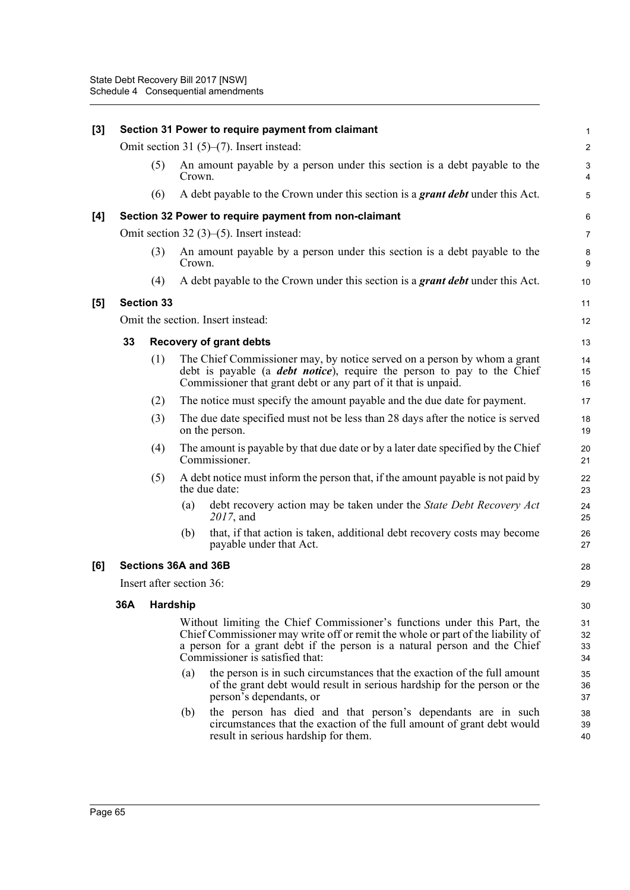**[3] Section 31 Power to require payment from claimant**

Omit section 31 (5)–(7). Insert instead:

(5) An amount payable by a person under this section is a debt payable to the Crown.

(6) A debt payable to the Crown under this section is a ***grant debt*** under this Act.

**[4] Section 32 Power to require payment from non-claimant**

Omit section 32 (3)–(5). Insert instead:

(3) An amount payable by a person under this section is a debt payable to the Crown.

(4) A debt payable to the Crown under this section is a ***grant debt*** under this Act.

**[5] Section 33**

Omit the section. Insert instead:

**33 Recovery of grant debts**

(1) The Chief Commissioner may, by notice served on a person by whom a grant debt is payable (a ***debt notice***), require the person to pay to the Chief Commissioner that grant debt or any part of it that is unpaid.

(2) The notice must specify the amount payable and the due date for payment.

(3) The due date specified must not be less than 28 days after the notice is served on the person.

(4) The amount is payable by that due date or by a later date specified by the Chief Commissioner.

(5) A debt notice must inform the person that, if the amount payable is not paid by the due date:

(a) debt recovery action may be taken under the *State Debt Recovery Act 2017*, and

(b) that, if that action is taken, additional debt recovery costs may become payable under that Act.

**[6] Sections 36A and 36B**

Insert after section 36:

**36A Hardship**

Without limiting the Chief Commissioner's functions under this Part, the Chief Commissioner may write off or remit the whole or part of the liability of a person for a grant debt if the person is a natural person and the Chief Commissioner is satisfied that:

(a) the person is in such circumstances that the exaction of the full amount of the grant debt would result in serious hardship for the person or the person's dependants, or

(b) the person has died and that person's dependants are in such circumstances that the exaction of the full amount of grant debt would result in serious hardship for them.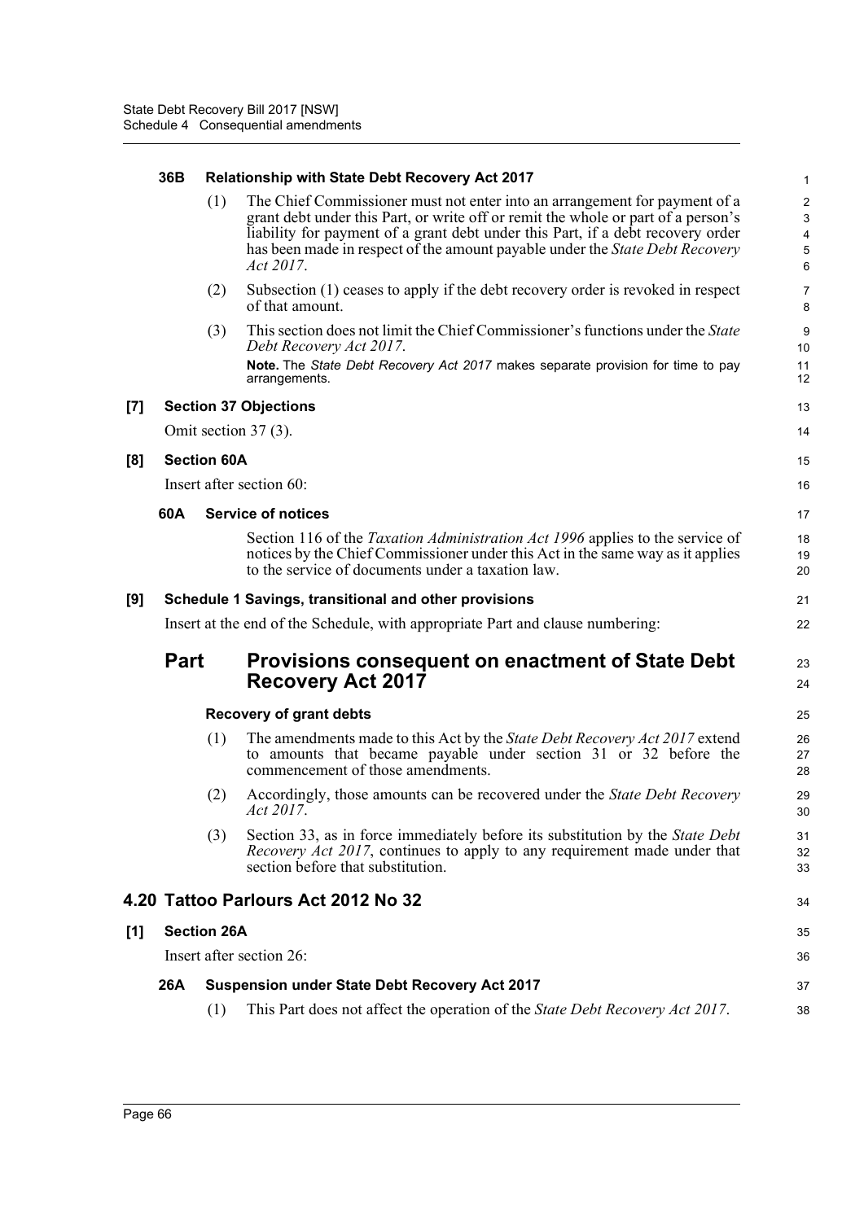#### 36B Relationship with State Debt Recovery Act 2017

(1) The Chief Commissioner must not enter into an arrangement for payment of a grant debt under this Part, or write off or remit the whole or part of a person's liability for payment of a grant debt under this Part, if a debt recovery order has been made in respect of the amount payable under the *State Debt Recovery Act 2017*.

(2) Subsection (1) ceases to apply if the debt recovery order is revoked in respect of that amount.

(3) This section does not limit the Chief Commissioner's functions under the *State Debt Recovery Act 2017*.

**Note.** The *State Debt Recovery Act 2017* makes separate provision for time to pay arrangements.

### [7] Section 37 Objections

Omit section 37 (3).

### [8] Section 60A

Insert after section 60:

#### 60A Service of notices

Section 116 of the *Taxation Administration Act 1996* applies to the service of notices by the Chief Commissioner under this Act in the same way as it applies to the service of documents under a taxation law.

### [9] Schedule 1 Savings, transitional and other provisions

Insert at the end of the Schedule, with appropriate Part and clause numbering:

## Part Provisions consequent on enactment of State Debt Recovery Act 2017

#### Recovery of grant debts

(1) The amendments made to this Act by the *State Debt Recovery Act 2017* extend to amounts that became payable under section 31 or 32 before the commencement of those amendments.

(2) Accordingly, those amounts can be recovered under the *State Debt Recovery Act 2017*.

(3) Section 33, as in force immediately before its substitution by the *State Debt Recovery Act 2017*, continues to apply to any requirement made under that section before that substitution.

## 4.20 Tattoo Parlours Act 2012 No 32

### [1] Section 26A

Insert after section 26:

#### 26A Suspension under State Debt Recovery Act 2017

(1) This Part does not affect the operation of the *State Debt Recovery Act 2017*.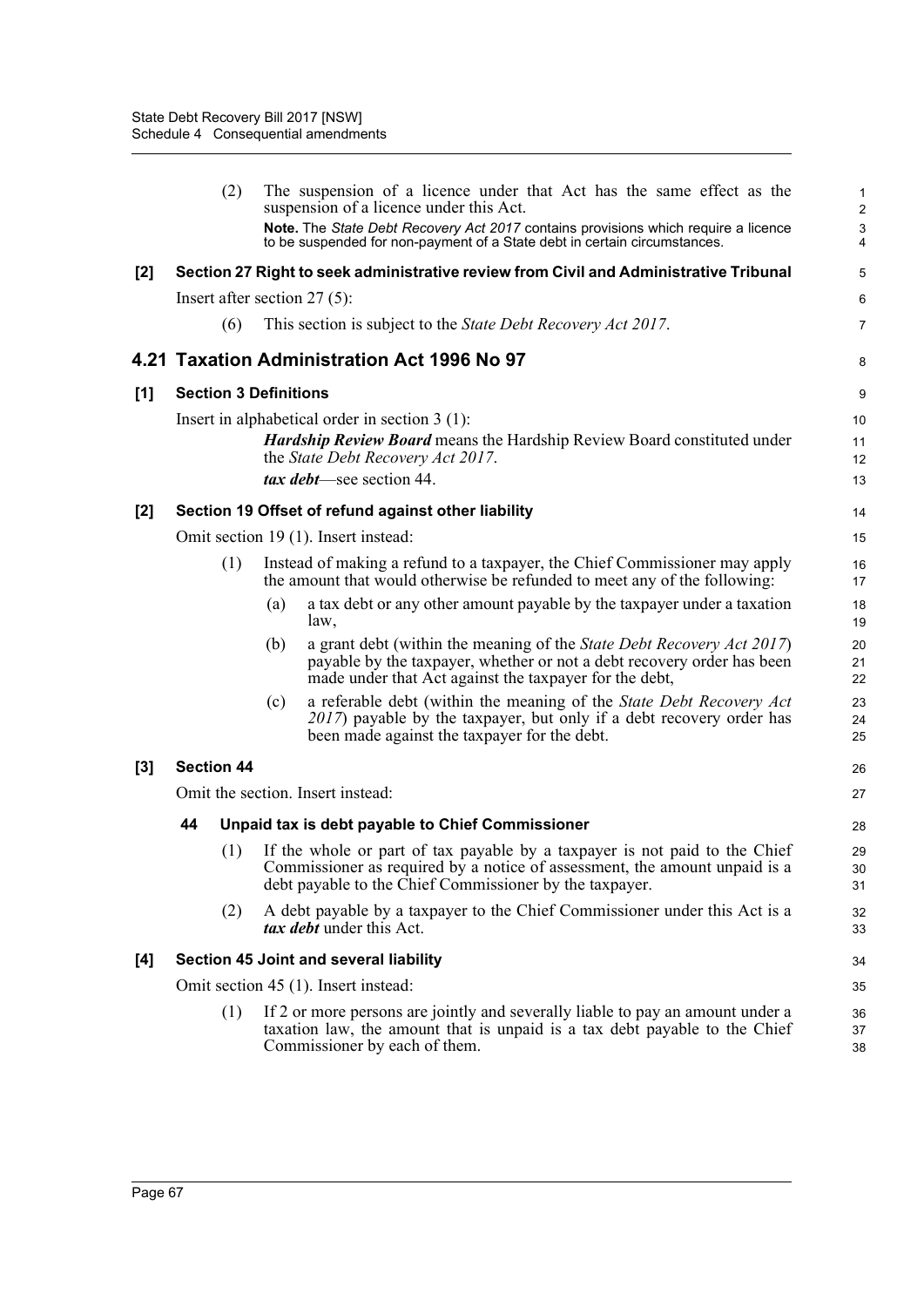(2) The suspension of a licence under that Act has the same effect as the suspension of a licence under this Act.

**Note.** The *State Debt Recovery Act 2017* contains provisions which require a licence to be suspended for non-payment of a State debt in certain circumstances.

**[2] Section 27 Right to seek administrative review from Civil and Administrative Tribunal**

Insert after section 27 (5):

(6) This section is subject to the *State Debt Recovery Act 2017*.

## 4.21 Taxation Administration Act 1996 No 97

**[1] Section 3 Definitions**

Insert in alphabetical order in section 3 (1):

***Hardship Review Board*** means the Hardship Review Board constituted under the *State Debt Recovery Act 2017*.

***tax debt***—see section 44.

**[2] Section 19 Offset of refund against other liability**

Omit section 19 (1). Insert instead:

(1) Instead of making a refund to a taxpayer, the Chief Commissioner may apply the amount that would otherwise be refunded to meet any of the following:

(a) a tax debt or any other amount payable by the taxpayer under a taxation law,

(b) a grant debt (within the meaning of the *State Debt Recovery Act 2017*) payable by the taxpayer, whether or not a debt recovery order has been made under that Act against the taxpayer for the debt,

(c) a referable debt (within the meaning of the *State Debt Recovery Act 2017*) payable by the taxpayer, but only if a debt recovery order has been made against the taxpayer for the debt.

**[3] Section 44**

Omit the section. Insert instead:

**44 Unpaid tax is debt payable to Chief Commissioner**

(1) If the whole or part of tax payable by a taxpayer is not paid to the Chief Commissioner as required by a notice of assessment, the amount unpaid is a debt payable to the Chief Commissioner by the taxpayer.

(2) A debt payable by a taxpayer to the Chief Commissioner under this Act is a ***tax debt*** under this Act.

**[4] Section 45 Joint and several liability**

Omit section 45 (1). Insert instead:

(1) If 2 or more persons are jointly and severally liable to pay an amount under a taxation law, the amount that is unpaid is a tax debt payable to the Chief Commissioner by each of them.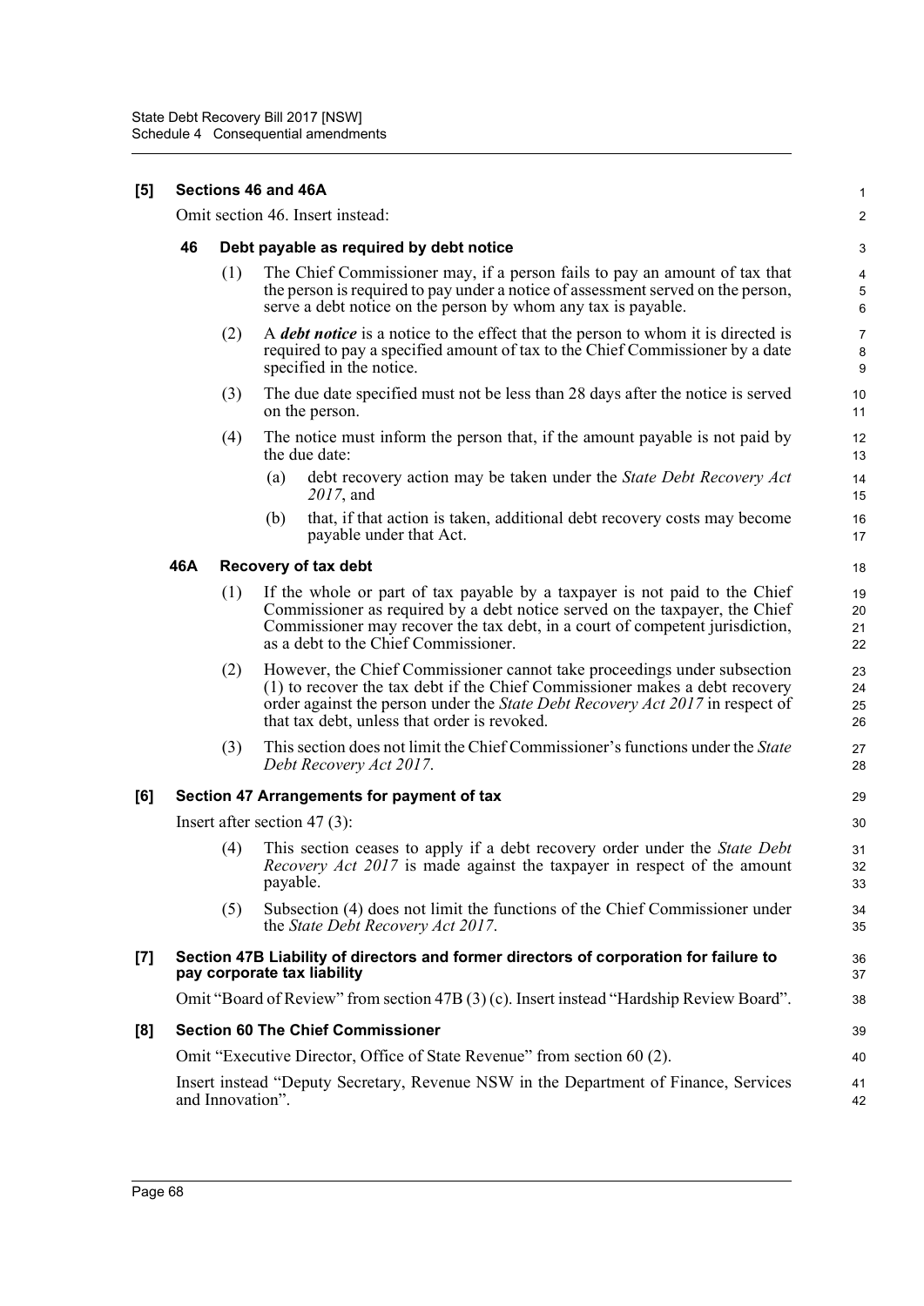**[5] Sections 46 and 46A**

Omit section 46. Insert instead:

**46 Debt payable as required by debt notice**

(1) The Chief Commissioner may, if a person fails to pay an amount of tax that the person is required to pay under a notice of assessment served on the person, serve a debt notice on the person by whom any tax is payable.

(2) A ***debt notice*** is a notice to the effect that the person to whom it is directed is required to pay a specified amount of tax to the Chief Commissioner by a date specified in the notice.

(3) The due date specified must not be less than 28 days after the notice is served on the person.

(4) The notice must inform the person that, if the amount payable is not paid by the due date:

- (a) debt recovery action may be taken under the *State Debt Recovery Act 2017*, and
- (b) that, if that action is taken, additional debt recovery costs may become payable under that Act.

**46A Recovery of tax debt**

(1) If the whole or part of tax payable by a taxpayer is not paid to the Chief Commissioner as required by a debt notice served on the taxpayer, the Chief Commissioner may recover the tax debt, in a court of competent jurisdiction, as a debt to the Chief Commissioner.

(2) However, the Chief Commissioner cannot take proceedings under subsection (1) to recover the tax debt if the Chief Commissioner makes a debt recovery order against the person under the *State Debt Recovery Act 2017* in respect of that tax debt, unless that order is revoked.

(3) This section does not limit the Chief Commissioner's functions under the *State Debt Recovery Act 2017*.

**[6] Section 47 Arrangements for payment of tax**

Insert after section 47 (3):

(4) This section ceases to apply if a debt recovery order under the *State Debt Recovery Act 2017* is made against the taxpayer in respect of the amount payable.

(5) Subsection (4) does not limit the functions of the Chief Commissioner under the *State Debt Recovery Act 2017*.

**[7] Section 47B Liability of directors and former directors of corporation for failure to pay corporate tax liability**

Omit "Board of Review" from section 47B (3) (c). Insert instead "Hardship Review Board".

**[8] Section 60 The Chief Commissioner**

Omit "Executive Director, Office of State Revenue" from section 60 (2).

Insert instead "Deputy Secretary, Revenue NSW in the Department of Finance, Services and Innovation".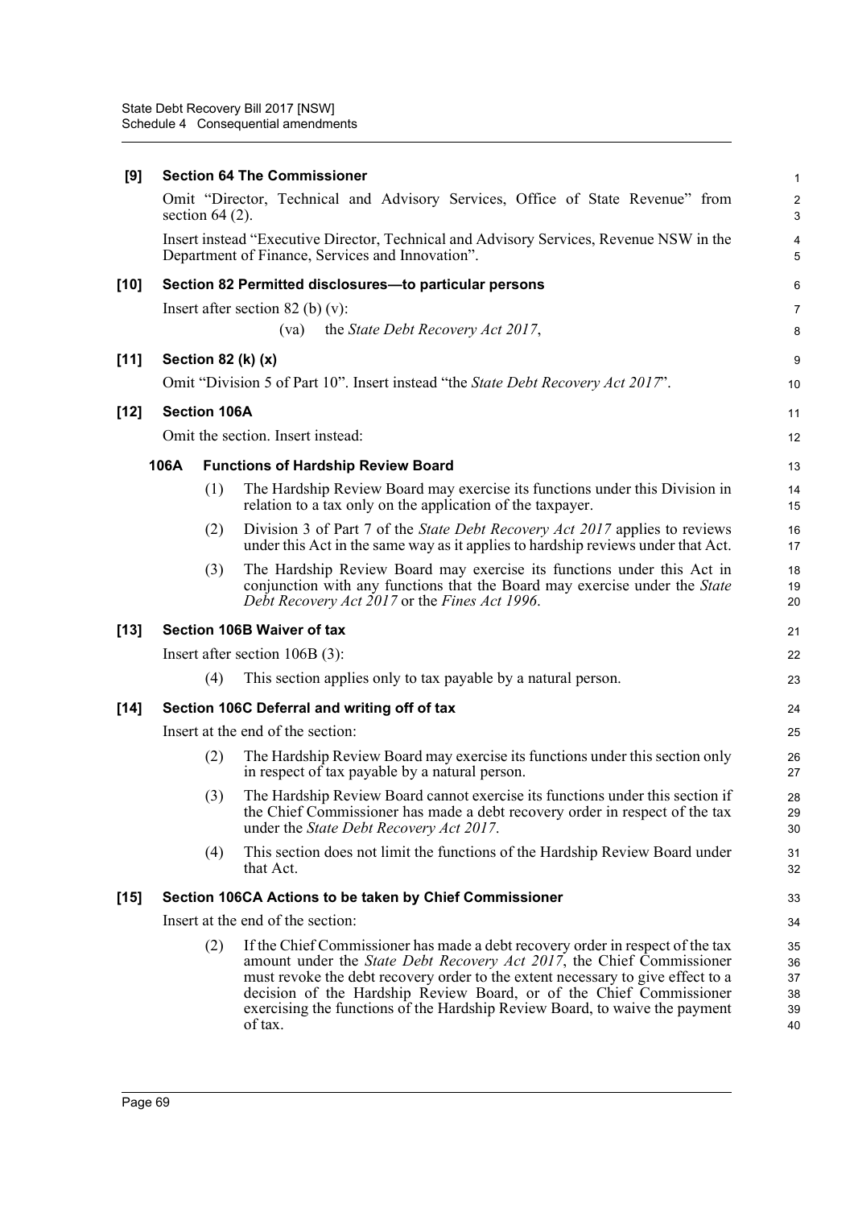**[9] Section 64 The Commissioner**

Omit "Director, Technical and Advisory Services, Office of State Revenue" from section 64 (2).

Insert instead "Executive Director, Technical and Advisory Services, Revenue NSW in the Department of Finance, Services and Innovation".

**[10] Section 82 Permitted disclosures—to particular persons**

Insert after section 82 (b) (v):

(va) the *State Debt Recovery Act 2017*,

**[11] Section 82 (k) (x)**

Omit "Division 5 of Part 10". Insert instead "the *State Debt Recovery Act 2017*".

**[12] Section 106A**

Omit the section. Insert instead:

**106A Functions of Hardship Review Board**

(1) The Hardship Review Board may exercise its functions under this Division in relation to a tax only on the application of the taxpayer.

(2) Division 3 of Part 7 of the *State Debt Recovery Act 2017* applies to reviews under this Act in the same way as it applies to hardship reviews under that Act.

(3) The Hardship Review Board may exercise its functions under this Act in conjunction with any functions that the Board may exercise under the *State Debt Recovery Act 2017* or the *Fines Act 1996*.

**[13] Section 106B Waiver of tax**

Insert after section 106B (3):

(4) This section applies only to tax payable by a natural person.

**[14] Section 106C Deferral and writing off of tax**

Insert at the end of the section:

(2) The Hardship Review Board may exercise its functions under this section only in respect of tax payable by a natural person.

(3) The Hardship Review Board cannot exercise its functions under this section if the Chief Commissioner has made a debt recovery order in respect of the tax under the *State Debt Recovery Act 2017*.

(4) This section does not limit the functions of the Hardship Review Board under that Act.

**[15] Section 106CA Actions to be taken by Chief Commissioner**

Insert at the end of the section:

(2) If the Chief Commissioner has made a debt recovery order in respect of the tax amount under the *State Debt Recovery Act 2017*, the Chief Commissioner must revoke the debt recovery order to the extent necessary to give effect to a decision of the Hardship Review Board, or of the Chief Commissioner exercising the functions of the Hardship Review Board, to waive the payment of tax.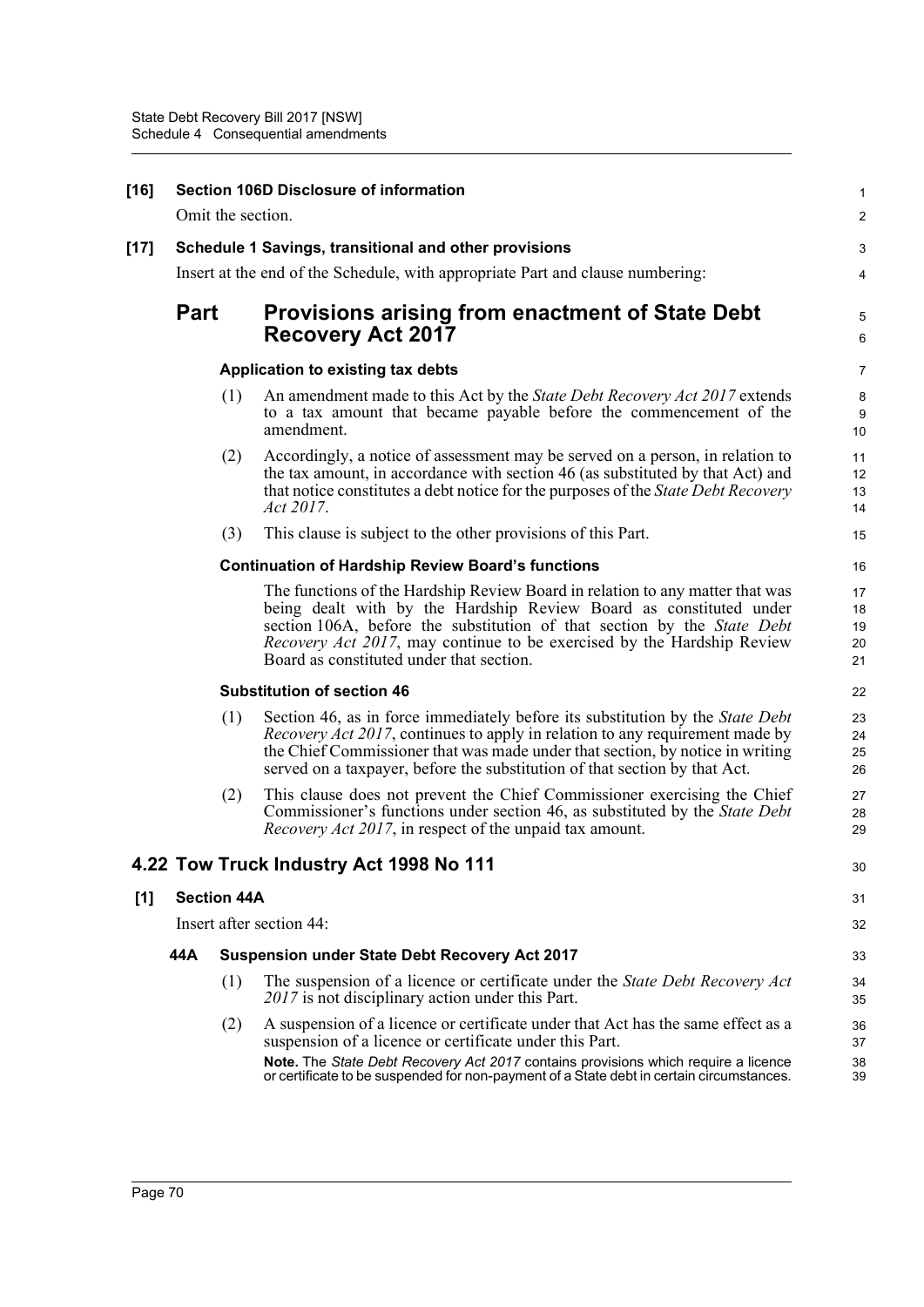**[16] Section 106D Disclosure of information**

Omit the section.

**[17] Schedule 1 Savings, transitional and other provisions**

Insert at the end of the Schedule, with appropriate Part and clause numbering:

## Part Provisions arising from enactment of State Debt Recovery Act 2017

**Application to existing tax debts**

(1) An amendment made to this Act by the *State Debt Recovery Act 2017* extends to a tax amount that became payable before the commencement of the amendment.

(2) Accordingly, a notice of assessment may be served on a person, in relation to the tax amount, in accordance with section 46 (as substituted by that Act) and that notice constitutes a debt notice for the purposes of the *State Debt Recovery Act 2017*.

(3) This clause is subject to the other provisions of this Part.

**Continuation of Hardship Review Board's functions**

The functions of the Hardship Review Board in relation to any matter that was being dealt with by the Hardship Review Board as constituted under section 106A, before the substitution of that section by the *State Debt Recovery Act 2017*, may continue to be exercised by the Hardship Review Board as constituted under that section.

**Substitution of section 46**

(1) Section 46, as in force immediately before its substitution by the *State Debt Recovery Act 2017*, continues to apply in relation to any requirement made by the Chief Commissioner that was made under that section, by notice in writing served on a taxpayer, before the substitution of that section by that Act.

(2) This clause does not prevent the Chief Commissioner exercising the Chief Commissioner's functions under section 46, as substituted by the *State Debt Recovery Act 2017*, in respect of the unpaid tax amount.

## 4.22 Tow Truck Industry Act 1998 No 111

**[1] Section 44A**

Insert after section 44:

**44A Suspension under State Debt Recovery Act 2017**

(1) The suspension of a licence or certificate under the *State Debt Recovery Act 2017* is not disciplinary action under this Part.

(2) A suspension of a licence or certificate under that Act has the same effect as a suspension of a licence or certificate under this Part.

**Note.** The *State Debt Recovery Act 2017* contains provisions which require a licence or certificate to be suspended for non-payment of a State debt in certain circumstances.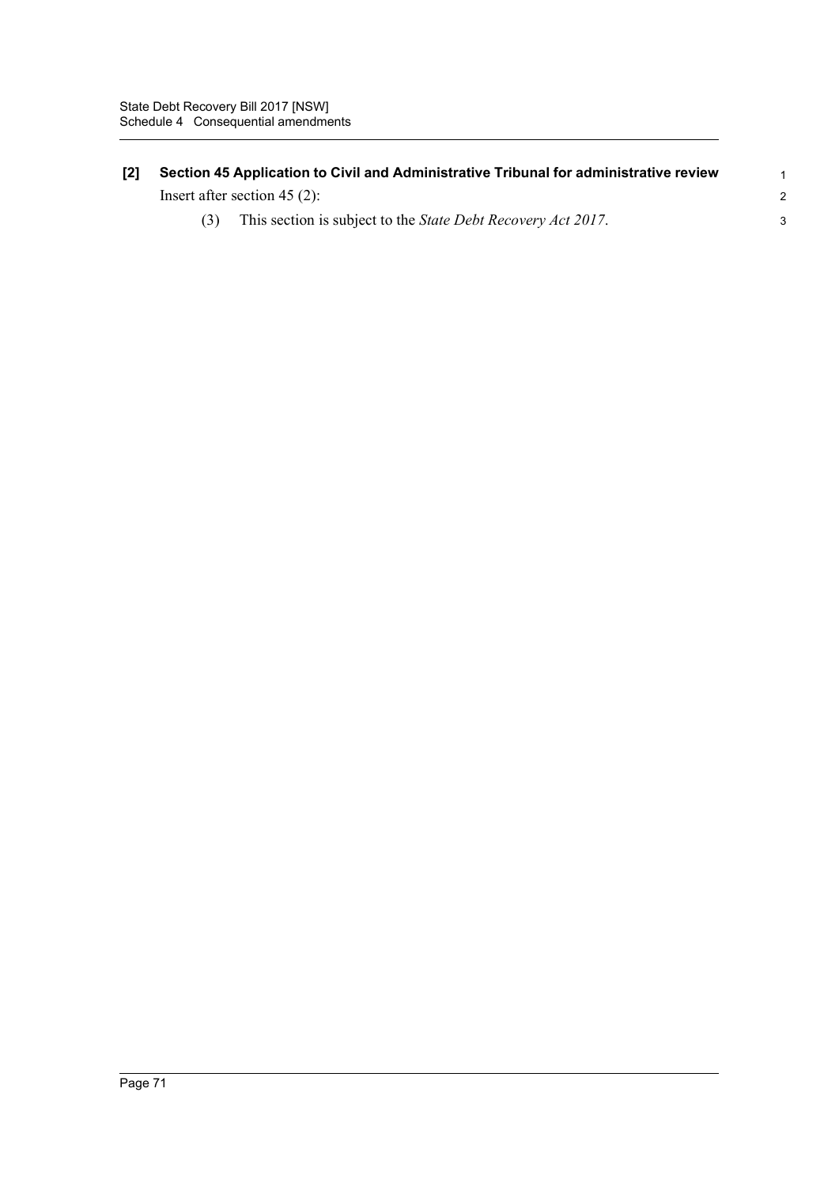**[2] Section 45 Application to Civil and Administrative Tribunal for administrative review**

Insert after section 45 (2):

(3) This section is subject to the *State Debt Recovery Act 2017*.